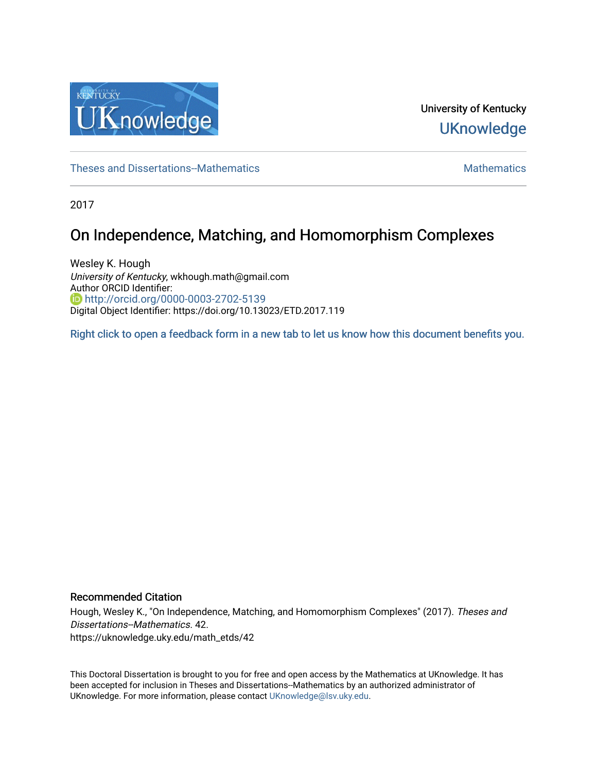University of Kentucky
UKnowledge

Theses and Dissertations--Mathematics

Mathematics

2017

# On Independence, Matching, and Homomorphism Complexes

Wesley K. Hough
*University of Kentucky*, wkhough.math@gmail.com
Author ORCID Identifier:
http://orcid.org/0000-0003-2702-5139
Digital Object Identifier: https://doi.org/10.13023/ETD.2017.119

Right click to open a feedback form in a new tab to let us know how this document benefits you.

## Recommended Citation

Hough, Wesley K., "On Independence, Matching, and Homomorphism Complexes" (2017). *Theses and Dissertations--Mathematics*. 42.
https://uknowledge.uky.edu/math_etds/42

This Doctoral Dissertation is brought to you for free and open access by the Mathematics at UKnowledge. It has been accepted for inclusion in Theses and Dissertations--Mathematics by an authorized administrator of UKnowledge. For more information, please contact UKnowledge@lsv.uky.edu.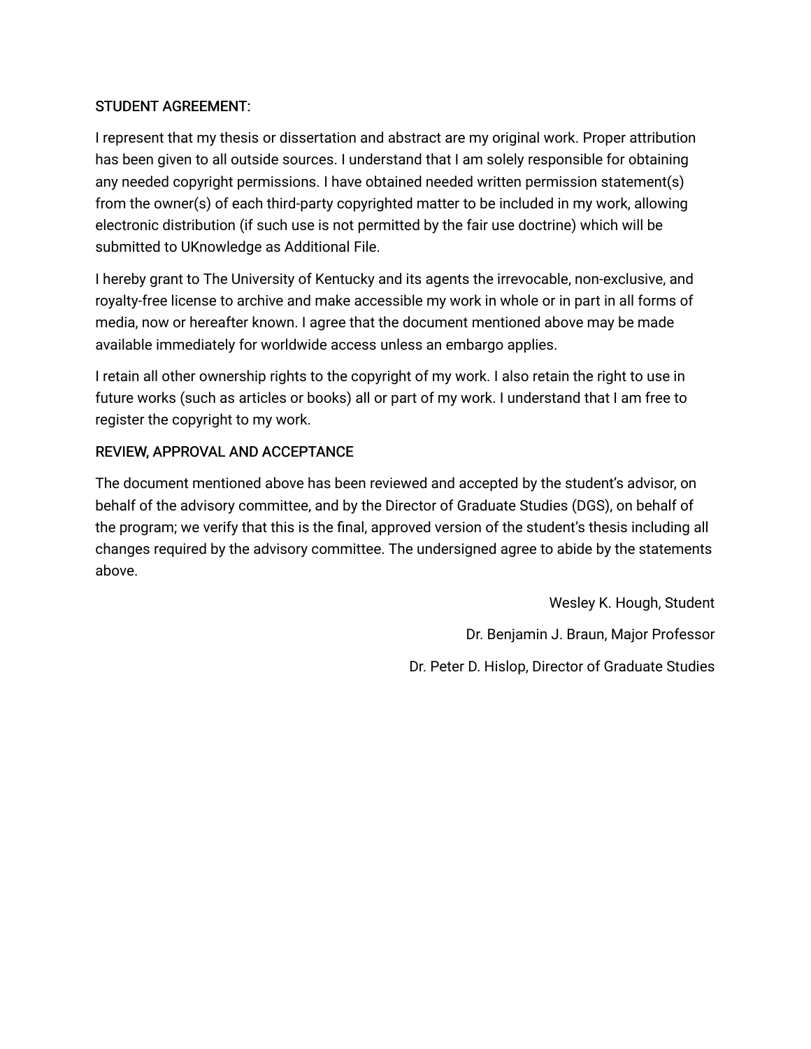STUDENT AGREEMENT:

I represent that my thesis or dissertation and abstract are my original work. Proper attribution has been given to all outside sources. I understand that I am solely responsible for obtaining any needed copyright permissions. I have obtained needed written permission statement(s) from the owner(s) of each third-party copyrighted matter to be included in my work, allowing electronic distribution (if such use is not permitted by the fair use doctrine) which will be submitted to UKnowledge as Additional File.

I hereby grant to The University of Kentucky and its agents the irrevocable, non-exclusive, and royalty-free license to archive and make accessible my work in whole or in part in all forms of media, now or hereafter known. I agree that the document mentioned above may be made available immediately for worldwide access unless an embargo applies.

I retain all other ownership rights to the copyright of my work. I also retain the right to use in future works (such as articles or books) all or part of my work. I understand that I am free to register the copyright to my work.

REVIEW, APPROVAL AND ACCEPTANCE

The document mentioned above has been reviewed and accepted by the student's advisor, on behalf of the advisory committee, and by the Director of Graduate Studies (DGS), on behalf of the program; we verify that this is the final, approved version of the student's thesis including all changes required by the advisory committee. The undersigned agree to abide by the statements above.

Wesley K. Hough, Student

Dr. Benjamin J. Braun, Major Professor

Dr. Peter D. Hislop, Director of Graduate Studies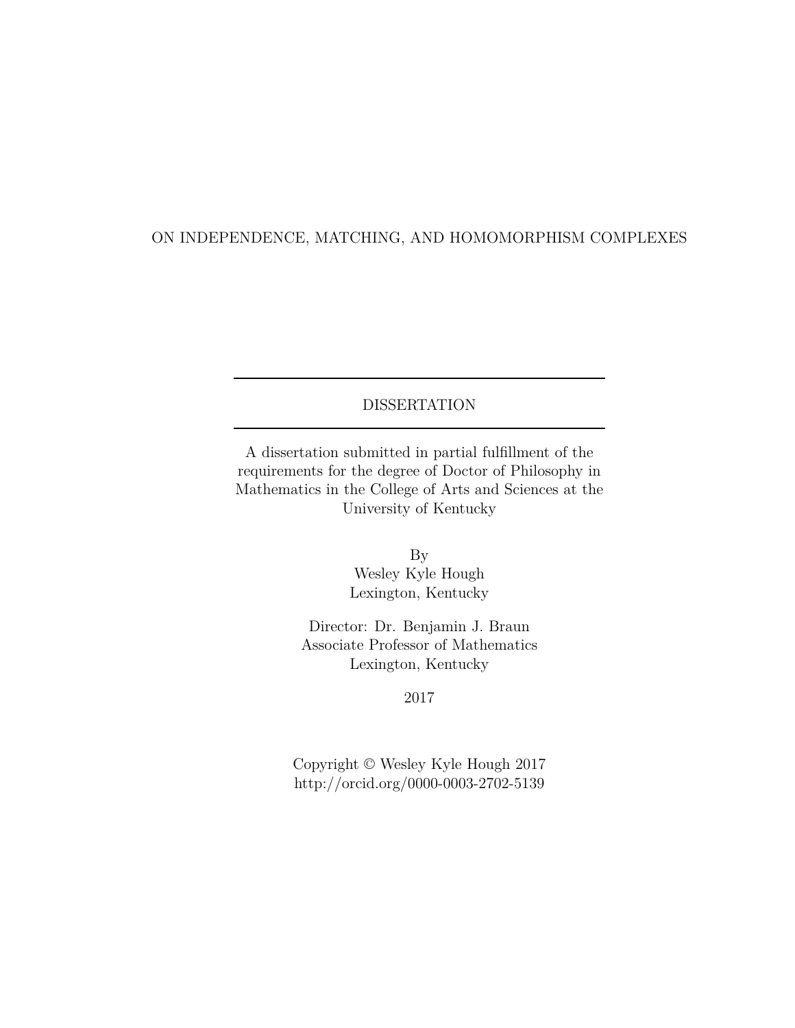ON INDEPENDENCE, MATCHING, AND HOMOMORPHISM COMPLEXES

---

DISSERTATION

---

A dissertation submitted in partial fulfillment of the requirements for the degree of Doctor of Philosophy in Mathematics in the College of Arts and Sciences at the University of Kentucky

By
Wesley Kyle Hough
Lexington, Kentucky

Director: Dr. Benjamin J. Braun
Associate Professor of Mathematics
Lexington, Kentucky

2017

Copyright © Wesley Kyle Hough 2017
http://orcid.org/0000-0003-2702-5139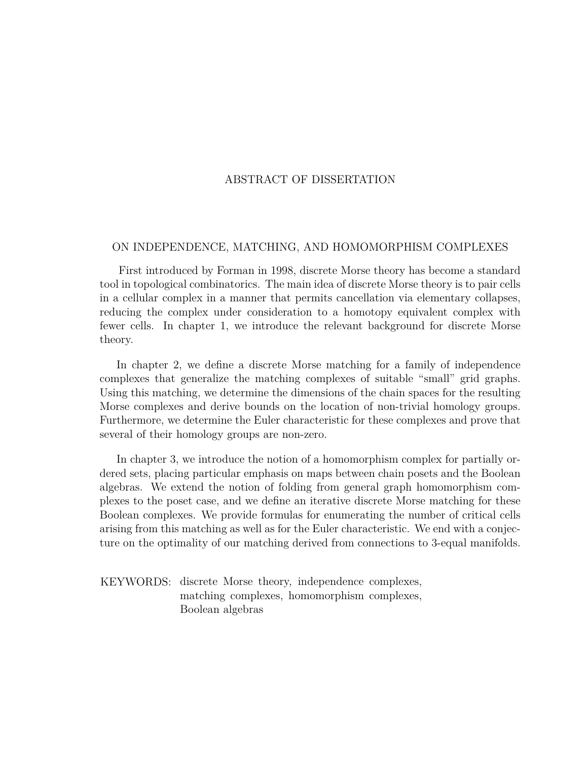# ABSTRACT OF DISSERTATION

## ON INDEPENDENCE, MATCHING, AND HOMOMORPHISM COMPLEXES

First introduced by Forman in 1998, discrete Morse theory has become a standard tool in topological combinatorics. The main idea of discrete Morse theory is to pair cells in a cellular complex in a manner that permits cancellation via elementary collapses, reducing the complex under consideration to a homotopy equivalent complex with fewer cells. In chapter 1, we introduce the relevant background for discrete Morse theory.

In chapter 2, we define a discrete Morse matching for a family of independence complexes that generalize the matching complexes of suitable "small" grid graphs. Using this matching, we determine the dimensions of the chain spaces for the resulting Morse complexes and derive bounds on the location of non-trivial homology groups. Furthermore, we determine the Euler characteristic for these complexes and prove that several of their homology groups are non-zero.

In chapter 3, we introduce the notion of a homomorphism complex for partially ordered sets, placing particular emphasis on maps between chain posets and the Boolean algebras. We extend the notion of folding from general graph homomorphism complexes to the poset case, and we define an iterative discrete Morse matching for these Boolean complexes. We provide formulas for enumerating the number of critical cells arising from this matching as well as for the Euler characteristic. We end with a conjecture on the optimality of our matching derived from connections to 3-equal manifolds.

KEYWORDS: discrete Morse theory, independence complexes, matching complexes, homomorphism complexes, Boolean algebras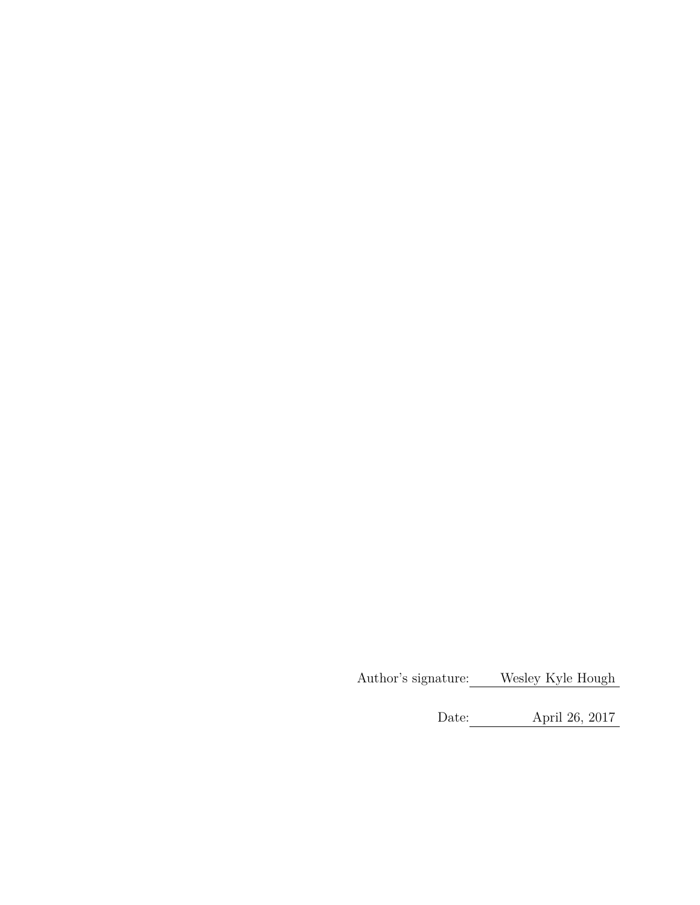Author's signature: Wesley Kyle Hough

Date: April 26, 2017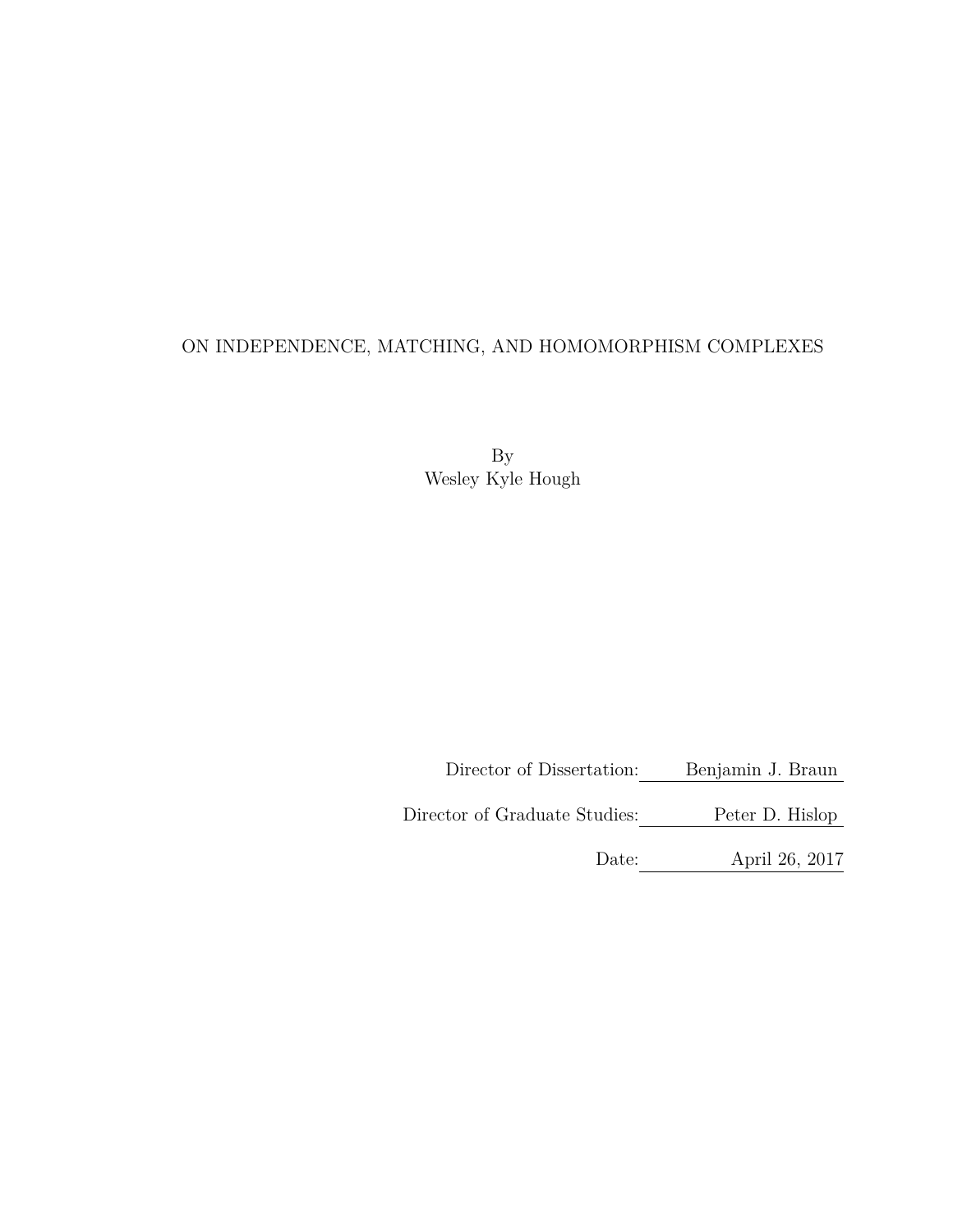ON INDEPENDENCE, MATCHING, AND HOMOMORPHISM COMPLEXES

By
Wesley Kyle Hough

Director of Dissertation: Benjamin J. Braun

Director of Graduate Studies: Peter D. Hislop

Date: April 26, 2017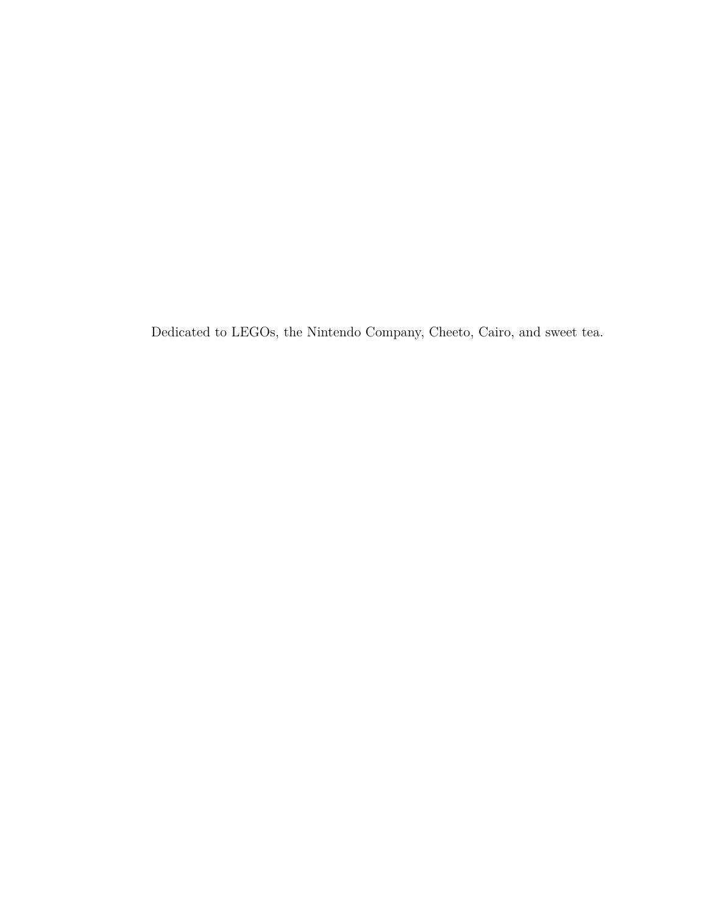Dedicated to LEGOs, the Nintendo Company, Cheeto, Cairo, and sweet tea.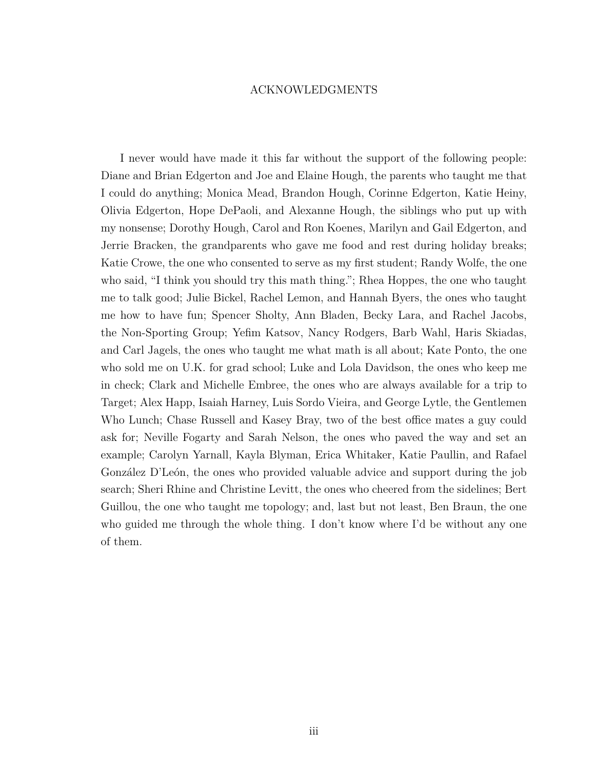# ACKNOWLEDGMENTS

I never would have made it this far without the support of the following people: Diane and Brian Edgerton and Joe and Elaine Hough, the parents who taught me that I could do anything; Monica Mead, Brandon Hough, Corinne Edgerton, Katie Heiny, Olivia Edgerton, Hope DePaoli, and Alexanne Hough, the siblings who put up with my nonsense; Dorothy Hough, Carol and Ron Koenes, Marilyn and Gail Edgerton, and Jerrie Bracken, the grandparents who gave me food and rest during holiday breaks; Katie Crowe, the one who consented to serve as my first student; Randy Wolfe, the one who said, "I think you should try this math thing."; Rhea Hoppes, the one who taught me to talk good; Julie Bickel, Rachel Lemon, and Hannah Byers, the ones who taught me how to have fun; Spencer Sholty, Ann Bladen, Becky Lara, and Rachel Jacobs, the Non-Sporting Group; Yefim Katsov, Nancy Rodgers, Barb Wahl, Haris Skiadas, and Carl Jagels, the ones who taught me what math is all about; Kate Ponto, the one who sold me on U.K. for grad school; Luke and Lola Davidson, the ones who keep me in check; Clark and Michelle Embree, the ones who are always available for a trip to Target; Alex Happ, Isaiah Harney, Luis Sordo Vieira, and George Lytle, the Gentlemen Who Lunch; Chase Russell and Kasey Bray, two of the best office mates a guy could ask for; Neville Fogarty and Sarah Nelson, the ones who paved the way and set an example; Carolyn Yarnall, Kayla Blyman, Erica Whitaker, Katie Paullin, and Rafael González D'León, the ones who provided valuable advice and support during the job search; Sheri Rhine and Christine Levitt, the ones who cheered from the sidelines; Bert Guillou, the one who taught me topology; and, last but not least, Ben Braun, the one who guided me through the whole thing. I don't know where I'd be without any one of them.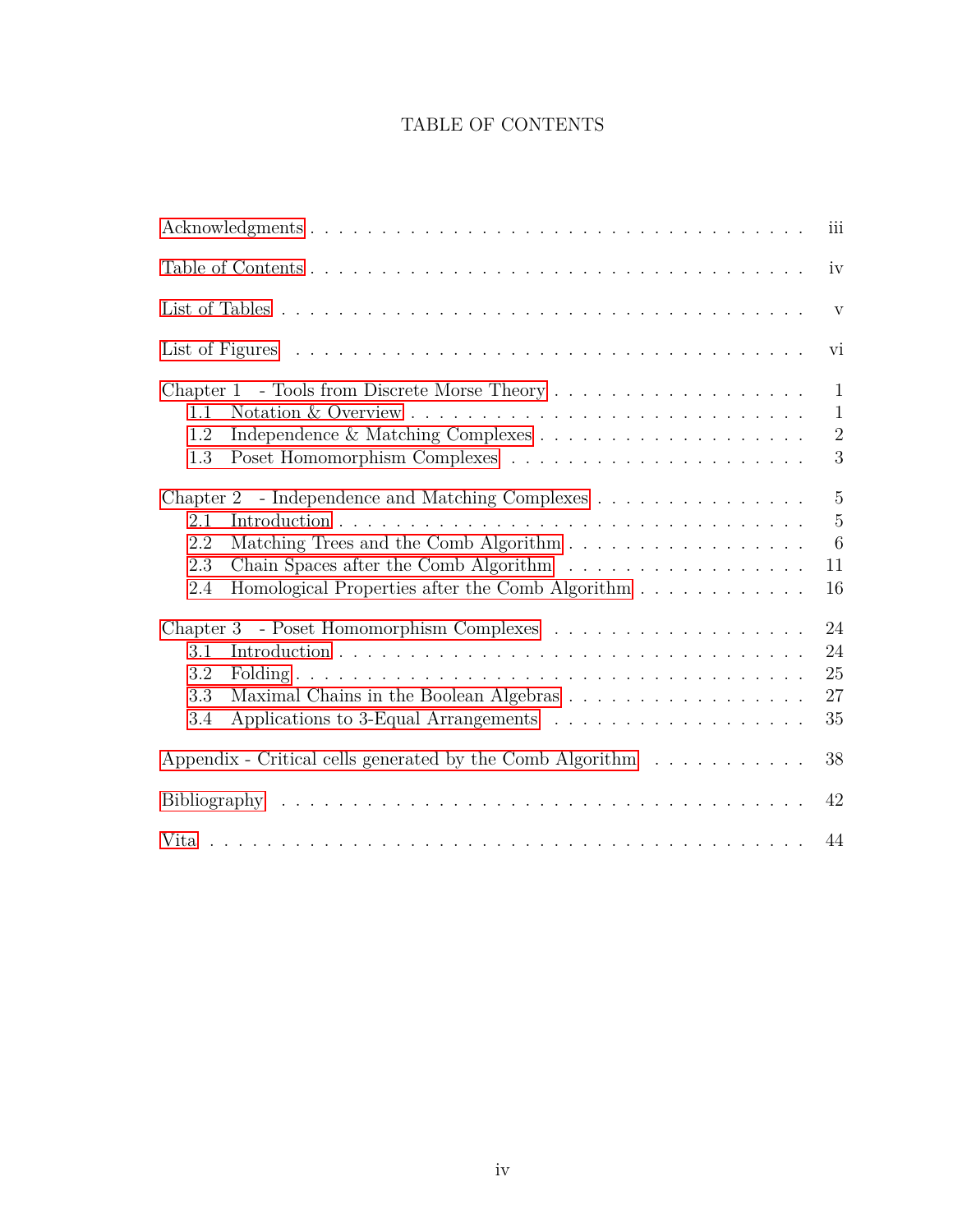# TABLE OF CONTENTS

Acknowledgments . . . . . . . . . . . . . . . . . . . . . . . . . . . . . . . . . . . iii

Table of Contents . . . . . . . . . . . . . . . . . . . . . . . . . . . . . . . . . . iv

List of Tables . . . . . . . . . . . . . . . . . . . . . . . . . . . . . . . . . . . . v

List of Figures . . . . . . . . . . . . . . . . . . . . . . . . . . . . . . . . . . . vi

Chapter 1 - Tools from Discrete Morse Theory . . . . . . . . . . . . . . . . . . . 1
- 1.1 Notation & Overview . . . . . . . . . . . . . . . . . . . . . . . . . . . . 1
- 1.2 Independence & Matching Complexes . . . . . . . . . . . . . . . . . . . . 2
- 1.3 Poset Homomorphism Complexes . . . . . . . . . . . . . . . . . . . . . . 3

Chapter 2 - Independence and Matching Complexes . . . . . . . . . . . . . . . . 5
- 2.1 Introduction . . . . . . . . . . . . . . . . . . . . . . . . . . . . . . . . 5
- 2.2 Matching Trees and the Comb Algorithm . . . . . . . . . . . . . . . . . . 6
- 2.3 Chain Spaces after the Comb Algorithm . . . . . . . . . . . . . . . . . . 11
- 2.4 Homological Properties after the Comb Algorithm . . . . . . . . . . . . . 16

Chapter 3 - Poset Homomorphism Complexes . . . . . . . . . . . . . . . . . . . 24
- 3.1 Introduction . . . . . . . . . . . . . . . . . . . . . . . . . . . . . . . . 24
- 3.2 Folding . . . . . . . . . . . . . . . . . . . . . . . . . . . . . . . . . . 25
- 3.3 Maximal Chains in the Boolean Algebras . . . . . . . . . . . . . . . . . . 27
- 3.4 Applications to 3-Equal Arrangements . . . . . . . . . . . . . . . . . . . 35

Appendix - Critical cells generated by the Comb Algorithm . . . . . . . . . . . . 38

Bibliography . . . . . . . . . . . . . . . . . . . . . . . . . . . . . . . . . . . . 42

Vita . . . . . . . . . . . . . . . . . . . . . . . . . . . . . . . . . . . . . . . . 44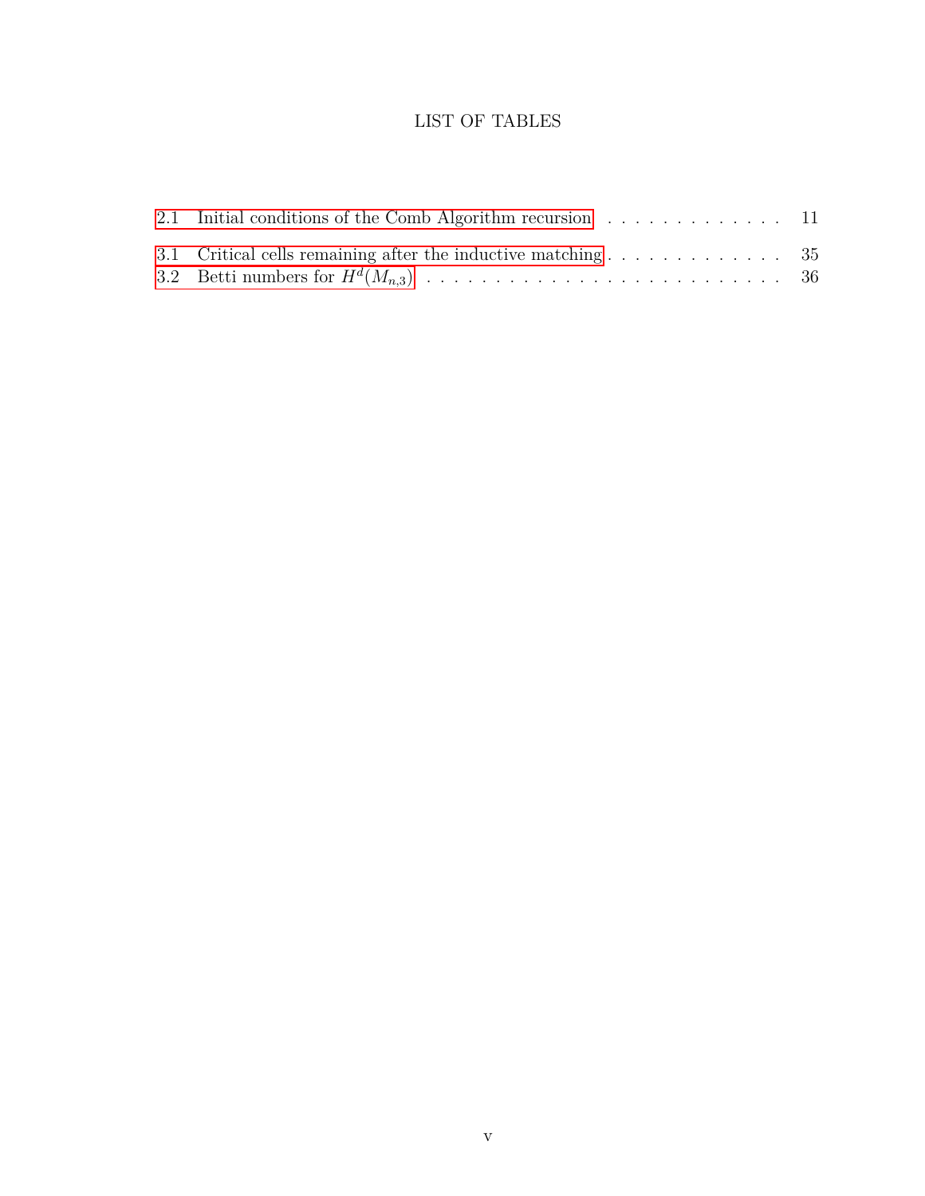# LIST OF TABLES

2.1 Initial conditions of the Comb Algorithm recursion . . . . . . . . . . . . . . 11

3.1 Critical cells remaining after the inductive matching . . . . . . . . . . . . . . 35

3.2 Betti numbers for $H^d(M_{n,3})$ . . . . . . . . . . . . . . . . . . . . . . . . . . 36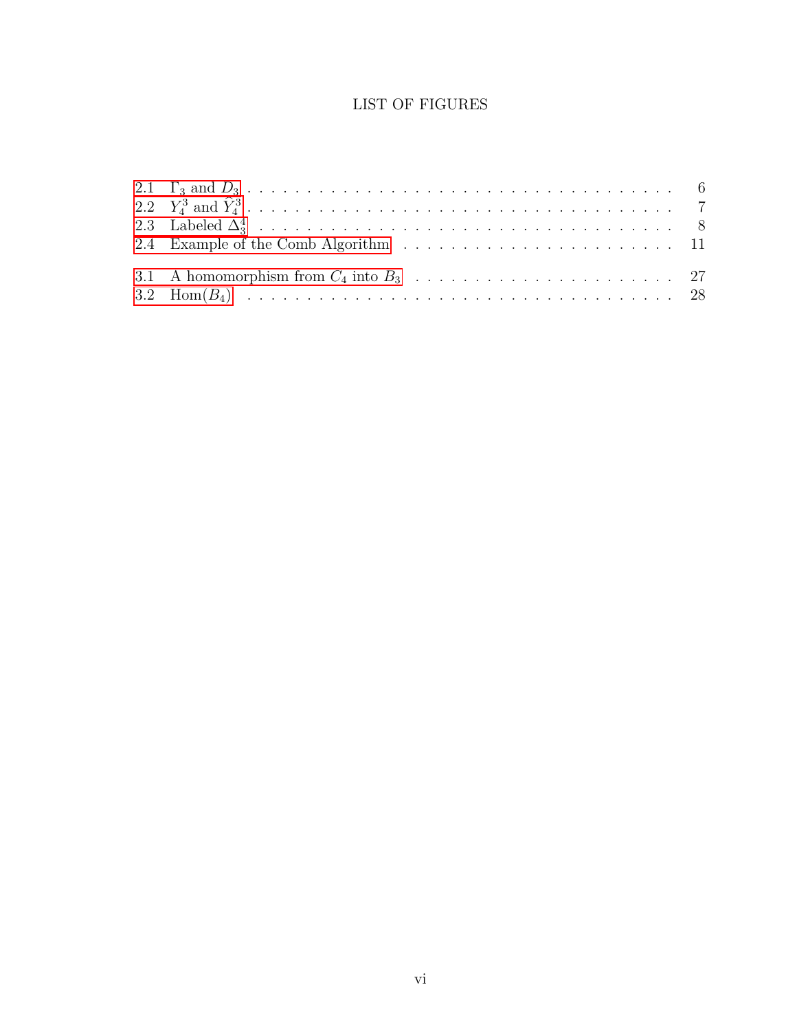# LIST OF FIGURES

2.1 $\Gamma_3$ and $D_3$ . . . . . . . . . . . . . . . . . . . . . . . . . . . . . . . . . . . . . 6
2.2 $Y_4^3$ and $\hat{Y}_4^3$ . . . . . . . . . . . . . . . . . . . . . . . . . . . . . . . . . . . . 7
2.3 Labeled $\Delta_3^4$ . . . . . . . . . . . . . . . . . . . . . . . . . . . . . . . . . . . . 8
2.4 Example of the Comb Algorithm . . . . . . . . . . . . . . . . . . . . . . . . 11

3.1 A homomorphism from $C_4$ into $B_3$ . . . . . . . . . . . . . . . . . . . . . . . 27
3.2 $\mathrm{Hom}(B_4)$ . . . . . . . . . . . . . . . . . . . . . . . . . . . . . . . . . . . . 28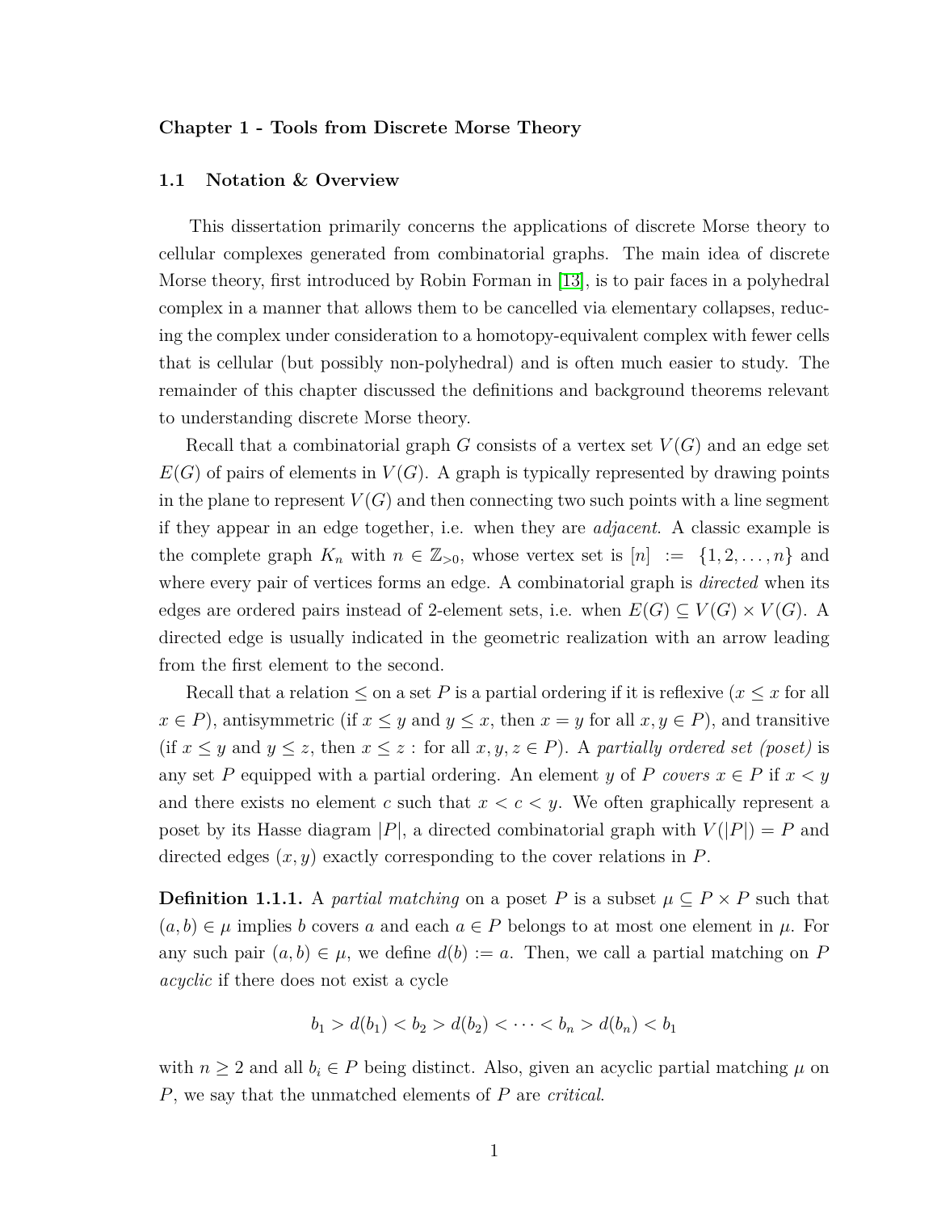## Chapter 1 - Tools from Discrete Morse Theory

### 1.1 Notation & Overview

This dissertation primarily concerns the applications of discrete Morse theory to cellular complexes generated from combinatorial graphs. The main idea of discrete Morse theory, first introduced by Robin Forman in [13], is to pair faces in a polyhedral complex in a manner that allows them to be cancelled via elementary collapses, reducing the complex under consideration to a homotopy-equivalent complex with fewer cells that is cellular (but possibly non-polyhedral) and is often much easier to study. The remainder of this chapter discussed the definitions and background theorems relevant to understanding discrete Morse theory.

Recall that a combinatorial graph $G$ consists of a vertex set $V(G)$ and an edge set $E(G)$ of pairs of elements in $V(G)$. A graph is typically represented by drawing points in the plane to represent $V(G)$ and then connecting two such points with a line segment if they appear in an edge together, i.e. when they are *adjacent*. A classic example is the complete graph $K_n$ with $n \in \mathbb{Z}_{>0}$, whose vertex set is $[n] := \{1, 2, \ldots, n\}$ and where every pair of vertices forms an edge. A combinatorial graph is *directed* when its edges are ordered pairs instead of 2-element sets, i.e. when $E(G) \subseteq V(G) \times V(G)$. A directed edge is usually indicated in the geometric realization with an arrow leading from the first element to the second.

Recall that a relation $\leq$ on a set $P$ is a partial ordering if it is reflexive ($x \leq x$ for all $x \in P$), antisymmetric (if $x \leq y$ and $y \leq x$, then $x = y$ for all $x, y \in P$), and transitive (if $x \leq y$ and $y \leq z$, then $x \leq z$ : for all $x, y, z \in P$). A *partially ordered set (poset)* is any set $P$ equipped with a partial ordering. An element $y$ of $P$ *covers* $x \in P$ if $x < y$ and there exists no element $c$ such that $x < c < y$. We often graphically represent a poset by its Hasse diagram $|P|$, a directed combinatorial graph with $V(|P|) = P$ and directed edges $(x, y)$ exactly corresponding to the cover relations in $P$.

**Definition 1.1.1.** A *partial matching* on a poset $P$ is a subset $\mu \subseteq P \times P$ such that $(a, b) \in \mu$ implies $b$ covers $a$ and each $a \in P$ belongs to at most one element in $\mu$. For any such pair $(a, b) \in \mu$, we define $d(b) := a$. Then, we call a partial matching on $P$ *acyclic* if there does not exist a cycle

$$b_1 > d(b_1) < b_2 > d(b_2) < \cdots < b_n > d(b_n) < b_1$$

with $n \geq 2$ and all $b_i \in P$ being distinct. Also, given an acyclic partial matching $\mu$ on $P$, we say that the unmatched elements of $P$ are *critical*.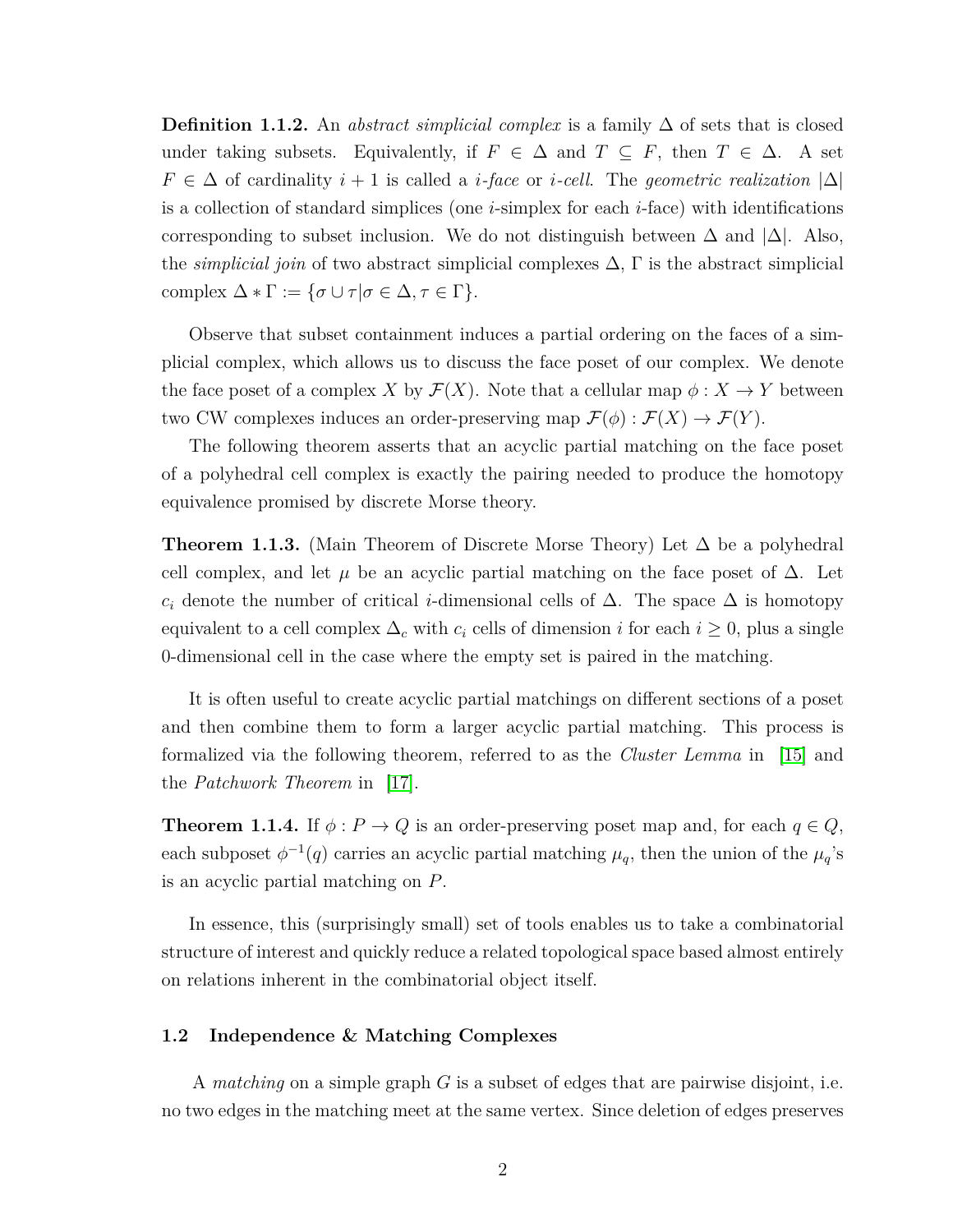**Definition 1.1.2.** An *abstract simplicial complex* is a family $\Delta$ of sets that is closed under taking subsets. Equivalently, if $F \in \Delta$ and $T \subseteq F$, then $T \in \Delta$. A set $F \in \Delta$ of cardinality $i + 1$ is called a *$i$-face* or *$i$-cell*. The *geometric realization* $|\Delta|$ is a collection of standard simplices (one $i$-simplex for each $i$-face) with identifications corresponding to subset inclusion. We do not distinguish between $\Delta$ and $|\Delta|$. Also, the *simplicial join* of two abstract simplicial complexes $\Delta$, $\Gamma$ is the abstract simplicial complex $\Delta * \Gamma := \{\sigma \cup \tau | \sigma \in \Delta, \tau \in \Gamma\}$.

Observe that subset containment induces a partial ordering on the faces of a simplicial complex, which allows us to discuss the face poset of our complex. We denote the face poset of a complex $X$ by $\mathcal{F}(X)$. Note that a cellular map $\phi : X \to Y$ between two CW complexes induces an order-preserving map $\mathcal{F}(\phi) : \mathcal{F}(X) \to \mathcal{F}(Y)$.

The following theorem asserts that an acyclic partial matching on the face poset of a polyhedral cell complex is exactly the pairing needed to produce the homotopy equivalence promised by discrete Morse theory.

**Theorem 1.1.3.** (Main Theorem of Discrete Morse Theory) Let $\Delta$ be a polyhedral cell complex, and let $\mu$ be an acyclic partial matching on the face poset of $\Delta$. Let $c_i$ denote the number of critical $i$-dimensional cells of $\Delta$. The space $\Delta$ is homotopy equivalent to a cell complex $\Delta_c$ with $c_i$ cells of dimension $i$ for each $i \geq 0$, plus a single 0-dimensional cell in the case where the empty set is paired in the matching.

It is often useful to create acyclic partial matchings on different sections of a poset and then combine them to form a larger acyclic partial matching. This process is formalized via the following theorem, referred to as the *Cluster Lemma* in [15] and the *Patchwork Theorem* in [17].

**Theorem 1.1.4.** If $\phi : P \to Q$ is an order-preserving poset map and, for each $q \in Q$, each subposet $\phi^{-1}(q)$ carries an acyclic partial matching $\mu_q$, then the union of the $\mu_q$'s is an acyclic partial matching on $P$.

In essence, this (surprisingly small) set of tools enables us to take a combinatorial structure of interest and quickly reduce a related topological space based almost entirely on relations inherent in the combinatorial object itself.

### 1.2 Independence & Matching Complexes

A *matching* on a simple graph $G$ is a subset of edges that are pairwise disjoint, i.e. no two edges in the matching meet at the same vertex. Since deletion of edges preserves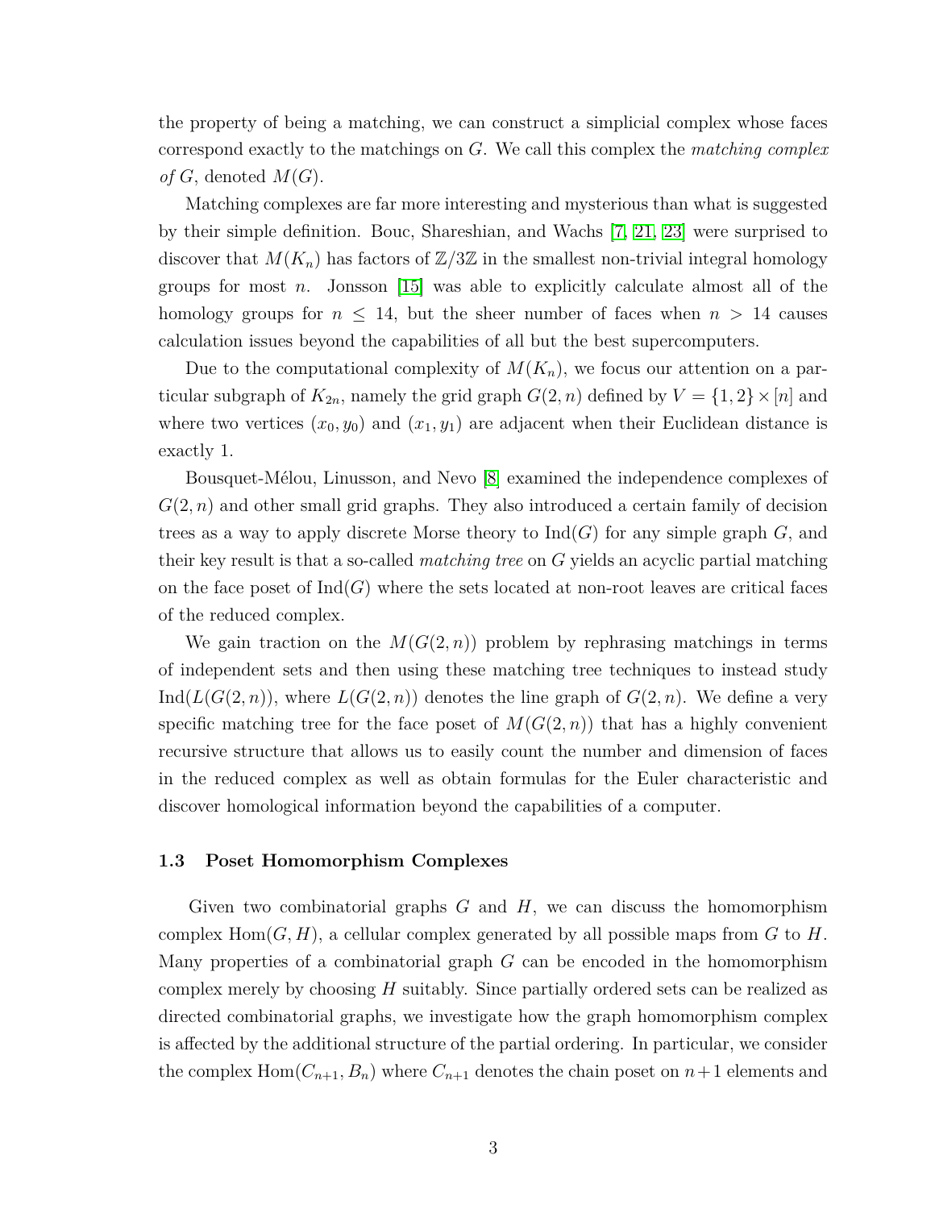the property of being a matching, we can construct a simplicial complex whose faces correspond exactly to the matchings on $G$. We call this complex the *matching complex of* $G$, denoted $M(G)$.

Matching complexes are far more interesting and mysterious than what is suggested by their simple definition. Bouc, Shareshian, and Wachs [7, 21, 23] were surprised to discover that $M(K_n)$ has factors of $\mathbb{Z}/3\mathbb{Z}$ in the smallest non-trivial integral homology groups for most $n$. Jonsson [15] was able to explicitly calculate almost all of the homology groups for $n \leq 14$, but the sheer number of faces when $n > 14$ causes calculation issues beyond the capabilities of all but the best supercomputers.

Due to the computational complexity of $M(K_n)$, we focus our attention on a particular subgraph of $K_{2n}$, namely the grid graph $G(2, n)$ defined by $V = \{1, 2\} \times [n]$ and where two vertices $(x_0, y_0)$ and $(x_1, y_1)$ are adjacent when their Euclidean distance is exactly 1.

Bousquet-Mélou, Linusson, and Nevo [8] examined the independence complexes of $G(2, n)$ and other small grid graphs. They also introduced a certain family of decision trees as a way to apply discrete Morse theory to $\text{Ind}(G)$ for any simple graph $G$, and their key result is that a so-called *matching tree* on $G$ yields an acyclic partial matching on the face poset of $\text{Ind}(G)$ where the sets located at non-root leaves are critical faces of the reduced complex.

We gain traction on the $M(G(2, n))$ problem by rephrasing matchings in terms of independent sets and then using these matching tree techniques to instead study $\text{Ind}(L(G(2, n))$, where $L(G(2, n))$ denotes the line graph of $G(2, n)$. We define a very specific matching tree for the face poset of $M(G(2, n))$ that has a highly convenient recursive structure that allows us to easily count the number and dimension of faces in the reduced complex as well as obtain formulas for the Euler characteristic and discover homological information beyond the capabilities of a computer.

### 1.3 Poset Homomorphism Complexes

Given two combinatorial graphs $G$ and $H$, we can discuss the homomorphism complex $\text{Hom}(G, H)$, a cellular complex generated by all possible maps from $G$ to $H$. Many properties of a combinatorial graph $G$ can be encoded in the homomorphism complex merely by choosing $H$ suitably. Since partially ordered sets can be realized as directed combinatorial graphs, we investigate how the graph homomorphism complex is affected by the additional structure of the partial ordering. In particular, we consider the complex $\text{Hom}(C_{n+1}, B_n)$ where $C_{n+1}$ denotes the chain poset on $n+1$ elements and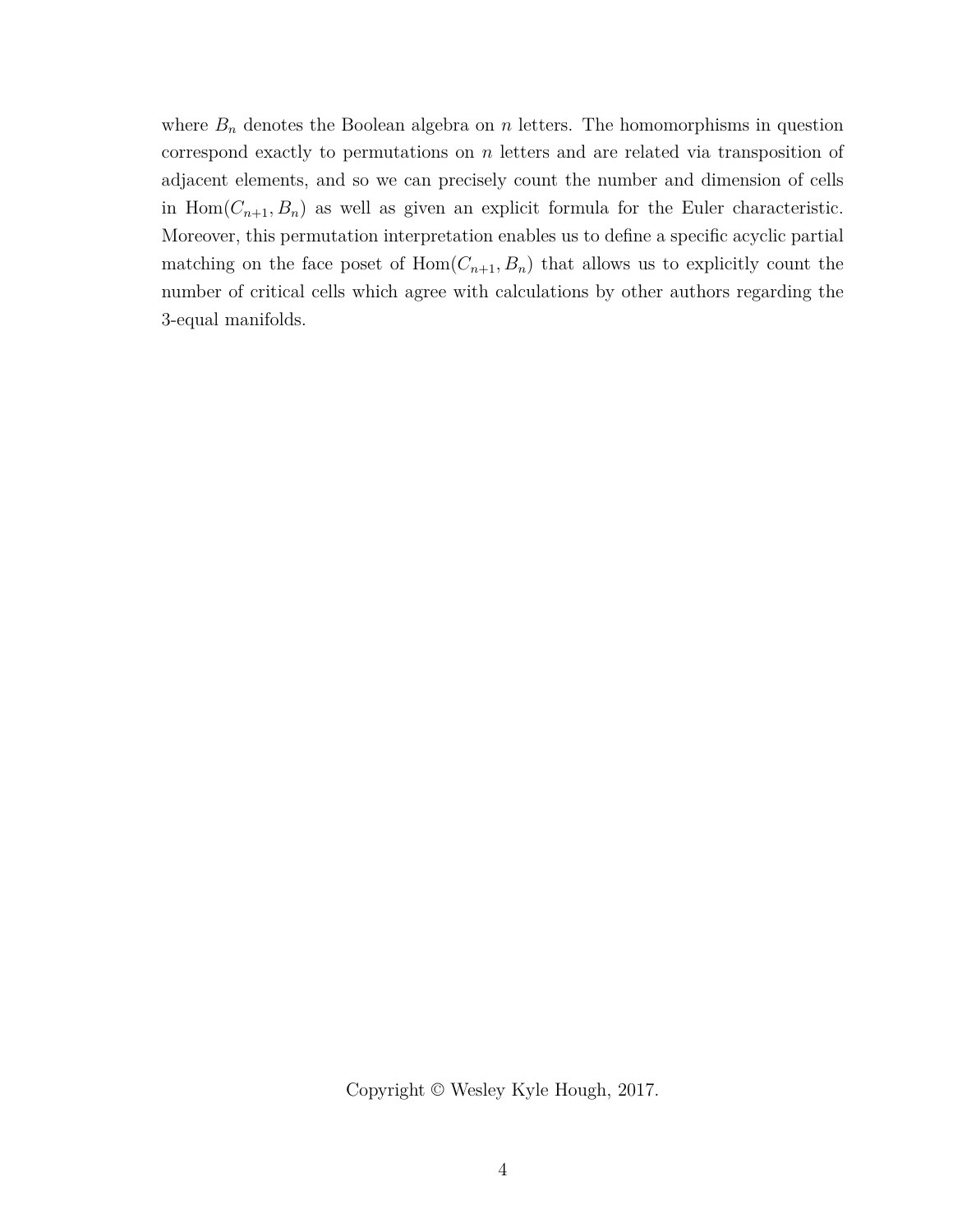where $B_n$ denotes the Boolean algebra on $n$ letters. The homomorphisms in question correspond exactly to permutations on $n$ letters and are related via transposition of adjacent elements, and so we can precisely count the number and dimension of cells in $\mathrm{Hom}(C_{n+1}, B_n)$ as well as given an explicit formula for the Euler characteristic. Moreover, this permutation interpretation enables us to define a specific acyclic partial matching on the face poset of $\mathrm{Hom}(C_{n+1}, B_n)$ that allows us to explicitly count the number of critical cells which agree with calculations by other authors regarding the 3-equal manifolds.

Copyright © Wesley Kyle Hough, 2017.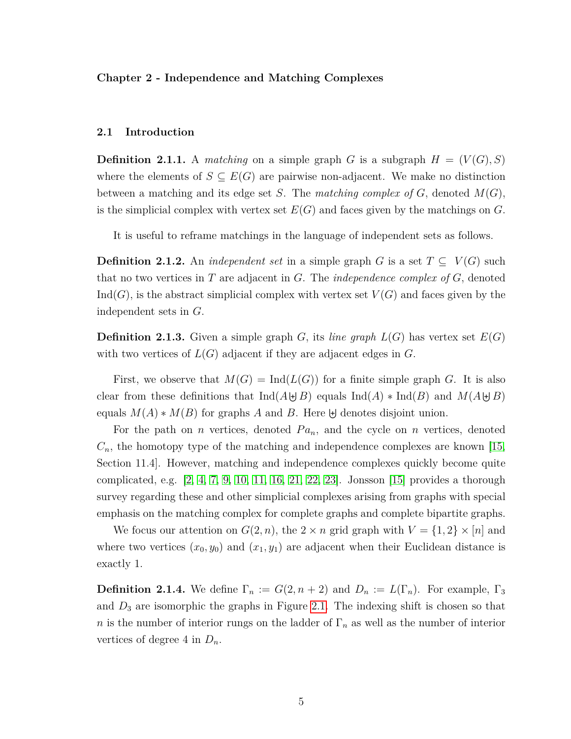**Chapter 2 - Independence and Matching Complexes**

## 2.1 Introduction

**Definition 2.1.1.** A *matching* on a simple graph $G$ is a subgraph $H = (V(G), S)$ where the elements of $S \subseteq E(G)$ are pairwise non-adjacent. We make no distinction between a matching and its edge set $S$. The *matching complex of* $G$, denoted $M(G)$, is the simplicial complex with vertex set $E(G)$ and faces given by the matchings on $G$.

It is useful to reframe matchings in the language of independent sets as follows.

**Definition 2.1.2.** An *independent set* in a simple graph $G$ is a set $T \subseteq V(G)$ such that no two vertices in $T$ are adjacent in $G$. The *independence complex of* $G$, denoted $\text{Ind}(G)$, is the abstract simplicial complex with vertex set $V(G)$ and faces given by the independent sets in $G$.

**Definition 2.1.3.** Given a simple graph $G$, its *line graph* $L(G)$ has vertex set $E(G)$ with two vertices of $L(G)$ adjacent if they are adjacent edges in $G$.

First, we observe that $M(G) = \text{Ind}(L(G))$ for a finite simple graph $G$. It is also clear from these definitions that $\text{Ind}(A \uplus B)$ equals $\text{Ind}(A) * \text{Ind}(B)$ and $M(A \uplus B)$ equals $M(A) * M(B)$ for graphs $A$ and $B$. Here $\uplus$ denotes disjoint union.

For the path on $n$ vertices, denoted $Pa_n$, and the cycle on $n$ vertices, denoted $C_n$, the homotopy type of the matching and independence complexes are known [15, Section 11.4]. However, matching and independence complexes quickly become quite complicated, e.g. [2, 4, 7, 9, 10, 11, 16, 21, 22, 23]. Jonsson [15] provides a thorough survey regarding these and other simplicial complexes arising from graphs with special emphasis on the matching complex for complete graphs and complete bipartite graphs.

We focus our attention on $G(2, n)$, the $2 \times n$ grid graph with $V = \{1, 2\} \times [n]$ and where two vertices $(x_0, y_0)$ and $(x_1, y_1)$ are adjacent when their Euclidean distance is exactly 1.

**Definition 2.1.4.** We define $\Gamma_n := G(2, n + 2)$ and $D_n := L(\Gamma_n)$. For example, $\Gamma_3$ and $D_3$ are isomorphic the graphs in Figure 2.1. The indexing shift is chosen so that $n$ is the number of interior rungs on the ladder of $\Gamma_n$ as well as the number of interior vertices of degree 4 in $D_n$.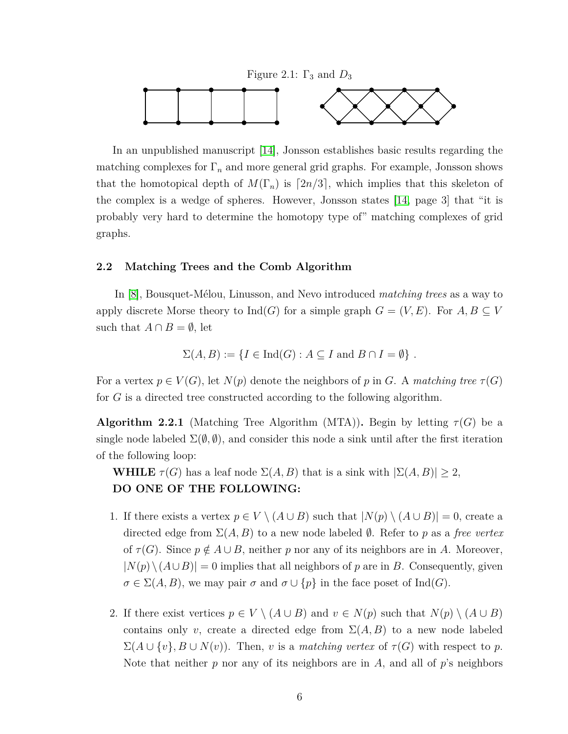Figure 2.1: $\Gamma_3$ and $D_3$

In an unpublished manuscript [14], Jonsson establishes basic results regarding the matching complexes for $\Gamma_n$ and more general grid graphs. For example, Jonsson shows that the homotopical depth of $M(\Gamma_n)$ is $\lceil 2n/3 \rceil$, which implies that this skeleton of the complex is a wedge of spheres. However, Jonsson states [14, page 3] that "it is probably very hard to determine the homotopy type of" matching complexes of grid graphs.

### 2.2 Matching Trees and the Comb Algorithm

In [8], Bousquet-Mélou, Linusson, and Nevo introduced *matching trees* as a way to apply discrete Morse theory to $\mathrm{Ind}(G)$ for a simple graph $G = (V, E)$. For $A, B \subseteq V$ such that $A \cap B = \emptyset$, let

$$\Sigma(A, B) := \{I \in \mathrm{Ind}(G) : A \subseteq I \text{ and } B \cap I = \emptyset\} .$$

For a vertex $p \in V(G)$, let $N(p)$ denote the neighbors of $p$ in $G$. A *matching tree* $\tau(G)$ for $G$ is a directed tree constructed according to the following algorithm.

**Algorithm 2.2.1** (Matching Tree Algorithm (MTA))**.** Begin by letting $\tau(G)$ be a single node labeled $\Sigma(\emptyset, \emptyset)$, and consider this node a sink until after the first iteration of the following loop:

**WHILE** $\tau(G)$ has a leaf node $\Sigma(A, B)$ that is a sink with $|\Sigma(A, B)| \geq 2$,
**DO ONE OF THE FOLLOWING:**

1. If there exists a vertex $p \in V \setminus (A \cup B)$ such that $|N(p) \setminus (A \cup B)| = 0$, create a directed edge from $\Sigma(A, B)$ to a new node labeled $\emptyset$. Refer to $p$ as a *free vertex* of $\tau(G)$. Since $p \notin A \cup B$, neither $p$ nor any of its neighbors are in $A$. Moreover, $|N(p) \setminus (A \cup B)| = 0$ implies that all neighbors of $p$ are in $B$. Consequently, given $\sigma \in \Sigma(A, B)$, we may pair $\sigma$ and $\sigma \cup \{p\}$ in the face poset of $\mathrm{Ind}(G)$.

2. If there exist vertices $p \in V \setminus (A \cup B)$ and $v \in N(p)$ such that $N(p) \setminus (A \cup B)$ contains only $v$, create a directed edge from $\Sigma(A, B)$ to a new node labeled $\Sigma(A \cup \{v\}, B \cup N(v))$. Then, $v$ is a *matching vertex* of $\tau(G)$ with respect to $p$. Note that neither $p$ nor any of its neighbors are in $A$, and all of $p$'s neighbors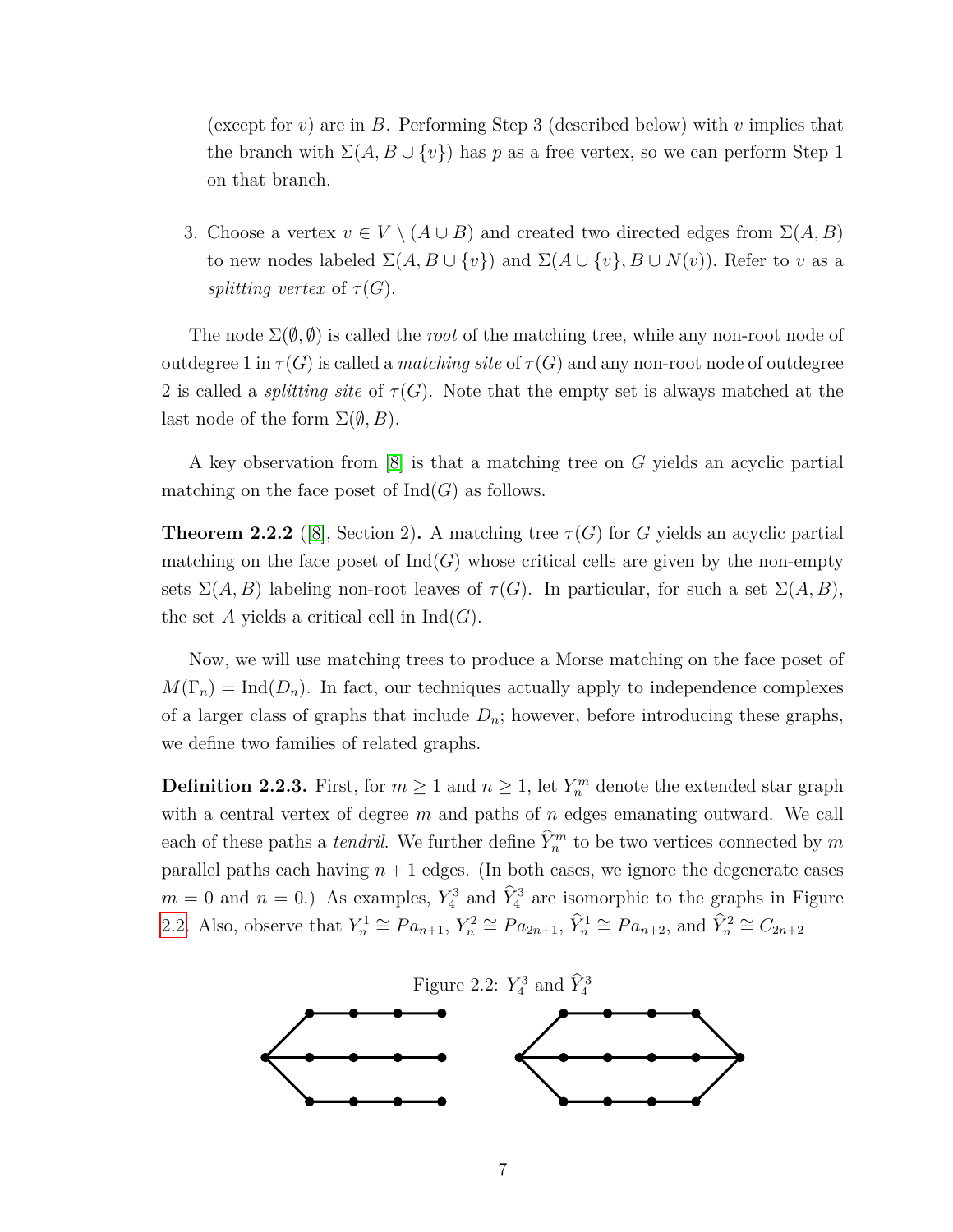(except for $v$) are in $B$. Performing Step 3 (described below) with $v$ implies that the branch with $\Sigma(A, B \cup \{v\})$ has $p$ as a free vertex, so we can perform Step 1 on that branch.

3. Choose a vertex $v \in V \setminus (A \cup B)$ and created two directed edges from $\Sigma(A, B)$ to new nodes labeled $\Sigma(A, B \cup \{v\})$ and $\Sigma(A \cup \{v\}, B \cup N(v))$. Refer to $v$ as a *splitting vertex* of $\tau(G)$.

The node $\Sigma(\emptyset, \emptyset)$ is called the *root* of the matching tree, while any non-root node of outdegree 1 in $\tau(G)$ is called a *matching site* of $\tau(G)$ and any non-root node of outdegree 2 is called a *splitting site* of $\tau(G)$. Note that the empty set is always matched at the last node of the form $\Sigma(\emptyset, B)$.

A key observation from [8] is that a matching tree on $G$ yields an acyclic partial matching on the face poset of $\mathrm{Ind}(G)$ as follows.

**Theorem 2.2.2** ([8], Section 2)**.** A matching tree $\tau(G)$ for $G$ yields an acyclic partial matching on the face poset of $\mathrm{Ind}(G)$ whose critical cells are given by the non-empty sets $\Sigma(A, B)$ labeling non-root leaves of $\tau(G)$. In particular, for such a set $\Sigma(A, B)$, the set $A$ yields a critical cell in $\mathrm{Ind}(G)$.

Now, we will use matching trees to produce a Morse matching on the face poset of $M(\Gamma_n) = \mathrm{Ind}(D_n)$. In fact, our techniques actually apply to independence complexes of a larger class of graphs that include $D_n$; however, before introducing these graphs, we define two families of related graphs.

**Definition 2.2.3.** First, for $m \geq 1$ and $n \geq 1$, let $Y_n^m$ denote the extended star graph with a central vertex of degree $m$ and paths of $n$ edges emanating outward. We call each of these paths a *tendril*. We further define $\widehat{Y}_n^m$ to be two vertices connected by $m$ parallel paths each having $n+1$ edges. (In both cases, we ignore the degenerate cases $m = 0$ and $n = 0$.) As examples, $Y_4^3$ and $\widehat{Y}_4^3$ are isomorphic to the graphs in Figure 2.2. Also, observe that $Y_n^1 \cong Pa_{n+1}$, $Y_n^2 \cong Pa_{2n+1}$, $\widehat{Y}_n^1 \cong Pa_{n+2}$, and $\widehat{Y}_n^2 \cong C_{2n+2}$

Figure 2.2: $Y_4^3$ and $\widehat{Y}_4^3$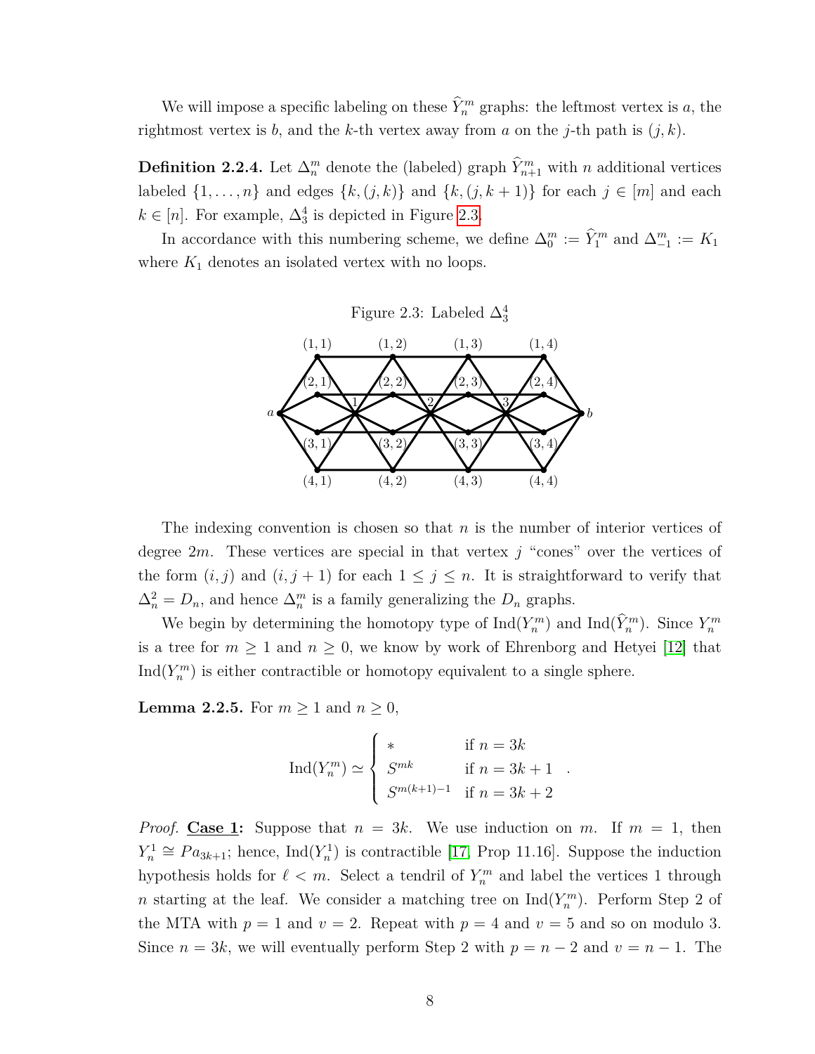We will impose a specific labeling on these $\widehat{Y}_n^m$ graphs: the leftmost vertex is $a$, the rightmost vertex is $b$, and the $k$-th vertex away from $a$ on the $j$-th path is $(j,k)$.

**Definition 2.2.4.** Let $\Delta_n^m$ denote the (labeled) graph $\widehat{Y}_{n+1}^m$ with $n$ additional vertices labeled $\{1,\ldots,n\}$ and edges $\{k,(j,k)\}$ and $\{k,(j,k+1)\}$ for each $j \in [m]$ and each $k \in [n]$. For example, $\Delta_3^4$ is depicted in Figure 2.3.

In accordance with this numbering scheme, we define $\Delta_0^m := \widehat{Y}_1^m$ and $\Delta_{-1}^m := K_1$ where $K_1$ denotes an isolated vertex with no loops.

Figure 2.3: Labeled $\Delta_3^4$

The indexing convention is chosen so that $n$ is the number of interior vertices of degree $2m$. These vertices are special in that vertex $j$ "cones" over the vertices of the form $(i,j)$ and $(i,j+1)$ for each $1 \le j \le n$. It is straightforward to verify that $\Delta_n^2 = D_n$, and hence $\Delta_n^m$ is a family generalizing the $D_n$ graphs.

We begin by determining the homotopy type of $\text{Ind}(Y_n^m)$ and $\text{Ind}(\widehat{Y}_n^m)$. Since $Y_n^m$ is a tree for $m \ge 1$ and $n \ge 0$, we know by work of Ehrenborg and Hetyei [12] that $\text{Ind}(Y_n^m)$ is either contractible or homotopy equivalent to a single sphere.

**Lemma 2.2.5.** For $m \ge 1$ and $n \ge 0$,

$$\text{Ind}(Y_n^m) \simeq \begin{cases} * & \text{if } n = 3k \\ S^{mk} & \text{if } n = 3k+1 \\ S^{m(k+1)-1} & \text{if } n = 3k+2 \end{cases}.$$

*Proof.* **Case 1:** Suppose that $n = 3k$. We use induction on $m$. If $m = 1$, then $Y_n^1 \cong Pa_{3k+1}$; hence, $\text{Ind}(Y_n^1)$ is contractible [17, Prop 11.16]. Suppose the induction hypothesis holds for $\ell < m$. Select a tendril of $Y_n^m$ and label the vertices 1 through $n$ starting at the leaf. We consider a matching tree on $\text{Ind}(Y_n^m)$. Perform Step 2 of the MTA with $p = 1$ and $v = 2$. Repeat with $p = 4$ and $v = 5$ and so on modulo 3. Since $n = 3k$, we will eventually perform Step 2 with $p = n-2$ and $v = n-1$. The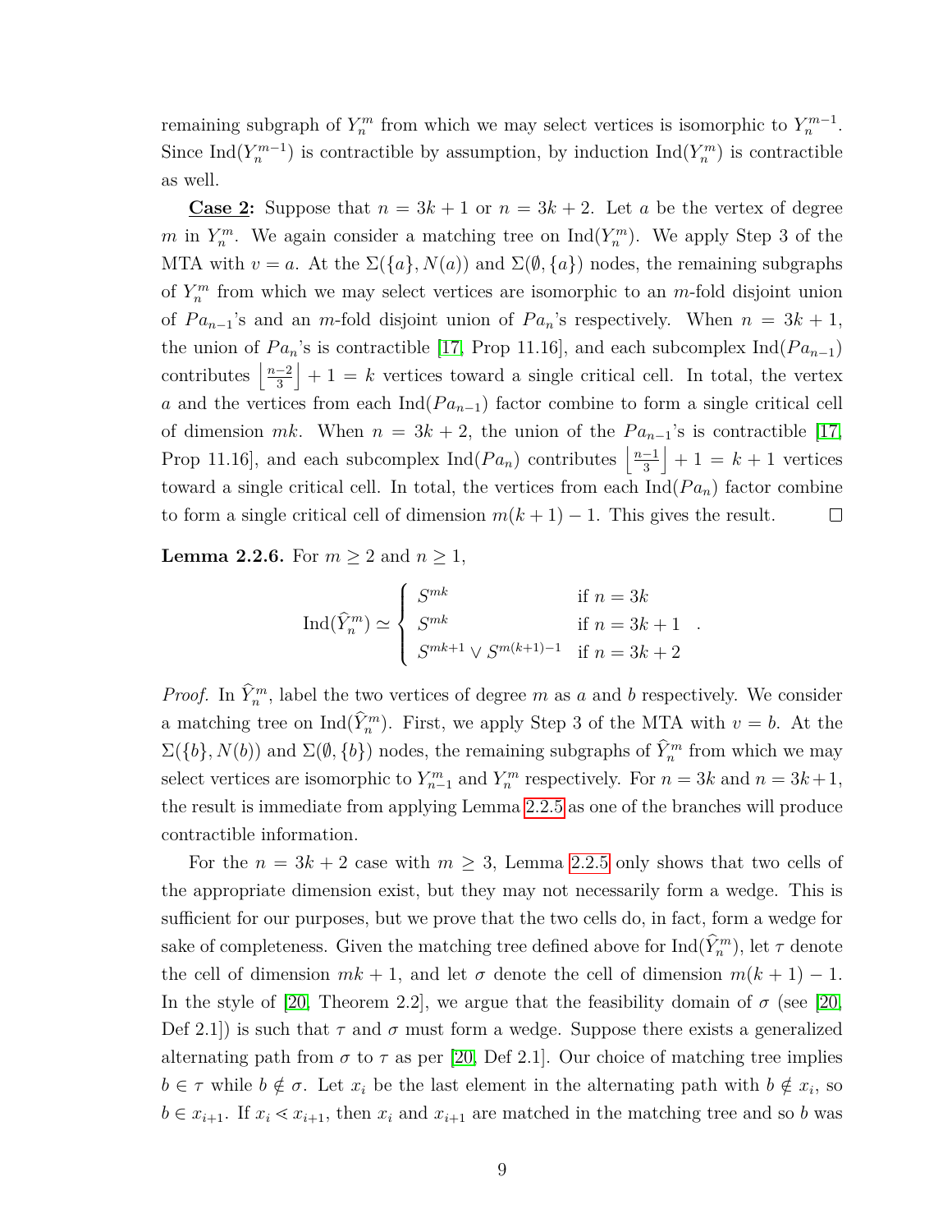remaining subgraph of $Y_n^m$ from which we may select vertices is isomorphic to $Y_n^{m-1}$. Since $\text{Ind}(Y_n^{m-1})$ is contractible by assumption, by induction $\text{Ind}(Y_n^m)$ is contractible as well.

**Case 2:** Suppose that $n = 3k+1$ or $n = 3k+2$. Let $a$ be the vertex of degree $m$ in $Y_n^m$. We again consider a matching tree on $\text{Ind}(Y_n^m)$. We apply Step 3 of the MTA with $v = a$. At the $\Sigma(\{a\}, N(a))$ and $\Sigma(\emptyset, \{a\})$ nodes, the remaining subgraphs of $Y_n^m$ from which we may select vertices are isomorphic to an $m$-fold disjoint union of $Pa_{n-1}$'s and an $m$-fold disjoint union of $Pa_n$'s respectively. When $n = 3k+1$, the union of $Pa_n$'s is contractible [17, Prop 11.16], and each subcomplex $\text{Ind}(Pa_{n-1})$ contributes $\left\lfloor \frac{n-2}{3} \right\rfloor + 1 = k$ vertices toward a single critical cell. In total, the vertex $a$ and the vertices from each $\text{Ind}(Pa_{n-1})$ factor combine to form a single critical cell of dimension $mk$. When $n = 3k+2$, the union of the $Pa_{n-1}$'s is contractible [17, Prop 11.16], and each subcomplex $\text{Ind}(Pa_n)$ contributes $\left\lfloor \frac{n-1}{3} \right\rfloor + 1 = k+1$ vertices toward a single critical cell. In total, the vertices from each $\text{Ind}(Pa_n)$ factor combine to form a single critical cell of dimension $m(k+1) - 1$. This gives the result. □

**Lemma 2.2.6.** For $m \geq 2$ and $n \geq 1$,

$$\text{Ind}(\widehat{Y}_n^m) \simeq \begin{cases} S^{mk} & \text{if } n = 3k \\ S^{mk} & \text{if } n = 3k+1 \\ S^{mk+1} \vee S^{m(k+1)-1} & \text{if } n = 3k+2 \end{cases}.$$

*Proof.* In $\widehat{Y}_n^m$, label the two vertices of degree $m$ as $a$ and $b$ respectively. We consider a matching tree on $\text{Ind}(\widehat{Y}_n^m)$. First, we apply Step 3 of the MTA with $v = b$. At the $\Sigma(\{b\}, N(b))$ and $\Sigma(\emptyset, \{b\})$ nodes, the remaining subgraphs of $\widehat{Y}_n^m$ from which we may select vertices are isomorphic to $Y_{n-1}^m$ and $Y_n^m$ respectively. For $n = 3k$ and $n = 3k+1$, the result is immediate from applying Lemma 2.2.5 as one of the branches will produce contractible information.

For the $n = 3k+2$ case with $m \geq 3$, Lemma 2.2.5 only shows that two cells of the appropriate dimension exist, but they may not necessarily form a wedge. This is sufficient for our purposes, but we prove that the two cells do, in fact, form a wedge for sake of completeness. Given the matching tree defined above for $\text{Ind}(\widehat{Y}_n^m)$, let $\tau$ denote the cell of dimension $mk+1$, and let $\sigma$ denote the cell of dimension $m(k+1)-1$. In the style of [20, Theorem 2.2], we argue that the feasibility domain of $\sigma$ (see [20, Def 2.1]) is such that $\tau$ and $\sigma$ must form a wedge. Suppose there exists a generalized alternating path from $\sigma$ to $\tau$ as per [20, Def 2.1]. Our choice of matching tree implies $b \in \tau$ while $b \notin \sigma$. Let $x_i$ be the last element in the alternating path with $b \notin x_i$, so $b \in x_{i+1}$. If $x_i \lessdot x_{i+1}$, then $x_i$ and $x_{i+1}$ are matched in the matching tree and so $b$ was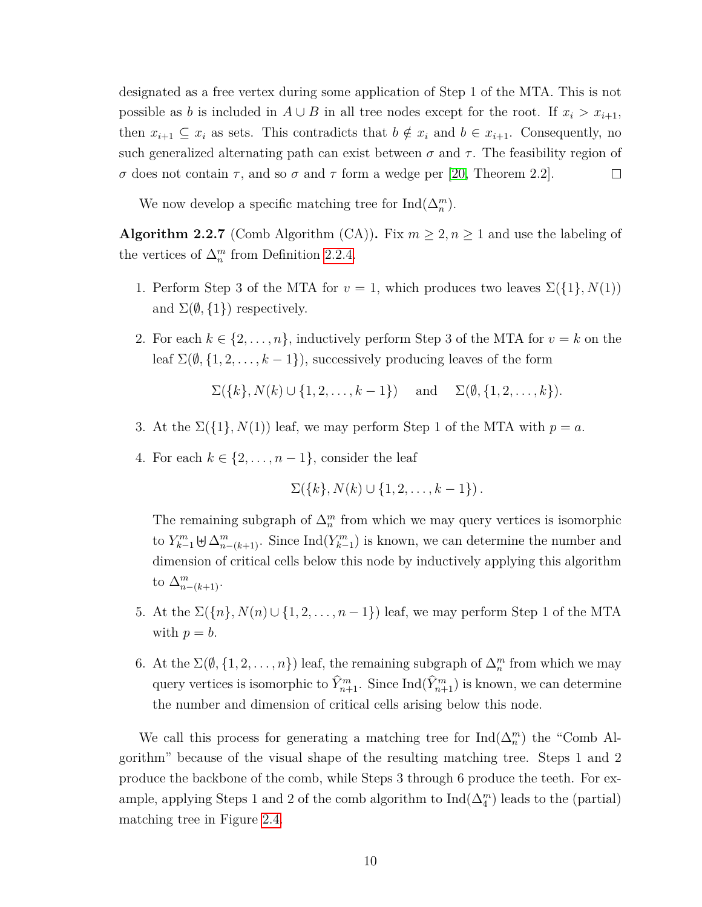designated as a free vertex during some application of Step 1 of the MTA. This is not possible as $b$ is included in $A \cup B$ in all tree nodes except for the root. If $x_i > x_{i+1}$, then $x_{i+1} \subseteq x_i$ as sets. This contradicts that $b \notin x_i$ and $b \in x_{i+1}$. Consequently, no such generalized alternating path can exist between $\sigma$ and $\tau$. The feasibility region of $\sigma$ does not contain $\tau$, and so $\sigma$ and $\tau$ form a wedge per [20, Theorem 2.2]. $\square$

We now develop a specific matching tree for $\mathrm{Ind}(\Delta_n^m)$.

**Algorithm 2.2.7** (Comb Algorithm (CA))**.** Fix $m \geq 2, n \geq 1$ and use the labeling of the vertices of $\Delta_n^m$ from Definition 2.2.4.

1. Perform Step 3 of the MTA for $v = 1$, which produces two leaves $\Sigma(\{1\}, N(1))$ and $\Sigma(\emptyset, \{1\})$ respectively.

2. For each $k \in \{2, \ldots, n\}$, inductively perform Step 3 of the MTA for $v = k$ on the leaf $\Sigma(\emptyset, \{1, 2, \ldots, k-1\})$, successively producing leaves of the form
$$\Sigma(\{k\}, N(k) \cup \{1, 2, \ldots, k-1\}) \quad \text{ and } \quad \Sigma(\emptyset, \{1, 2, \ldots, k\}).$$

3. At the $\Sigma(\{1\}, N(1))$ leaf, we may perform Step 1 of the MTA with $p = a$.

4. For each $k \in \{2, \ldots, n-1\}$, consider the leaf
$$\Sigma(\{k\}, N(k) \cup \{1, 2, \ldots, k-1\}).$$
The remaining subgraph of $\Delta_n^m$ from which we may query vertices is isomorphic to $Y_{k-1}^m \uplus \Delta_{n-(k+1)}^m$. Since $\mathrm{Ind}(Y_{k-1}^m)$ is known, we can determine the number and dimension of critical cells below this node by inductively applying this algorithm to $\Delta_{n-(k+1)}^m$.

5. At the $\Sigma(\{n\}, N(n) \cup \{1, 2, \ldots, n-1\})$ leaf, we may perform Step 1 of the MTA with $p = b$.

6. At the $\Sigma(\emptyset, \{1, 2, \ldots, n\})$ leaf, the remaining subgraph of $\Delta_n^m$ from which we may query vertices is isomorphic to $\widehat{Y}_{n+1}^m$. Since $\mathrm{Ind}(\widehat{Y}_{n+1}^m)$ is known, we can determine the number and dimension of critical cells arising below this node.

We call this process for generating a matching tree for $\mathrm{Ind}(\Delta_n^m)$ the "Comb Algorithm" because of the visual shape of the resulting matching tree. Steps 1 and 2 produce the backbone of the comb, while Steps 3 through 6 produce the teeth. For example, applying Steps 1 and 2 of the comb algorithm to $\mathrm{Ind}(\Delta_4^m)$ leads to the (partial) matching tree in Figure 2.4.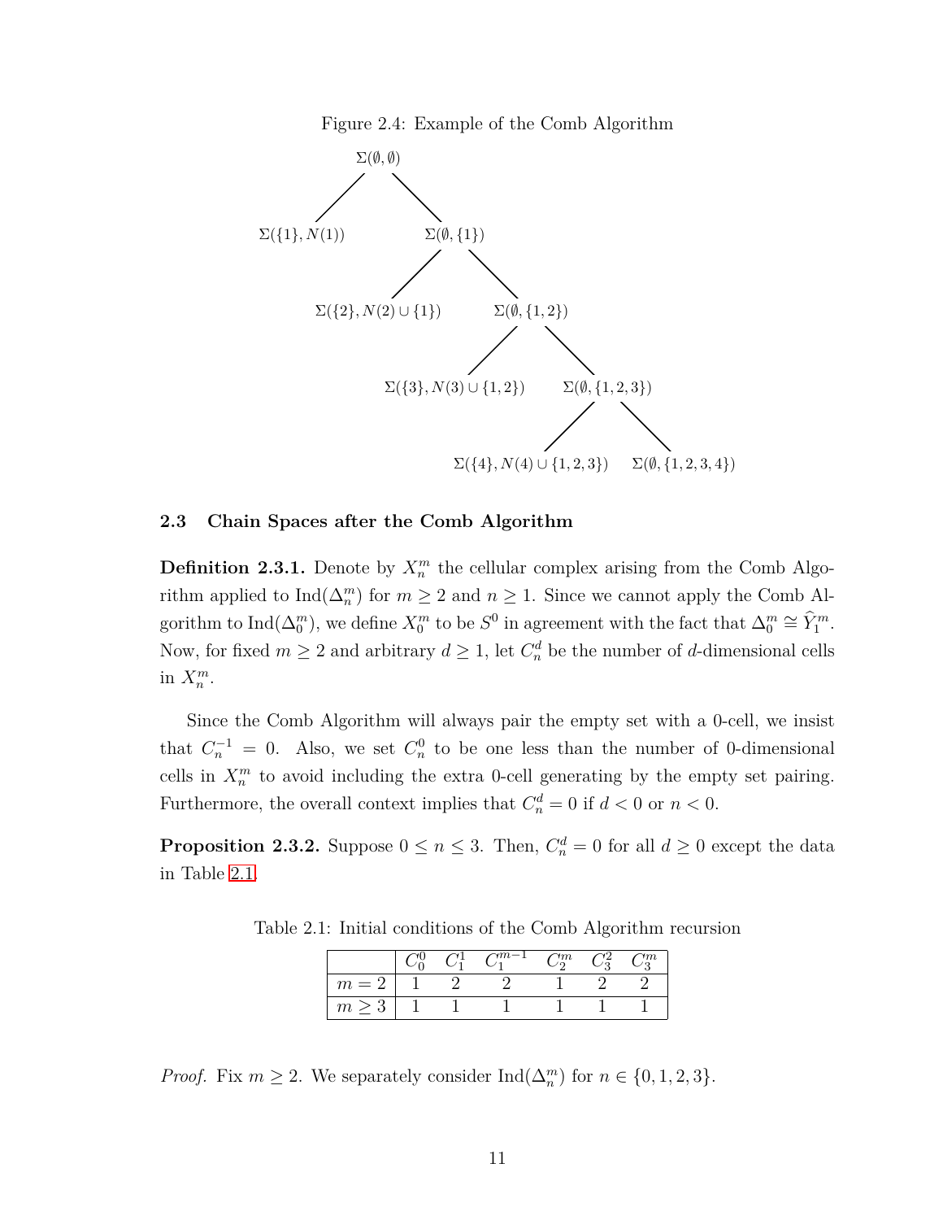Figure 2.4: Example of the Comb Algorithm

$$
\begin{array}{c}
\Sigma(\emptyset,\emptyset) \\
\swarrow \quad \searrow \\
\Sigma(\{1\},N(1)) \qquad \Sigma(\emptyset,\{1\}) \\
\swarrow \quad \searrow \\
\Sigma(\{2\},N(2)\cup\{1\}) \qquad \Sigma(\emptyset,\{1,2\}) \\
\swarrow \quad \searrow \\
\Sigma(\{3\},N(3)\cup\{1,2\}) \qquad \Sigma(\emptyset,\{1,2,3\}) \\
\swarrow \quad \searrow \\
\Sigma(\{4\},N(4)\cup\{1,2,3\}) \qquad \Sigma(\emptyset,\{1,2,3,4\})
\end{array}
$$

### 2.3 Chain Spaces after the Comb Algorithm

**Definition 2.3.1.** Denote by $X_n^m$ the cellular complex arising from the Comb Algorithm applied to $\mathrm{Ind}(\Delta_n^m)$ for $m \geq 2$ and $n \geq 1$. Since we cannot apply the Comb Algorithm to $\mathrm{Ind}(\Delta_0^m)$, we define $X_0^m$ to be $S^0$ in agreement with the fact that $\Delta_0^m \cong \widehat{Y}_1^m$. Now, for fixed $m \geq 2$ and arbitrary $d \geq 1$, let $C_n^d$ be the number of $d$-dimensional cells in $X_n^m$.

Since the Comb Algorithm will always pair the empty set with a 0-cell, we insist that $C_n^{-1} = 0$. Also, we set $C_n^0$ to be one less than the number of 0-dimensional cells in $X_n^m$ to avoid including the extra 0-cell generating by the empty set pairing. Furthermore, the overall context implies that $C_n^d = 0$ if $d < 0$ or $n < 0$.

**Proposition 2.3.2.** Suppose $0 \leq n \leq 3$. Then, $C_n^d = 0$ for all $d \geq 0$ except the data in Table 2.1.

Table 2.1: Initial conditions of the Comb Algorithm recursion

| | $C_0^0$ | $C_1^1$ | $C_1^{m-1}$ | $C_2^m$ | $C_3^2$ | $C_3^m$ |
|---|---|---|---|---|---|---|
| $m = 2$ | 1 | 2 | 2 | 1 | 2 | 2 |
| $m \geq 3$ | 1 | 1 | 1 | 1 | 1 | 1 |

*Proof.* Fix $m \geq 2$. We separately consider $\mathrm{Ind}(\Delta_n^m)$ for $n \in \{0, 1, 2, 3\}$.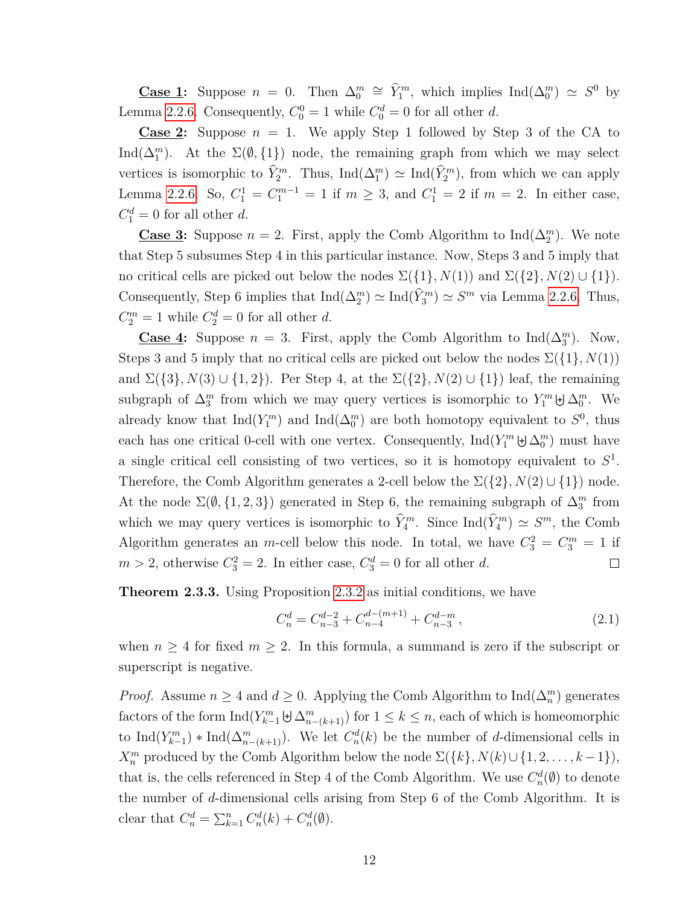**Case 1:** Suppose $n = 0$. Then $\Delta_0^m \cong \widehat{Y}_1^m$, which implies $\mathrm{Ind}(\Delta_0^m) \simeq S^0$ by Lemma 2.2.6. Consequently, $C_0^0 = 1$ while $C_0^d = 0$ for all other $d$.

**Case 2:** Suppose $n = 1$. We apply Step 1 followed by Step 3 of the CA to $\mathrm{Ind}(\Delta_1^m)$. At the $\Sigma(\emptyset, \{1\})$ node, the remaining graph from which we may select vertices is isomorphic to $\widehat{Y}_2^m$. Thus, $\mathrm{Ind}(\Delta_1^m) \simeq \mathrm{Ind}(\widehat{Y}_2^m)$, from which we can apply Lemma 2.2.6. So, $C_1^1 = C_1^{m-1} = 1$ if $m \geq 3$, and $C_1^1 = 2$ if $m = 2$. In either case, $C_1^d = 0$ for all other $d$.

**Case 3:** Suppose $n = 2$. First, apply the Comb Algorithm to $\mathrm{Ind}(\Delta_2^m)$. We note that Step 5 subsumes Step 4 in this particular instance. Now, Steps 3 and 5 imply that no critical cells are picked out below the nodes $\Sigma(\{1\}, N(1))$ and $\Sigma(\{2\}, N(2) \cup \{1\})$. Consequently, Step 6 implies that $\mathrm{Ind}(\Delta_2^m) \simeq \mathrm{Ind}(\widehat{Y}_3^m) \simeq S^m$ via Lemma 2.2.6. Thus, $C_2^m = 1$ while $C_2^d = 0$ for all other $d$.

**Case 4:** Suppose $n = 3$. First, apply the Comb Algorithm to $\mathrm{Ind}(\Delta_3^m)$. Now, Steps 3 and 5 imply that no critical cells are picked out below the nodes $\Sigma(\{1\}, N(1))$ and $\Sigma(\{3\}, N(3) \cup \{1, 2\})$. Per Step 4, at the $\Sigma(\{2\}, N(2) \cup \{1\})$ leaf, the remaining subgraph of $\Delta_3^m$ from which we may query vertices is isomorphic to $Y_1^m \uplus \Delta_0^m$. We already know that $\mathrm{Ind}(Y_1^m)$ and $\mathrm{Ind}(\Delta_0^m)$ are both homotopy equivalent to $S^0$, thus each has one critical 0-cell with one vertex. Consequently, $\mathrm{Ind}(Y_1^m \uplus \Delta_0^m)$ must have a single critical cell consisting of two vertices, so it is homotopy equivalent to $S^1$. Therefore, the Comb Algorithm generates a 2-cell below the $\Sigma(\{2\}, N(2) \cup \{1\})$ node. At the node $\Sigma(\emptyset, \{1, 2, 3\})$ generated in Step 6, the remaining subgraph of $\Delta_3^m$ from which we may query vertices is isomorphic to $\widehat{Y}_4^m$. Since $\mathrm{Ind}(\widehat{Y}_4^m) \simeq S^m$, the Comb Algorithm generates an $m$-cell below this node. In total, we have $C_3^2 = C_3^m = 1$ if $m > 2$, otherwise $C_3^2 = 2$. In either case, $C_3^d = 0$ for all other $d$. □

**Theorem 2.3.3.** Using Proposition 2.3.2 as initial conditions, we have

$$C_n^d = C_{n-3}^{d-2} + C_{n-4}^{d-(m+1)} + C_{n-3}^{d-m}\,, \tag{2.1}$$

when $n \geq 4$ for fixed $m \geq 2$. In this formula, a summand is zero if the subscript or superscript is negative.

*Proof.* Assume $n \geq 4$ and $d \geq 0$. Applying the Comb Algorithm to $\mathrm{Ind}(\Delta_n^m)$ generates factors of the form $\mathrm{Ind}(Y_{k-1}^m \uplus \Delta_{n-(k+1)}^m)$ for $1 \leq k \leq n$, each of which is homeomorphic to $\mathrm{Ind}(Y_{k-1}^m) * \mathrm{Ind}(\Delta_{n-(k+1)}^m)$. We let $C_n^d(k)$ be the number of $d$-dimensional cells in $X_n^m$ produced by the Comb Algorithm below the node $\Sigma(\{k\}, N(k) \cup \{1, 2, \ldots, k-1\})$, that is, the cells referenced in Step 4 of the Comb Algorithm. We use $C_n^d(\emptyset)$ to denote the number of $d$-dimensional cells arising from Step 6 of the Comb Algorithm. It is clear that $C_n^d = \sum_{k=1}^{n} C_n^d(k) + C_n^d(\emptyset)$.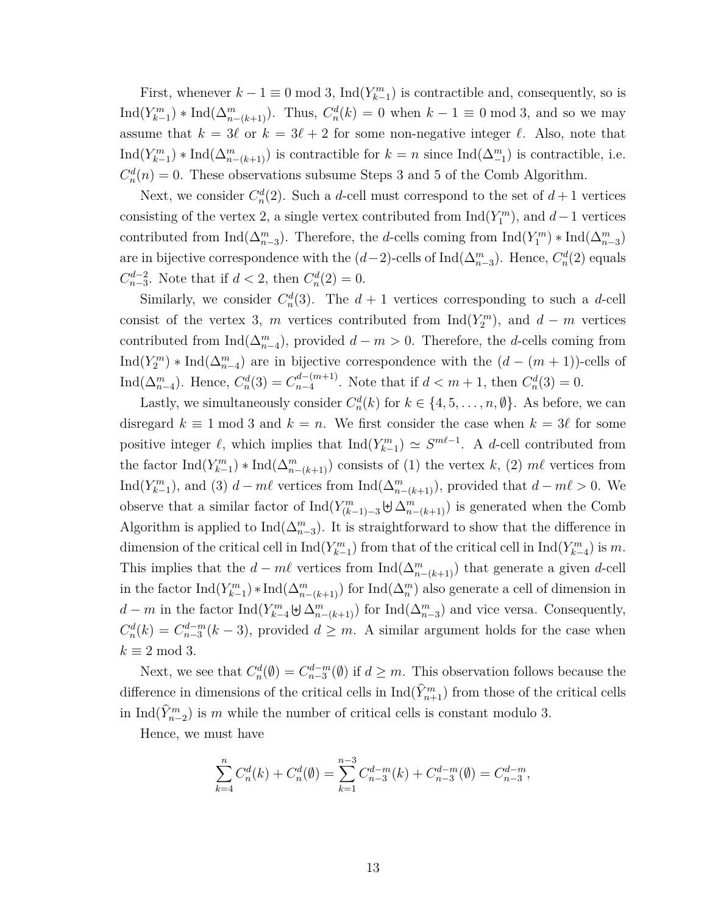First, whenever $k-1 \equiv 0 \bmod 3$, $\mathrm{Ind}(Y^m_{k-1})$ is contractible and, consequently, so is $\mathrm{Ind}(Y^m_{k-1}) * \mathrm{Ind}(\Delta^m_{n-(k+1)})$. Thus, $C^d_n(k) = 0$ when $k-1 \equiv 0 \bmod 3$, and so we may assume that $k = 3\ell$ or $k = 3\ell + 2$ for some non-negative integer $\ell$. Also, note that $\mathrm{Ind}(Y^m_{k-1}) * \mathrm{Ind}(\Delta^m_{n-(k+1)})$ is contractible for $k = n$ since $\mathrm{Ind}(\Delta^m_{-1})$ is contractible, i.e. $C^d_n(n) = 0$. These observations subsume Steps 3 and 5 of the Comb Algorithm.

Next, we consider $C^d_n(2)$. Such a $d$-cell must correspond to the set of $d+1$ vertices consisting of the vertex 2, a single vertex contributed from $\mathrm{Ind}(Y^m_1)$, and $d-1$ vertices contributed from $\mathrm{Ind}(\Delta^m_{n-3})$. Therefore, the $d$-cells coming from $\mathrm{Ind}(Y^m_1) * \mathrm{Ind}(\Delta^m_{n-3})$ are in bijective correspondence with the $(d-2)$-cells of $\mathrm{Ind}(\Delta^m_{n-3})$. Hence, $C^d_n(2)$ equals $C^{d-2}_{n-3}$. Note that if $d < 2$, then $C^d_n(2) = 0$.

Similarly, we consider $C^d_n(3)$. The $d+1$ vertices corresponding to such a $d$-cell consist of the vertex 3, $m$ vertices contributed from $\mathrm{Ind}(Y^m_2)$, and $d-m$ vertices contributed from $\mathrm{Ind}(\Delta^m_{n-4})$, provided $d - m > 0$. Therefore, the $d$-cells coming from $\mathrm{Ind}(Y^m_2) * \mathrm{Ind}(\Delta^m_{n-4})$ are in bijective correspondence with the $(d-(m+1))$-cells of $\mathrm{Ind}(\Delta^m_{n-4})$. Hence, $C^d_n(3) = C^{d-(m+1)}_{n-4}$. Note that if $d < m+1$, then $C^d_n(3) = 0$.

Lastly, we simultaneously consider $C^d_n(k)$ for $k \in \{4, 5, \ldots, n, \emptyset\}$. As before, we can disregard $k \equiv 1 \bmod 3$ and $k = n$. We first consider the case when $k = 3\ell$ for some positive integer $\ell$, which implies that $\mathrm{Ind}(Y^m_{k-1}) \simeq S^{m\ell-1}$. A $d$-cell contributed from the factor $\mathrm{Ind}(Y^m_{k-1}) * \mathrm{Ind}(\Delta^m_{n-(k+1)})$ consists of (1) the vertex $k$, (2) $m\ell$ vertices from $\mathrm{Ind}(Y^m_{k-1})$, and (3) $d - m\ell$ vertices from $\mathrm{Ind}(\Delta^m_{n-(k+1)})$, provided that $d - m\ell > 0$. We observe that a similar factor of $\mathrm{Ind}(Y^m_{(k-1)-3} \uplus \Delta^m_{n-(k+1)})$ is generated when the Comb Algorithm is applied to $\mathrm{Ind}(\Delta^m_{n-3})$. It is straightforward to show that the difference in dimension of the critical cell in $\mathrm{Ind}(Y^m_{k-1})$ from that of the critical cell in $\mathrm{Ind}(Y^m_{k-4})$ is $m$. This implies that the $d - m\ell$ vertices from $\mathrm{Ind}(\Delta^m_{n-(k+1)})$ that generate a given $d$-cell in the factor $\mathrm{Ind}(Y^m_{k-1}) * \mathrm{Ind}(\Delta^m_{n-(k+1)})$ for $\mathrm{Ind}(\Delta^m_n)$ also generate a cell of dimension in $d - m$ in the factor $\mathrm{Ind}(Y^m_{k-4} \uplus \Delta^m_{n-(k+1)})$ for $\mathrm{Ind}(\Delta^m_{n-3})$ and vice versa. Consequently, $C^d_n(k) = C^{d-m}_{n-3}(k-3)$, provided $d \geq m$. A similar argument holds for the case when $k \equiv 2 \bmod 3$.

Next, we see that $C^d_n(\emptyset) = C^{d-m}_{n-3}(\emptyset)$ if $d \geq m$. This observation follows because the difference in dimensions of the critical cells in $\mathrm{Ind}(\widehat{Y}^m_{n+1})$ from those of the critical cells in $\mathrm{Ind}(\widehat{Y}^m_{n-2})$ is $m$ while the number of critical cells is constant modulo 3.

Hence, we must have

$$\sum_{k=4}^{n} C^d_n(k) + C^d_n(\emptyset) = \sum_{k=1}^{n-3} C^{d-m}_{n-3}(k) + C^{d-m}_{n-3}(\emptyset) = C^{d-m}_{n-3},$$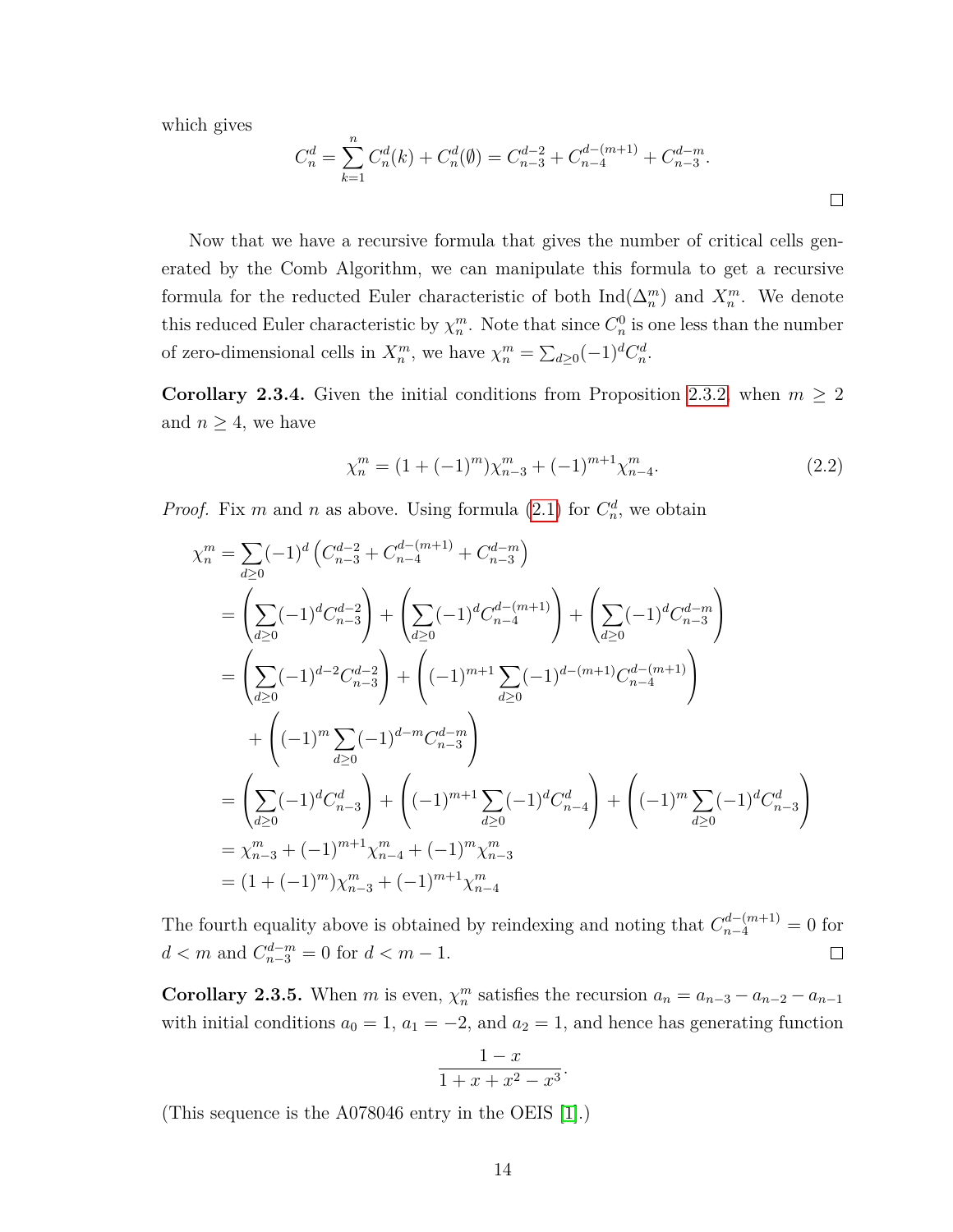which gives

$$C_n^d = \sum_{k=1}^{n} C_n^d(k) + C_n^d(\emptyset) = C_{n-3}^{d-2} + C_{n-4}^{d-(m+1)} + C_{n-3}^{d-m}.$$

□

Now that we have a recursive formula that gives the number of critical cells generated by the Comb Algorithm, we can manipulate this formula to get a recursive formula for the reducted Euler characteristic of both $\mathrm{Ind}(\Delta_n^m)$ and $X_n^m$. We denote this reduced Euler characteristic by $\chi_n^m$. Note that since $C_n^0$ is one less than the number of zero-dimensional cells in $X_n^m$, we have $\chi_n^m = \sum_{d\geq 0}(-1)^d C_n^d$.

**Corollary 2.3.4.** Given the initial conditions from Proposition 2.3.2, when $m \geq 2$ and $n \geq 4$, we have

$$\chi_n^m = (1 + (-1)^m)\chi_{n-3}^m + (-1)^{m+1}\chi_{n-4}^m. \tag{2.2}$$

*Proof.* Fix $m$ and $n$ as above. Using formula (2.1) for $C_n^d$, we obtain

$$\begin{aligned}
\chi_n^m &= \sum_{d\geq 0}(-1)^d \left(C_{n-3}^{d-2} + C_{n-4}^{d-(m+1)} + C_{n-3}^{d-m}\right) \\
&= \left(\sum_{d\geq 0}(-1)^d C_{n-3}^{d-2}\right) + \left(\sum_{d\geq 0}(-1)^d C_{n-4}^{d-(m+1)}\right) + \left(\sum_{d\geq 0}(-1)^d C_{n-3}^{d-m}\right) \\
&= \left(\sum_{d\geq 0}(-1)^{d-2} C_{n-3}^{d-2}\right) + \left((-1)^{m+1}\sum_{d\geq 0}(-1)^{d-(m+1)} C_{n-4}^{d-(m+1)}\right) \\
&\quad + \left((-1)^m \sum_{d\geq 0}(-1)^{d-m} C_{n-3}^{d-m}\right) \\
&= \left(\sum_{d\geq 0}(-1)^d C_{n-3}^{d}\right) + \left((-1)^{m+1}\sum_{d\geq 0}(-1)^{d} C_{n-4}^{d}\right) + \left((-1)^m \sum_{d\geq 0}(-1)^{d} C_{n-3}^{d}\right) \\
&= \chi_{n-3}^m + (-1)^{m+1}\chi_{n-4}^m + (-1)^m \chi_{n-3}^m \\
&= (1 + (-1)^m)\chi_{n-3}^m + (-1)^{m+1}\chi_{n-4}^m
\end{aligned}$$

The fourth equality above is obtained by reindexing and noting that $C_{n-4}^{d-(m+1)} = 0$ for $d < m$ and $C_{n-3}^{d-m} = 0$ for $d < m - 1$. □

**Corollary 2.3.5.** When $m$ is even, $\chi_n^m$ satisfies the recursion $a_n = a_{n-3} - a_{n-2} - a_{n-1}$ with initial conditions $a_0 = 1$, $a_1 = -2$, and $a_2 = 1$, and hence has generating function

$$\frac{1 - x}{1 + x + x^2 - x^3}.$$

(This sequence is the A078046 entry in the OEIS [1].)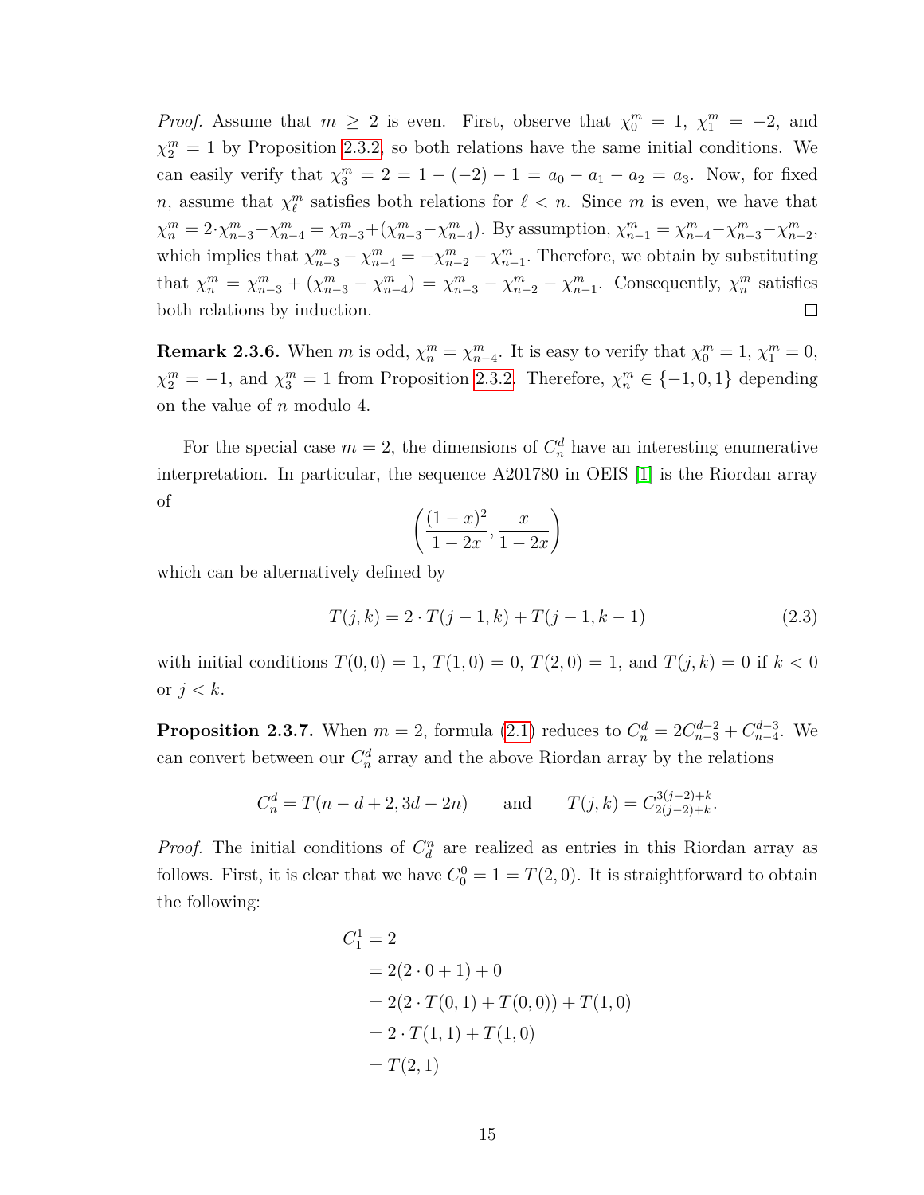*Proof.* Assume that $m \geq 2$ is even. First, observe that $\chi_0^m = 1$, $\chi_1^m = -2$, and $\chi_2^m = 1$ by Proposition 2.3.2, so both relations have the same initial conditions. We can easily verify that $\chi_3^m = 2 = 1 - (-2) - 1 = a_0 - a_1 - a_2 = a_3$. Now, for fixed $n$, assume that $\chi_\ell^m$ satisfies both relations for $\ell < n$. Since $m$ is even, we have that $\chi_n^m = 2 \cdot \chi_{n-3}^m - \chi_{n-4}^m = \chi_{n-3}^m + (\chi_{n-3}^m - \chi_{n-4}^m)$. By assumption, $\chi_{n-1}^m = \chi_{n-4}^m - \chi_{n-3}^m - \chi_{n-2}^m$, which implies that $\chi_{n-3}^m - \chi_{n-4}^m = -\chi_{n-2}^m - \chi_{n-1}^m$. Therefore, we obtain by substituting that $\chi_n^m = \chi_{n-3}^m + (\chi_{n-3}^m - \chi_{n-4}^m) = \chi_{n-3}^m - \chi_{n-2}^m - \chi_{n-1}^m$. Consequently, $\chi_n^m$ satisfies both relations by induction. □

**Remark 2.3.6.** When $m$ is odd, $\chi_n^m = \chi_{n-4}^m$. It is easy to verify that $\chi_0^m = 1$, $\chi_1^m = 0$, $\chi_2^m = -1$, and $\chi_3^m = 1$ from Proposition 2.3.2. Therefore, $\chi_n^m \in \{-1, 0, 1\}$ depending on the value of $n$ modulo 4.

For the special case $m = 2$, the dimensions of $C_n^d$ have an interesting enumerative interpretation. In particular, the sequence A201780 in OEIS [1] is the Riordan array of

$$\left( \frac{(1-x)^2}{1-2x}, \frac{x}{1-2x} \right)$$

which can be alternatively defined by

$$T(j,k) = 2 \cdot T(j-1,k) + T(j-1,k-1) \tag{2.3}$$

with initial conditions $T(0,0) = 1$, $T(1,0) = 0$, $T(2,0) = 1$, and $T(j,k) = 0$ if $k < 0$ or $j < k$.

**Proposition 2.3.7.** When $m = 2$, formula (2.1) reduces to $C_n^d = 2C_{n-3}^{d-2} + C_{n-4}^{d-3}$. We can convert between our $C_n^d$ array and the above Riordan array by the relations

$$C_n^d = T(n-d+2, 3d-2n) \qquad \text{and} \qquad T(j,k) = C_{2(j-2)+k}^{3(j-2)+k}.$$

*Proof.* The initial conditions of $C_d^n$ are realized as entries in this Riordan array as follows. First, it is clear that we have $C_0^0 = 1 = T(2,0)$. It is straightforward to obtain the following:

$$\begin{aligned}
C_1^1 &= 2 \\
&= 2(2 \cdot 0 + 1) + 0 \\
&= 2(2 \cdot T(0,1) + T(0,0)) + T(1,0) \\
&= 2 \cdot T(1,1) + T(1,0) \\
&= T(2,1)
\end{aligned}$$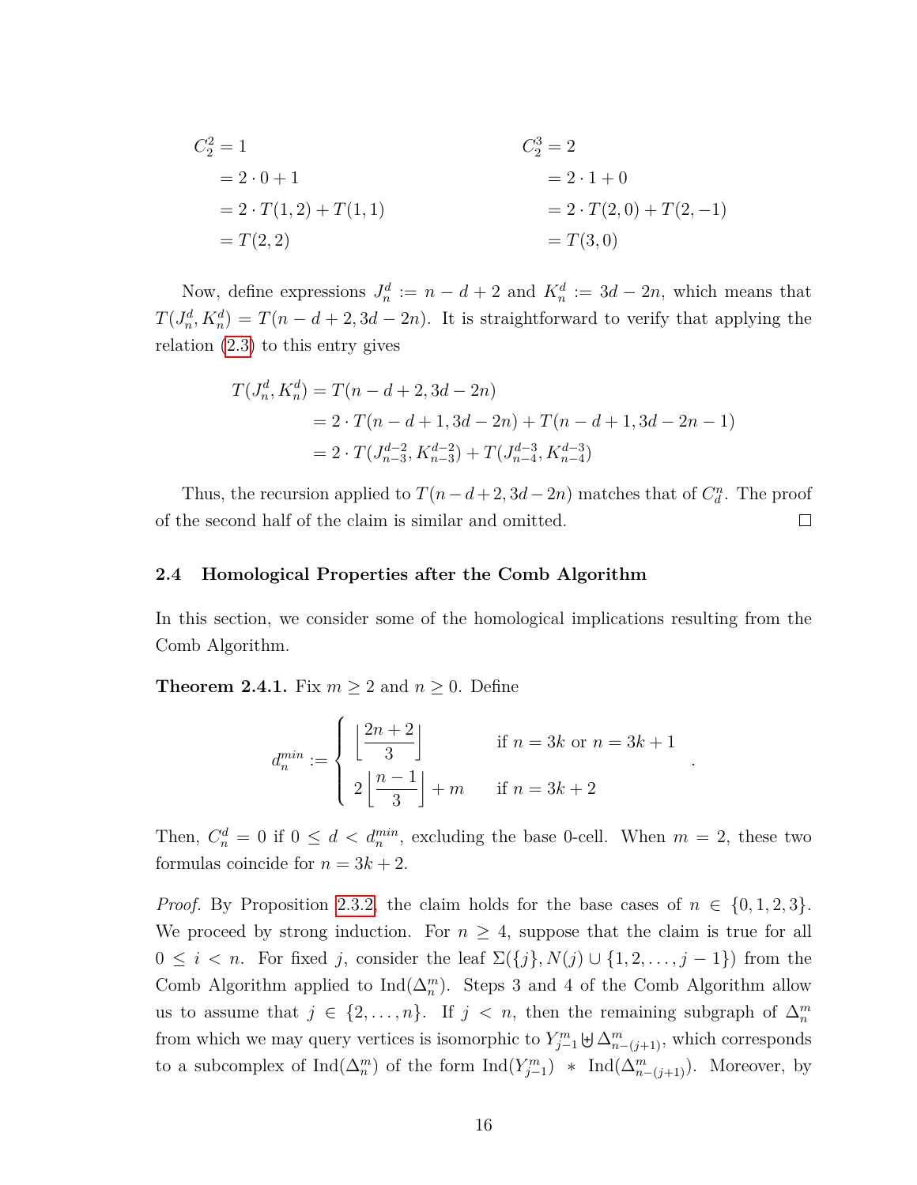$$
\begin{aligned}
C_2^2 &= 1 \\
&= 2 \cdot 0 + 1 \\
&= 2 \cdot T(1,2) + T(1,1) \\
&= T(2,2)
\end{aligned}
\qquad\qquad
\begin{aligned}
C_2^3 &= 2 \\
&= 2 \cdot 1 + 0 \\
&= 2 \cdot T(2,0) + T(2,-1) \\
&= T(3,0)
\end{aligned}
$$

Now, define expressions $J_n^d := n - d + 2$ and $K_n^d := 3d - 2n$, which means that $T(J_n^d, K_n^d) = T(n - d + 2, 3d - 2n)$. It is straightforward to verify that applying the relation (2.3) to this entry gives

$$
\begin{aligned}
T(J_n^d, K_n^d) &= T(n - d + 2, 3d - 2n) \\
&= 2 \cdot T(n - d + 1, 3d - 2n) + T(n - d + 1, 3d - 2n - 1) \\
&= 2 \cdot T(J_{n-3}^{d-2}, K_{n-3}^{d-2}) + T(J_{n-4}^{d-3}, K_{n-4}^{d-3})
\end{aligned}
$$

Thus, the recursion applied to $T(n-d+2, 3d-2n)$ matches that of $C_d^n$. The proof of the second half of the claim is similar and omitted. ☐

### 2.4 Homological Properties after the Comb Algorithm

In this section, we consider some of the homological implications resulting from the Comb Algorithm.

**Theorem 2.4.1.** Fix $m \geq 2$ and $n \geq 0$. Define

$$
d_n^{min} := \begin{cases} \left\lfloor \dfrac{2n+2}{3} \right\rfloor & \text{if } n = 3k \text{ or } n = 3k+1 \\ 2\left\lfloor \dfrac{n-1}{3} \right\rfloor + m & \text{if } n = 3k+2 \end{cases}.
$$

Then, $C_n^d = 0$ if $0 \leq d < d_n^{min}$, excluding the base 0-cell. When $m = 2$, these two formulas coincide for $n = 3k+2$.

*Proof.* By Proposition 2.3.2, the claim holds for the base cases of $n \in \{0, 1, 2, 3\}$. We proceed by strong induction. For $n \geq 4$, suppose that the claim is true for all $0 \leq i < n$. For fixed $j$, consider the leaf $\Sigma(\{j\}, N(j) \cup \{1, 2, \ldots, j-1\})$ from the Comb Algorithm applied to $\mathrm{Ind}(\Delta_n^m)$. Steps 3 and 4 of the Comb Algorithm allow us to assume that $j \in \{2, \ldots, n\}$. If $j < n$, then the remaining subgraph of $\Delta_n^m$ from which we may query vertices is isomorphic to $Y_{j-1}^m \uplus \Delta_{n-(j+1)}^m$, which corresponds to a subcomplex of $\mathrm{Ind}(\Delta_n^m)$ of the form $\mathrm{Ind}(Y_{j-1}^m) \ * \ \mathrm{Ind}(\Delta_{n-(j+1)}^m)$. Moreover, by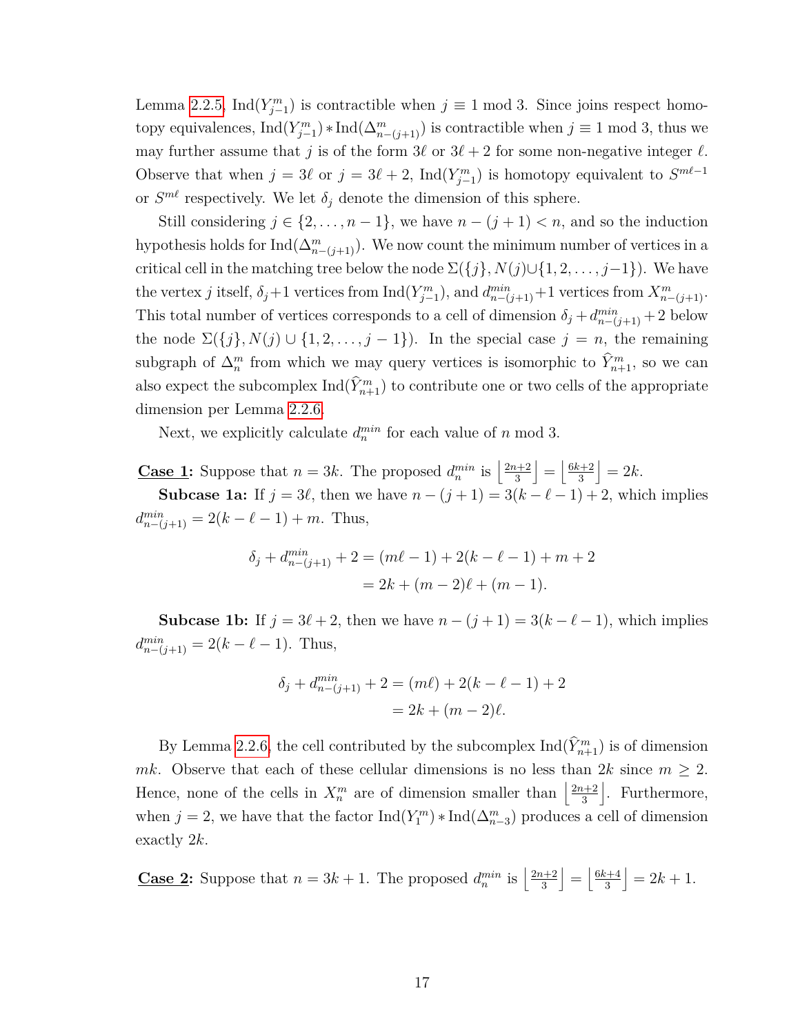Lemma 2.2.5, $\mathrm{Ind}(Y^m_{j-1})$ is contractible when $j \equiv 1 \bmod 3$. Since joins respect homotopy equivalences, $\mathrm{Ind}(Y^m_{j-1}) * \mathrm{Ind}(\Delta^m_{n-(j+1)})$ is contractible when $j \equiv 1 \bmod 3$, thus we may further assume that $j$ is of the form $3\ell$ or $3\ell+2$ for some non-negative integer $\ell$. Observe that when $j = 3\ell$ or $j = 3\ell + 2$, $\mathrm{Ind}(Y^m_{j-1})$ is homotopy equivalent to $S^{m\ell-1}$ or $S^{m\ell}$ respectively. We let $\delta_j$ denote the dimension of this sphere.

Still considering $j \in \{2, \ldots, n-1\}$, we have $n - (j+1) < n$, and so the induction hypothesis holds for $\mathrm{Ind}(\Delta^m_{n-(j+1)})$. We now count the minimum number of vertices in a critical cell in the matching tree below the node $\Sigma(\{j\}, N(j) \cup \{1, 2, \ldots, j-1\})$. We have the vertex $j$ itself, $\delta_j + 1$ vertices from $\mathrm{Ind}(Y^m_{j-1})$, and $d^{min}_{n-(j+1)} + 1$ vertices from $X^m_{n-(j+1)}$. This total number of vertices corresponds to a cell of dimension $\delta_j + d^{min}_{n-(j+1)} + 2$ below the node $\Sigma(\{j\}, N(j) \cup \{1, 2, \ldots, j-1\})$. In the special case $j = n$, the remaining subgraph of $\Delta^m_n$ from which we may query vertices is isomorphic to $\widehat{Y}^m_{n+1}$, so we can also expect the subcomplex $\mathrm{Ind}(\widehat{Y}^m_{n+1})$ to contribute one or two cells of the appropriate dimension per Lemma 2.2.6.

Next, we explicitly calculate $d^{min}_n$ for each value of $n \bmod 3$.

**Case 1:** Suppose that $n = 3k$. The proposed $d^{min}_n$ is $\left\lfloor \frac{2n+2}{3} \right\rfloor = \left\lfloor \frac{6k+2}{3} \right\rfloor = 2k$.

**Subcase 1a:** If $j = 3\ell$, then we have $n - (j+1) = 3(k - \ell - 1) + 2$, which implies $d^{min}_{n-(j+1)} = 2(k - \ell - 1) + m$. Thus,

$$\begin{aligned}
\delta_j + d^{min}_{n-(j+1)} + 2 &= (m\ell - 1) + 2(k - \ell - 1) + m + 2 \\
&= 2k + (m-2)\ell + (m-1).
\end{aligned}$$

**Subcase 1b:** If $j = 3\ell + 2$, then we have $n - (j+1) = 3(k - \ell - 1)$, which implies $d^{min}_{n-(j+1)} = 2(k - \ell - 1)$. Thus,

$$\begin{aligned}
\delta_j + d^{min}_{n-(j+1)} + 2 &= (m\ell) + 2(k - \ell - 1) + 2 \\
&= 2k + (m-2)\ell.
\end{aligned}$$

By Lemma 2.2.6, the cell contributed by the subcomplex $\mathrm{Ind}(\widehat{Y}^m_{n+1})$ is of dimension $mk$. Observe that each of these cellular dimensions is no less than $2k$ since $m \geq 2$. Hence, none of the cells in $X^m_n$ are of dimension smaller than $\left\lfloor \frac{2n+2}{3} \right\rfloor$. Furthermore, when $j = 2$, we have that the factor $\mathrm{Ind}(Y^m_1) * \mathrm{Ind}(\Delta^m_{n-3})$ produces a cell of dimension exactly $2k$.

**Case 2:** Suppose that $n = 3k + 1$. The proposed $d^{min}_n$ is $\left\lfloor \frac{2n+2}{3} \right\rfloor = \left\lfloor \frac{6k+4}{3} \right\rfloor = 2k + 1$.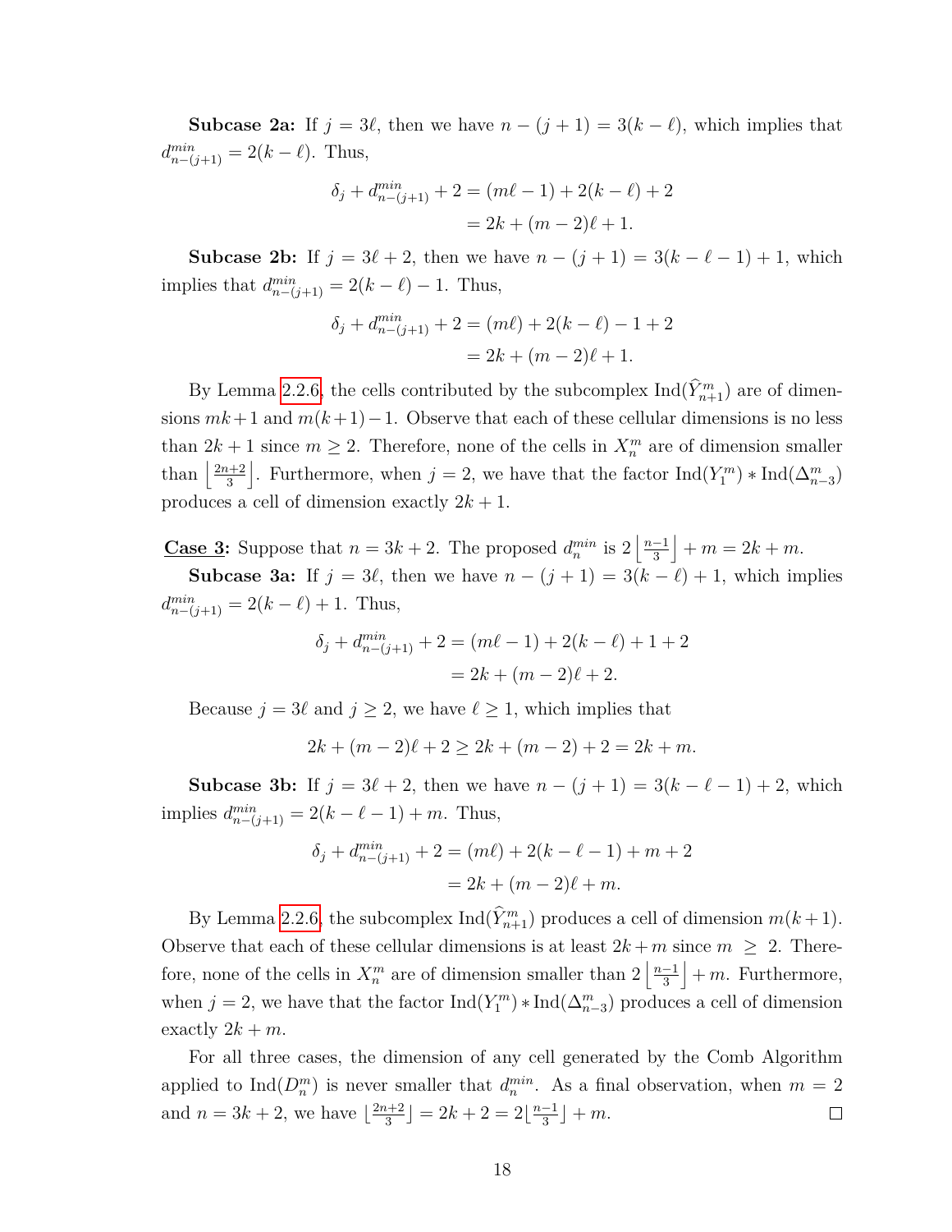**Subcase 2a:** If $j = 3\ell$, then we have $n - (j+1) = 3(k - \ell)$, which implies that $d^{min}_{n-(j+1)} = 2(k - \ell)$. Thus,

$$\begin{aligned}\delta_j + d^{min}_{n-(j+1)} + 2 &= (m\ell - 1) + 2(k - \ell) + 2 \\ &= 2k + (m-2)\ell + 1.\end{aligned}$$

**Subcase 2b:** If $j = 3\ell + 2$, then we have $n - (j+1) = 3(k - \ell - 1) + 1$, which implies that $d^{min}_{n-(j+1)} = 2(k - \ell) - 1$. Thus,

$$\begin{aligned}\delta_j + d^{min}_{n-(j+1)} + 2 &= (m\ell) + 2(k - \ell) - 1 + 2 \\ &= 2k + (m-2)\ell + 1.\end{aligned}$$

By Lemma 2.2.6, the cells contributed by the subcomplex $\mathrm{Ind}(\widehat{Y}^m_{n+1})$ are of dimensions $mk+1$ and $m(k+1)-1$. Observe that each of these cellular dimensions is no less than $2k+1$ since $m \geq 2$. Therefore, none of the cells in $X^m_n$ are of dimension smaller than $\left\lfloor \frac{2n+2}{3} \right\rfloor$. Furthermore, when $j = 2$, we have that the factor $\mathrm{Ind}(Y^m_1) * \mathrm{Ind}(\Delta^m_{n-3})$ produces a cell of dimension exactly $2k+1$.

<u>**Case 3:**</u> Suppose that $n = 3k+2$. The proposed $d^{min}_n$ is $2\left\lfloor \frac{n-1}{3} \right\rfloor + m = 2k + m$.

**Subcase 3a:** If $j = 3\ell$, then we have $n - (j+1) = 3(k - \ell) + 1$, which implies $d^{min}_{n-(j+1)} = 2(k - \ell) + 1$. Thus,

$$\begin{aligned}\delta_j + d^{min}_{n-(j+1)} + 2 &= (m\ell - 1) + 2(k - \ell) + 1 + 2 \\ &= 2k + (m-2)\ell + 2.\end{aligned}$$

Because $j = 3\ell$ and $j \geq 2$, we have $\ell \geq 1$, which implies that

$$2k + (m-2)\ell + 2 \geq 2k + (m-2) + 2 = 2k + m.$$

**Subcase 3b:** If $j = 3\ell + 2$, then we have $n - (j+1) = 3(k - \ell - 1) + 2$, which implies $d^{min}_{n-(j+1)} = 2(k - \ell - 1) + m$. Thus,

$$\begin{aligned}\delta_j + d^{min}_{n-(j+1)} + 2 &= (m\ell) + 2(k - \ell - 1) + m + 2 \\ &= 2k + (m-2)\ell + m.\end{aligned}$$

By Lemma 2.2.6, the subcomplex $\mathrm{Ind}(\widehat{Y}^m_{n+1})$ produces a cell of dimension $m(k+1)$. Observe that each of these cellular dimensions is at least $2k+m$ since $m \geq 2$. Therefore, none of the cells in $X^m_n$ are of dimension smaller than $2\left\lfloor \frac{n-1}{3} \right\rfloor + m$. Furthermore, when $j = 2$, we have that the factor $\mathrm{Ind}(Y^m_1) * \mathrm{Ind}(\Delta^m_{n-3})$ produces a cell of dimension exactly $2k+m$.

For all three cases, the dimension of any cell generated by the Comb Algorithm applied to $\mathrm{Ind}(D^m_n)$ is never smaller that $d^{min}_n$. As a final observation, when $m = 2$ and $n = 3k+2$, we have $\lfloor \frac{2n+2}{3} \rfloor = 2k+2 = 2\lfloor \frac{n-1}{3} \rfloor + m$. $\square$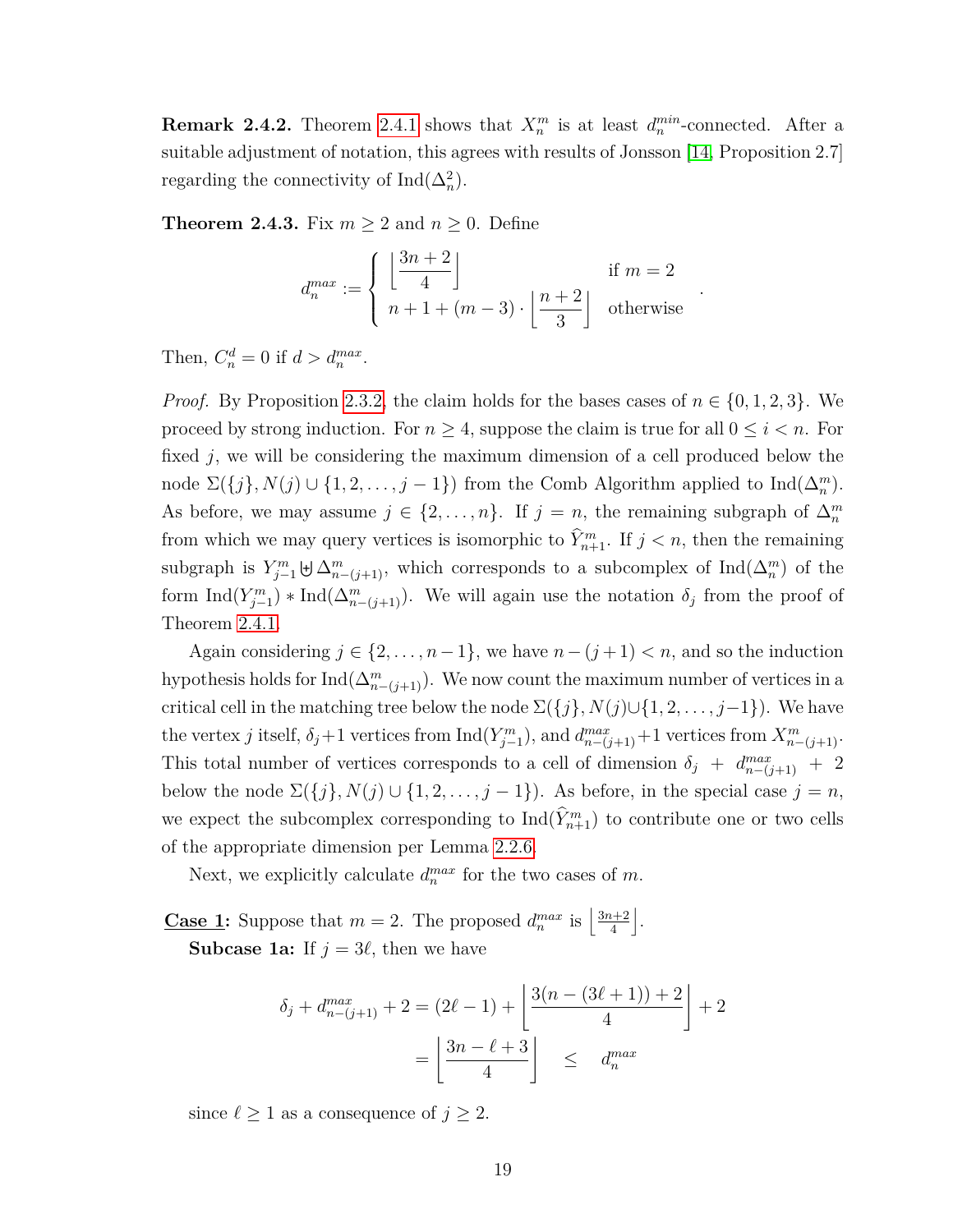**Remark 2.4.2.** Theorem 2.4.1 shows that $X_n^m$ is at least $d_n^{min}$-connected. After a suitable adjustment of notation, this agrees with results of Jonsson [14, Proposition 2.7] regarding the connectivity of $\text{Ind}(\Delta_n^2)$.

**Theorem 2.4.3.** Fix $m \geq 2$ and $n \geq 0$. Define

$$d_n^{max} := \begin{cases} \left\lfloor \dfrac{3n+2}{4} \right\rfloor & \text{if } m = 2 \\ n + 1 + (m-3) \cdot \left\lfloor \dfrac{n+2}{3} \right\rfloor & \text{otherwise} \end{cases}.$$

Then, $C_n^d = 0$ if $d > d_n^{max}$.

*Proof.* By Proposition 2.3.2, the claim holds for the bases cases of $n \in \{0, 1, 2, 3\}$. We proceed by strong induction. For $n \geq 4$, suppose the claim is true for all $0 \leq i < n$. For fixed $j$, we will be considering the maximum dimension of a cell produced below the node $\Sigma(\{j\}, N(j) \cup \{1, 2, \ldots, j-1\})$ from the Comb Algorithm applied to $\text{Ind}(\Delta_n^m)$. As before, we may assume $j \in \{2, \ldots, n\}$. If $j = n$, the remaining subgraph of $\Delta_n^m$ from which we may query vertices is isomorphic to $\widehat{Y}_{n+1}^m$. If $j < n$, then the remaining subgraph is $Y_{j-1}^m \uplus \Delta_{n-(j+1)}^m$, which corresponds to a subcomplex of $\text{Ind}(\Delta_n^m)$ of the form $\text{Ind}(Y_{j-1}^m) * \text{Ind}(\Delta_{n-(j+1)}^m)$. We will again use the notation $\delta_j$ from the proof of Theorem 2.4.1.

Again considering $j \in \{2, \ldots, n-1\}$, we have $n - (j+1) < n$, and so the induction hypothesis holds for $\text{Ind}(\Delta_{n-(j+1)}^m)$. We now count the maximum number of vertices in a critical cell in the matching tree below the node $\Sigma(\{j\}, N(j) \cup \{1, 2, \ldots, j-1\})$. We have the vertex $j$ itself, $\delta_j + 1$ vertices from $\text{Ind}(Y_{j-1}^m)$, and $d_{n-(j+1)}^{max} + 1$ vertices from $X_{n-(j+1)}^m$. This total number of vertices corresponds to a cell of dimension $\delta_j + d_{n-(j+1)}^{max} + 2$ below the node $\Sigma(\{j\}, N(j) \cup \{1, 2, \ldots, j-1\})$. As before, in the special case $j = n$, we expect the subcomplex corresponding to $\text{Ind}(\widehat{Y}_{n+1}^m)$ to contribute one or two cells of the appropriate dimension per Lemma 2.2.6.

Next, we explicitly calculate $d_n^{max}$ for the two cases of $m$.

**<u>Case 1</u>:** Suppose that $m = 2$. The proposed $d_n^{max}$ is $\left\lfloor \frac{3n+2}{4} \right\rfloor$.

**Subcase 1a:** If $j = 3\ell$, then we have

$$\begin{aligned} \delta_j + d_{n-(j+1)}^{max} + 2 &= (2\ell - 1) + \left\lfloor \frac{3(n - (3\ell + 1)) + 2}{4} \right\rfloor + 2 \\ &= \left\lfloor \frac{3n - \ell + 3}{4} \right\rfloor \quad \leq \quad d_n^{max} \end{aligned}$$

since $\ell \geq 1$ as a consequence of $j \geq 2$.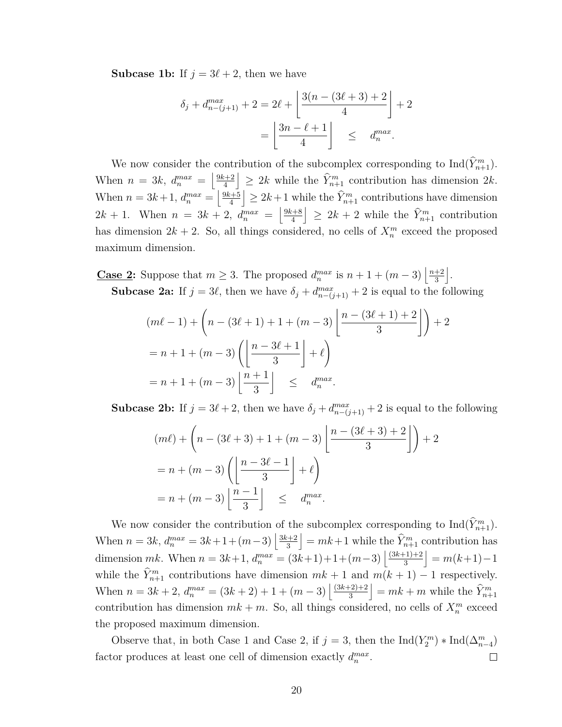**Subcase 1b:** If $j = 3\ell + 2$, then we have

$$\begin{aligned}
\delta_j + d^{max}_{n-(j+1)} + 2 &= 2\ell + \left\lfloor \frac{3(n-(3\ell+3)+2}{4} \right\rfloor + 2 \\
&= \left\lfloor \frac{3n - \ell + 1}{4} \right\rfloor \quad \leq \quad d^{max}_n.
\end{aligned}$$

We now consider the contribution of the subcomplex corresponding to $\mathrm{Ind}(\widehat{Y}^m_{n+1})$. When $n = 3k$, $d^{max}_n = \left\lfloor \frac{9k+2}{4} \right\rfloor \geq 2k$ while the $\widehat{Y}^m_{n+1}$ contribution has dimension $2k$. When $n = 3k+1$, $d^{max}_n = \left\lfloor \frac{9k+5}{4} \right\rfloor \geq 2k+1$ while the $\widehat{Y}^m_{n+1}$ contributions have dimension $2k+1$. When $n = 3k+2$, $d^{max}_n = \left\lfloor \frac{9k+8}{4} \right\rfloor \geq 2k+2$ while the $\widehat{Y}^m_{n+1}$ contribution has dimension $2k+2$. So, all things considered, no cells of $X^m_n$ exceed the proposed maximum dimension.

**<u>Case 2</u>:** Suppose that $m \geq 3$. The proposed $d^{max}_n$ is $n + 1 + (m-3)\left\lfloor \frac{n+2}{3} \right\rfloor$.

**Subcase 2a:** If $j = 3\ell$, then we have $\delta_j + d^{max}_{n-(j+1)} + 2$ is equal to the following

$$\begin{aligned}
&(m\ell - 1) + \left(n - (3\ell+1) + 1 + (m-3)\left\lfloor \frac{n-(3\ell+1)+2}{3} \right\rfloor\right) + 2 \\
&= n + 1 + (m-3)\left(\left\lfloor \frac{n - 3\ell + 1}{3} \right\rfloor + \ell\right) \\
&= n + 1 + (m-3)\left\lfloor \frac{n+1}{3} \right\rfloor \quad \leq \quad d^{max}_n.
\end{aligned}$$

**Subcase 2b:** If $j = 3\ell + 2$, then we have $\delta_j + d^{max}_{n-(j+1)} + 2$ is equal to the following

$$\begin{aligned}
&(m\ell) + \left(n - (3\ell+3) + 1 + (m-3)\left\lfloor \frac{n-(3\ell+3)+2}{3} \right\rfloor\right) + 2 \\
&= n + (m-3)\left(\left\lfloor \frac{n - 3\ell - 1}{3} \right\rfloor + \ell\right) \\
&= n + (m-3)\left\lfloor \frac{n-1}{3} \right\rfloor \quad \leq \quad d^{max}_n.
\end{aligned}$$

We now consider the contribution of the subcomplex corresponding to $\mathrm{Ind}(\widehat{Y}^m_{n+1})$. When $n = 3k$, $d^{max}_n = 3k+1+(m-3)\left\lfloor \frac{3k+2}{3} \right\rfloor = mk+1$ while the $\widehat{Y}^m_{n+1}$ contribution has dimension $mk$. When $n = 3k+1$, $d^{max}_n = (3k+1)+1+(m-3)\left\lfloor \frac{(3k+1)+2}{3} \right\rfloor = m(k+1)-1$ while the $\widehat{Y}^m_{n+1}$ contributions have dimension $mk+1$ and $m(k+1)-1$ respectively. When $n = 3k+2$, $d^{max}_n = (3k+2)+1+(m-3)\left\lfloor \frac{(3k+2)+2}{3} \right\rfloor = mk+m$ while the $\widehat{Y}^m_{n+1}$ contribution has dimension $mk+m$. So, all things considered, no cells of $X^m_n$ exceed the proposed maximum dimension.

Observe that, in both Case 1 and Case 2, if $j = 3$, then the $\mathrm{Ind}(Y^m_2) * \mathrm{Ind}(\Delta^m_{n-4})$ factor produces at least one cell of dimension exactly $d^{max}_n$. $\square$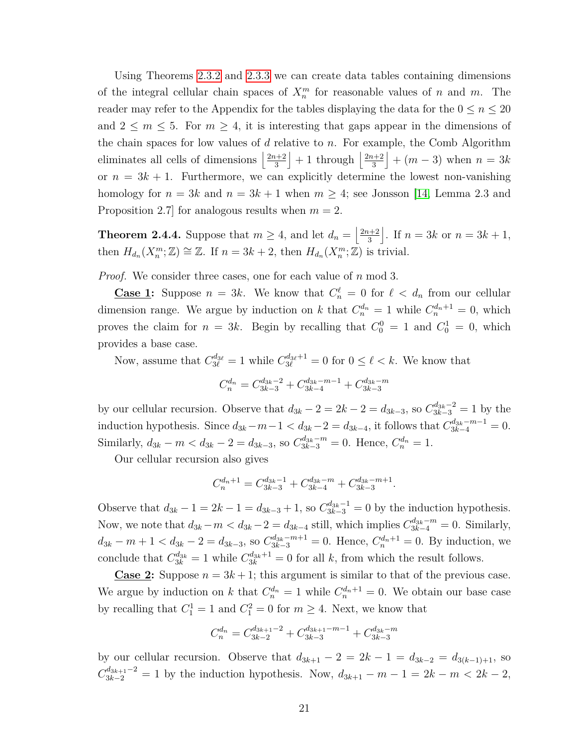Using Theorems 2.3.2 and 2.3.3 we can create data tables containing dimensions of the integral cellular chain spaces of $X_n^m$ for reasonable values of $n$ and $m$. The reader may refer to the Appendix for the tables displaying the data for the $0 \le n \le 20$ and $2 \le m \le 5$. For $m \ge 4$, it is interesting that gaps appear in the dimensions of the chain spaces for low values of $d$ relative to $n$. For example, the Comb Algorithm eliminates all cells of dimensions $\left\lfloor \frac{2n+2}{3} \right\rfloor + 1$ through $\left\lfloor \frac{2n+2}{3} \right\rfloor + (m-3)$ when $n = 3k$ or $n = 3k+1$. Furthermore, we can explicitly determine the lowest non-vanishing homology for $n = 3k$ and $n = 3k+1$ when $m \ge 4$; see Jonsson [14, Lemma 2.3 and Proposition 2.7] for analogous results when $m = 2$.

**Theorem 2.4.4.** Suppose that $m \ge 4$, and let $d_n = \left\lfloor \frac{2n+2}{3} \right\rfloor$. If $n = 3k$ or $n = 3k+1$, then $H_{d_n}(X_n^m; \mathbb{Z}) \cong \mathbb{Z}$. If $n = 3k+2$, then $H_{d_n}(X_n^m; \mathbb{Z})$ is trivial.

*Proof.* We consider three cases, one for each value of $n$ mod 3.

**Case 1:** Suppose $n = 3k$. We know that $C_n^\ell = 0$ for $\ell < d_n$ from our cellular dimension range. We argue by induction on $k$ that $C_n^{d_n} = 1$ while $C_n^{d_n+1} = 0$, which proves the claim for $n = 3k$. Begin by recalling that $C_0^0 = 1$ and $C_0^1 = 0$, which provides a base case.

Now, assume that $C_{3\ell}^{d_{3\ell}} = 1$ while $C_{3\ell}^{d_{3\ell}+1} = 0$ for $0 \le \ell < k$. We know that

$$C_n^{d_n} = C_{3k-3}^{d_{3k}-2} + C_{3k-4}^{d_{3k}-m-1} + C_{3k-3}^{d_{3k}-m}$$

by our cellular recursion. Observe that $d_{3k} - 2 = 2k - 2 = d_{3k-3}$, so $C_{3k-3}^{d_{3k}-2} = 1$ by the induction hypothesis. Since $d_{3k} - m - 1 < d_{3k} - 2 = d_{3k-4}$, it follows that $C_{3k-4}^{d_{3k}-m-1} = 0$. Similarly, $d_{3k} - m < d_{3k} - 2 = d_{3k-3}$, so $C_{3k-3}^{d_{3k}-m} = 0$. Hence, $C_n^{d_n} = 1$.

Our cellular recursion also gives

$$C_n^{d_n+1} = C_{3k-3}^{d_{3k}-1} + C_{3k-4}^{d_{3k}-m} + C_{3k-3}^{d_{3k}-m+1}.$$

Observe that $d_{3k} - 1 = 2k - 1 = d_{3k-3} + 1$, so $C_{3k-3}^{d_{3k}-1} = 0$ by the induction hypothesis. Now, we note that $d_{3k} - m < d_{3k} - 2 = d_{3k-4}$ still, which implies $C_{3k-4}^{d_{3k}-m} = 0$. Similarly, $d_{3k} - m + 1 < d_{3k} - 2 = d_{3k-3}$, so $C_{3k-3}^{d_{3k}-m+1} = 0$. Hence, $C_n^{d_n+1} = 0$. By induction, we conclude that $C_{3k}^{d_{3k}} = 1$ while $C_{3k}^{d_{3k}+1} = 0$ for all $k$, from which the result follows.

**Case 2:** Suppose $n = 3k+1$; this argument is similar to that of the previous case. We argue by induction on $k$ that $C_n^{d_n} = 1$ while $C_n^{d_n+1} = 0$. We obtain our base case by recalling that $C_1^1 = 1$ and $C_1^2 = 0$ for $m \ge 4$. Next, we know that

$$C_n^{d_n} = C_{3k-2}^{d_{3k+1}-2} + C_{3k-3}^{d_{3k+1}-m-1} + C_{3k-3}^{d_{3k}-m}$$

by our cellular recursion. Observe that $d_{3k+1} - 2 = 2k - 1 = d_{3k-2} = d_{3(k-1)+1}$, so $C_{3k-2}^{d_{3k+1}-2} = 1$ by the induction hypothesis. Now, $d_{3k+1} - m - 1 = 2k - m < 2k - 2$,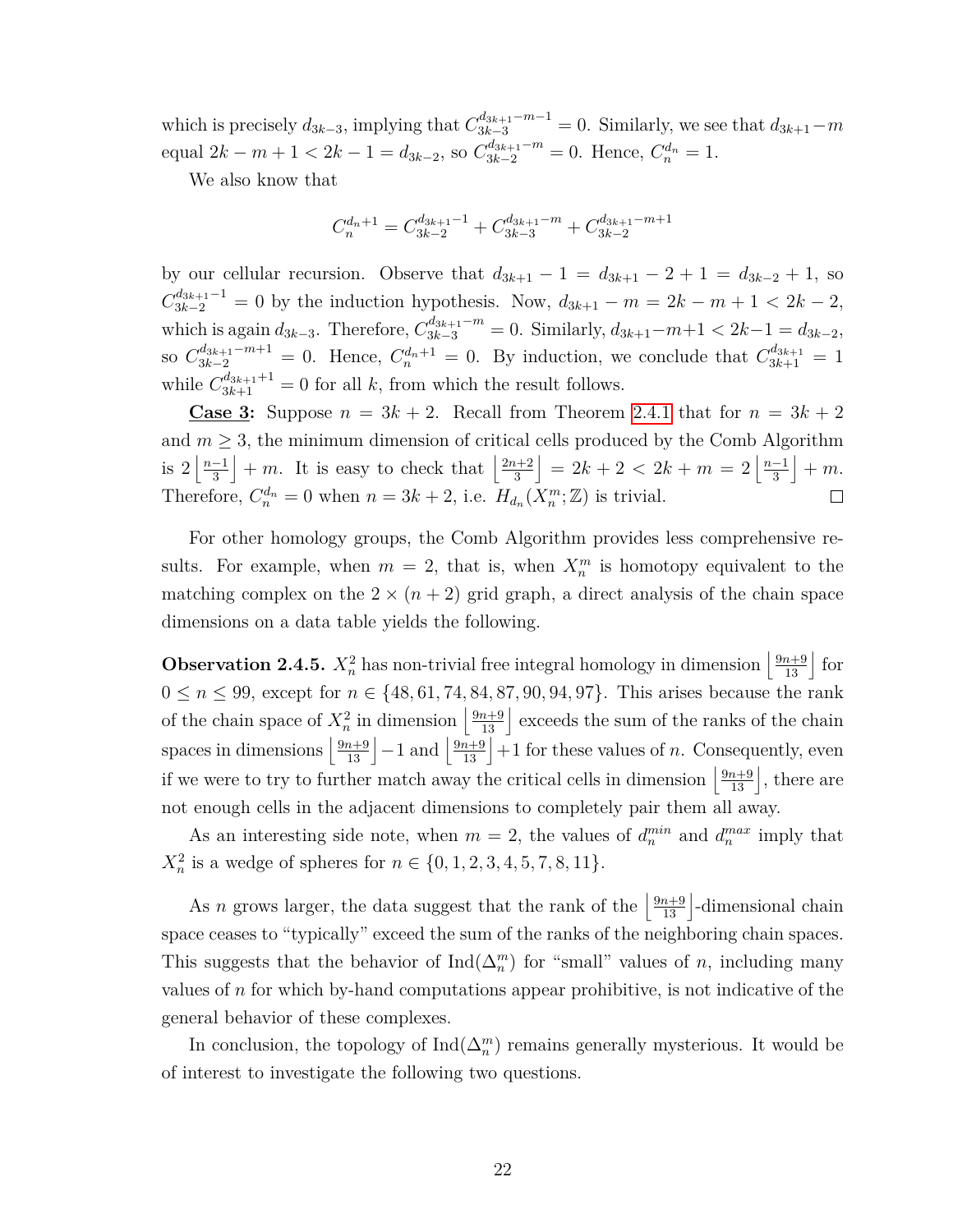which is precisely $d_{3k-3}$, implying that $C_{3k-3}^{d_{3k+1}-m-1} = 0$. Similarly, we see that $d_{3k+1} - m$ equal $2k - m + 1 < 2k - 1 = d_{3k-2}$, so $C_{3k-2}^{d_{3k+1}-m} = 0$. Hence, $C_n^{d_n} = 1$.

We also know that

$$C_n^{d_n+1} = C_{3k-2}^{d_{3k+1}-1} + C_{3k-3}^{d_{3k+1}-m} + C_{3k-2}^{d_{3k+1}-m+1}$$

by our cellular recursion. Observe that $d_{3k+1} - 1 = d_{3k+1} - 2 + 1 = d_{3k-2} + 1$, so $C_{3k-2}^{d_{3k+1}-1} = 0$ by the induction hypothesis. Now, $d_{3k+1} - m = 2k - m + 1 < 2k - 2$, which is again $d_{3k-3}$. Therefore, $C_{3k-3}^{d_{3k+1}-m} = 0$. Similarly, $d_{3k+1} - m + 1 < 2k - 1 = d_{3k-2}$, so $C_{3k-2}^{d_{3k+1}-m+1} = 0$. Hence, $C_n^{d_n+1} = 0$. By induction, we conclude that $C_{3k+1}^{d_{3k+1}} = 1$ while $C_{3k+1}^{d_{3k+1}+1} = 0$ for all $k$, from which the result follows.

**Case 3:** Suppose $n = 3k + 2$. Recall from Theorem 2.4.1 that for $n = 3k + 2$ and $m \geq 3$, the minimum dimension of critical cells produced by the Comb Algorithm is $2\left\lfloor \frac{n-1}{3} \right\rfloor + m$. It is easy to check that $\left\lfloor \frac{2n+2}{3} \right\rfloor = 2k + 2 < 2k + m = 2\left\lfloor \frac{n-1}{3} \right\rfloor + m$. Therefore, $C_n^{d_n} = 0$ when $n = 3k + 2$, i.e. $H_{d_n}(X_n^m; \mathbb{Z})$ is trivial. ☐

For other homology groups, the Comb Algorithm provides less comprehensive results. For example, when $m = 2$, that is, when $X_n^m$ is homotopy equivalent to the matching complex on the $2 \times (n + 2)$ grid graph, a direct analysis of the chain space dimensions on a data table yields the following.

**Observation 2.4.5.** $X_n^2$ has non-trivial free integral homology in dimension $\left\lfloor \frac{9n+9}{13} \right\rfloor$ for $0 \leq n \leq 99$, except for $n \in \{48, 61, 74, 84, 87, 90, 94, 97\}$. This arises because the rank of the chain space of $X_n^2$ in dimension $\left\lfloor \frac{9n+9}{13} \right\rfloor$ exceeds the sum of the ranks of the chain spaces in dimensions $\left\lfloor \frac{9n+9}{13} \right\rfloor - 1$ and $\left\lfloor \frac{9n+9}{13} \right\rfloor + 1$ for these values of $n$. Consequently, even if we were to try to further match away the critical cells in dimension $\left\lfloor \frac{9n+9}{13} \right\rfloor$, there are not enough cells in the adjacent dimensions to completely pair them all away.

As an interesting side note, when $m = 2$, the values of $d_n^{min}$ and $d_n^{max}$ imply that $X_n^2$ is a wedge of spheres for $n \in \{0, 1, 2, 3, 4, 5, 7, 8, 11\}$.

As $n$ grows larger, the data suggest that the rank of the $\left\lfloor \frac{9n+9}{13} \right\rfloor$-dimensional chain space ceases to "typically" exceed the sum of the ranks of the neighboring chain spaces. This suggests that the behavior of $\text{Ind}(\Delta_n^m)$ for "small" values of $n$, including many values of $n$ for which by-hand computations appear prohibitive, is not indicative of the general behavior of these complexes.

In conclusion, the topology of $\text{Ind}(\Delta_n^m)$ remains generally mysterious. It would be of interest to investigate the following two questions.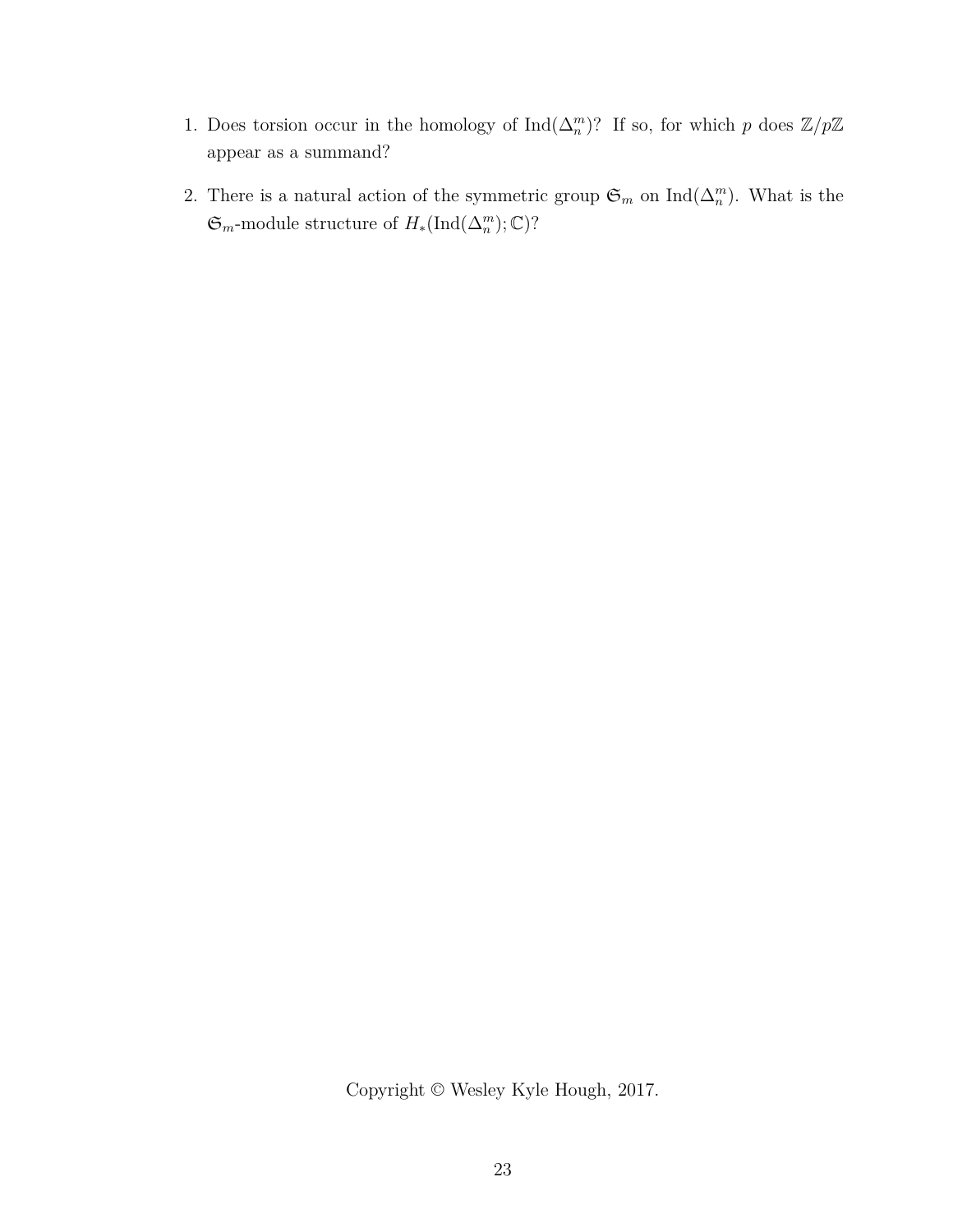1. Does torsion occur in the homology of $\mathrm{Ind}(\Delta_n^m)$? If so, for which $p$ does $\mathbb{Z}/p\mathbb{Z}$ appear as a summand?

2. There is a natural action of the symmetric group $\mathfrak{S}_m$ on $\mathrm{Ind}(\Delta_n^m)$. What is the $\mathfrak{S}_m$-module structure of $H_*(\mathrm{Ind}(\Delta_n^m); \mathbb{C})$?

Copyright © Wesley Kyle Hough, 2017.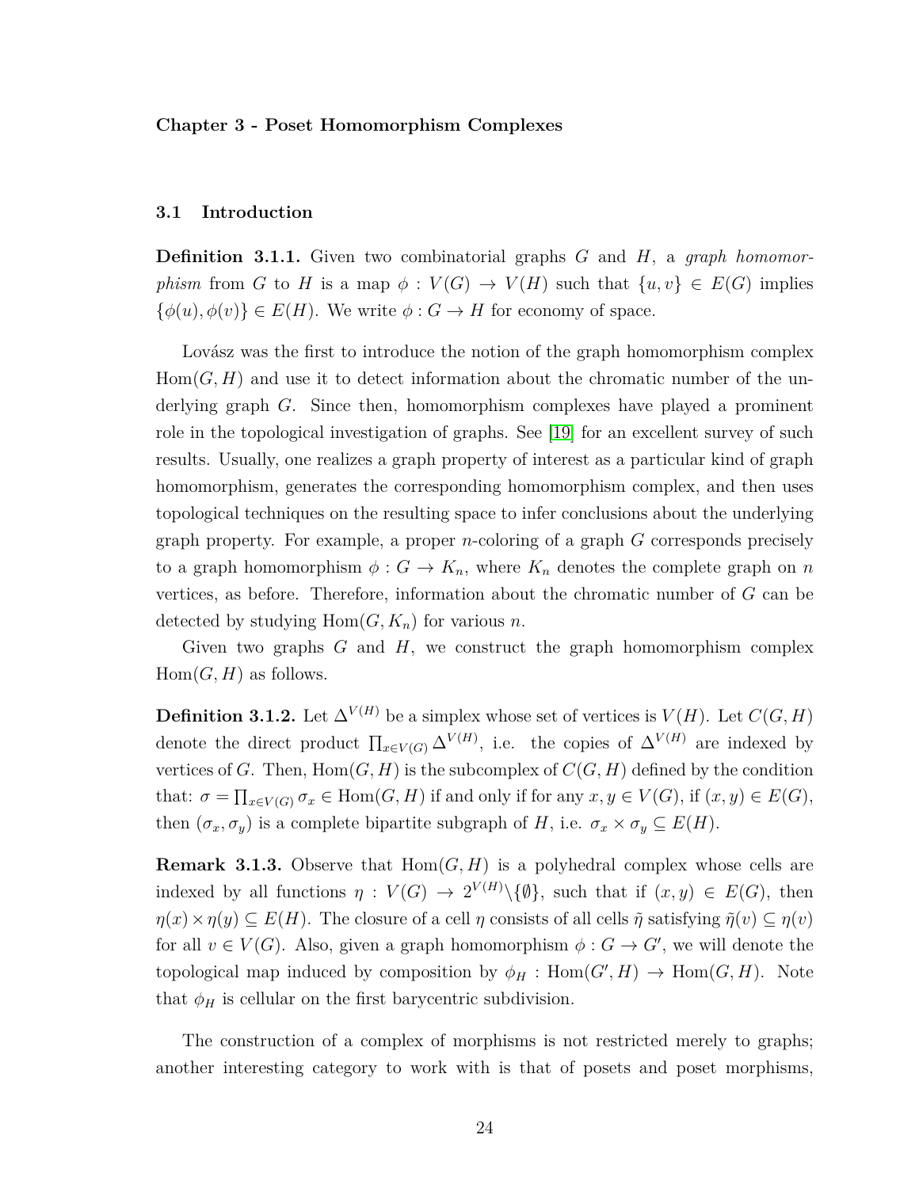**Chapter 3 - Poset Homomorphism Complexes**

## 3.1 Introduction

**Definition 3.1.1.** Given two combinatorial graphs $G$ and $H$, a *graph homomorphism* from $G$ to $H$ is a map $\phi : V(G) \to V(H)$ such that $\{u, v\} \in E(G)$ implies $\{\phi(u), \phi(v)\} \in E(H)$. We write $\phi : G \to H$ for economy of space.

Lovász was the first to introduce the notion of the graph homomorphism complex $\mathrm{Hom}(G, H)$ and use it to detect information about the chromatic number of the underlying graph $G$. Since then, homomorphism complexes have played a prominent role in the topological investigation of graphs. See [19] for an excellent survey of such results. Usually, one realizes a graph property of interest as a particular kind of graph homomorphism, generates the corresponding homomorphism complex, and then uses topological techniques on the resulting space to infer conclusions about the underlying graph property. For example, a proper $n$-coloring of a graph $G$ corresponds precisely to a graph homomorphism $\phi : G \to K_n$, where $K_n$ denotes the complete graph on $n$ vertices, as before. Therefore, information about the chromatic number of $G$ can be detected by studying $\mathrm{Hom}(G, K_n)$ for various $n$.

Given two graphs $G$ and $H$, we construct the graph homomorphism complex $\mathrm{Hom}(G, H)$ as follows.

**Definition 3.1.2.** Let $\Delta^{V(H)}$ be a simplex whose set of vertices is $V(H)$. Let $C(G, H)$ denote the direct product $\prod_{x \in V(G)} \Delta^{V(H)}$, i.e. the copies of $\Delta^{V(H)}$ are indexed by vertices of $G$. Then, $\mathrm{Hom}(G, H)$ is the subcomplex of $C(G, H)$ defined by the condition that: $\sigma = \prod_{x \in V(G)} \sigma_x \in \mathrm{Hom}(G, H)$ if and only if for any $x, y \in V(G)$, if $(x, y) \in E(G)$, then $(\sigma_x, \sigma_y)$ is a complete bipartite subgraph of $H$, i.e. $\sigma_x \times \sigma_y \subseteq E(H)$.

**Remark 3.1.3.** Observe that $\mathrm{Hom}(G, H)$ is a polyhedral complex whose cells are indexed by all functions $\eta : V(G) \to 2^{V(H)} \backslash \{\emptyset\}$, such that if $(x, y) \in E(G)$, then $\eta(x) \times \eta(y) \subseteq E(H)$. The closure of a cell $\eta$ consists of all cells $\tilde{\eta}$ satisfying $\tilde{\eta}(v) \subseteq \eta(v)$ for all $v \in V(G)$. Also, given a graph homomorphism $\phi : G \to G'$, we will denote the topological map induced by composition by $\phi_H : \mathrm{Hom}(G', H) \to \mathrm{Hom}(G, H)$. Note that $\phi_H$ is cellular on the first barycentric subdivision.

The construction of a complex of morphisms is not restricted merely to graphs; another interesting category to work with is that of posets and poset morphisms,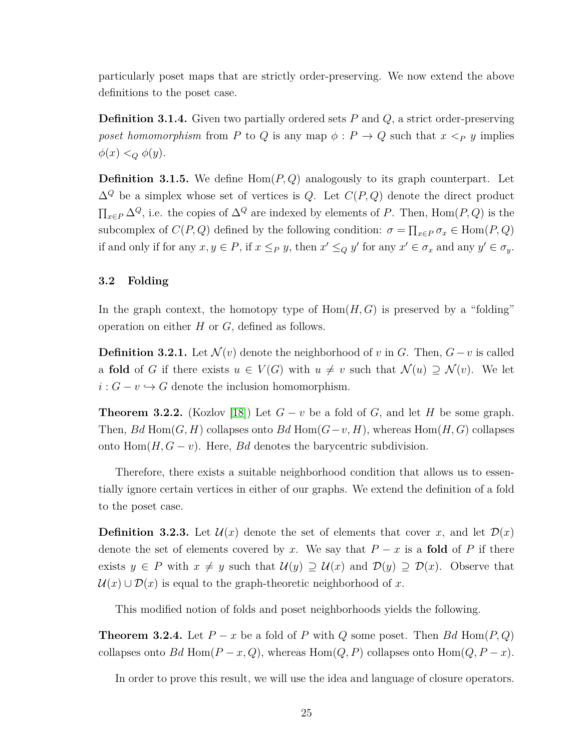particularly poset maps that are strictly order-preserving. We now extend the above definitions to the poset case.

**Definition 3.1.4.** Given two partially ordered sets $P$ and $Q$, a strict order-preserving *poset homomorphism* from $P$ to $Q$ is any map $\phi : P \to Q$ such that $x <_P y$ implies $\phi(x) <_Q \phi(y)$.

**Definition 3.1.5.** We define $\mathrm{Hom}(P, Q)$ analogously to its graph counterpart. Let $\Delta^Q$ be a simplex whose set of vertices is $Q$. Let $C(P, Q)$ denote the direct product $\prod_{x \in P} \Delta^Q$, i.e. the copies of $\Delta^Q$ are indexed by elements of $P$. Then, $\mathrm{Hom}(P, Q)$ is the subcomplex of $C(P, Q)$ defined by the following condition: $\sigma = \prod_{x \in P} \sigma_x \in \mathrm{Hom}(P, Q)$ if and only if for any $x, y \in P$, if $x \leq_P y$, then $x' \leq_Q y'$ for any $x' \in \sigma_x$ and any $y' \in \sigma_y$.

### 3.2 Folding

In the graph context, the homotopy type of $\mathrm{Hom}(H, G)$ is preserved by a "folding" operation on either $H$ or $G$, defined as follows.

**Definition 3.2.1.** Let $\mathcal{N}(v)$ denote the neighborhood of $v$ in $G$. Then, $G - v$ is called a **fold** of $G$ if there exists $u \in V(G)$ with $u \neq v$ such that $\mathcal{N}(u) \supseteq \mathcal{N}(v)$. We let $i : G - v \hookrightarrow G$ denote the inclusion homomorphism.

**Theorem 3.2.2.** (Kozlov [18]) Let $G - v$ be a fold of $G$, and let $H$ be some graph. Then, $Bd\ \mathrm{Hom}(G, H)$ collapses onto $Bd\ \mathrm{Hom}(G - v, H)$, whereas $\mathrm{Hom}(H, G)$ collapses onto $\mathrm{Hom}(H, G - v)$. Here, $Bd$ denotes the barycentric subdivision.

Therefore, there exists a suitable neighborhood condition that allows us to essentially ignore certain vertices in either of our graphs. We extend the definition of a fold to the poset case.

**Definition 3.2.3.** Let $\mathcal{U}(x)$ denote the set of elements that cover $x$, and let $\mathcal{D}(x)$ denote the set of elements covered by $x$. We say that $P - x$ is a **fold** of $P$ if there exists $y \in P$ with $x \neq y$ such that $\mathcal{U}(y) \supseteq \mathcal{U}(x)$ and $\mathcal{D}(y) \supseteq \mathcal{D}(x)$. Observe that $\mathcal{U}(x) \cup \mathcal{D}(x)$ is equal to the graph-theoretic neighborhood of $x$.

This modified notion of folds and poset neighborhoods yields the following.

**Theorem 3.2.4.** Let $P - x$ be a fold of $P$ with $Q$ some poset. Then $Bd\ \mathrm{Hom}(P, Q)$ collapses onto $Bd\ \mathrm{Hom}(P - x, Q)$, whereas $\mathrm{Hom}(Q, P)$ collapses onto $\mathrm{Hom}(Q, P - x)$.

In order to prove this result, we will use the idea and language of closure operators.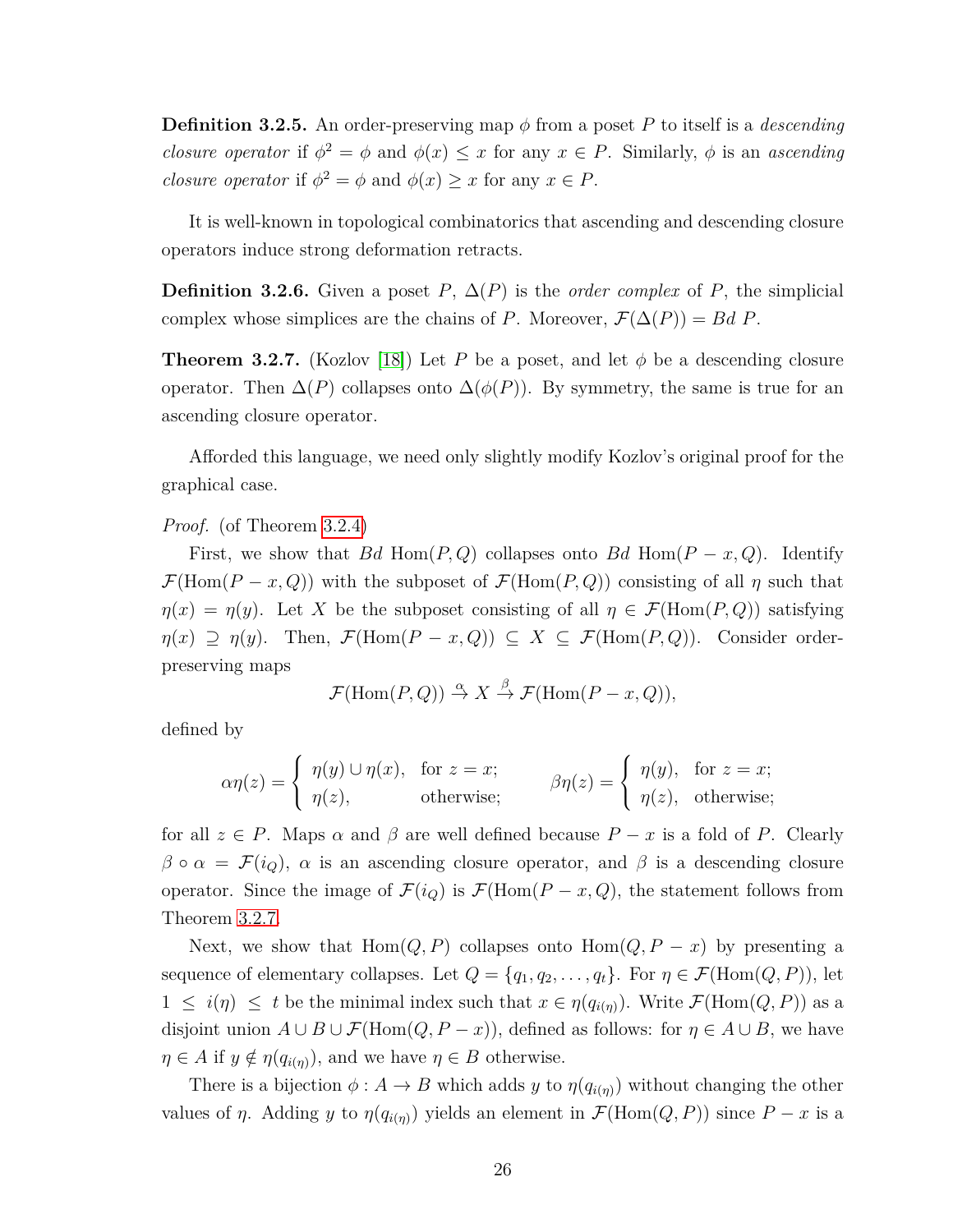**Definition 3.2.5.** An order-preserving map $\phi$ from a poset $P$ to itself is a *descending closure operator* if $\phi^2 = \phi$ and $\phi(x) \leq x$ for any $x \in P$. Similarly, $\phi$ is an *ascending closure operator* if $\phi^2 = \phi$ and $\phi(x) \geq x$ for any $x \in P$.

It is well-known in topological combinatorics that ascending and descending closure operators induce strong deformation retracts.

**Definition 3.2.6.** Given a poset $P$, $\Delta(P)$ is the *order complex* of $P$, the simplicial complex whose simplices are the chains of $P$. Moreover, $\mathcal{F}(\Delta(P)) = Bd\ P$.

**Theorem 3.2.7.** (Kozlov [18]) Let $P$ be a poset, and let $\phi$ be a descending closure operator. Then $\Delta(P)$ collapses onto $\Delta(\phi(P))$. By symmetry, the same is true for an ascending closure operator.

Afforded this language, we need only slightly modify Kozlov's original proof for the graphical case.

*Proof.* (of Theorem 3.2.4)

First, we show that $Bd$ Hom$(P, Q)$ collapses onto $Bd$ Hom$(P - x, Q)$. Identify $\mathcal{F}(\text{Hom}(P - x, Q))$ with the subposet of $\mathcal{F}(\text{Hom}(P, Q))$ consisting of all $\eta$ such that $\eta(x) = \eta(y)$. Let $X$ be the subposet consisting of all $\eta \in \mathcal{F}(\text{Hom}(P, Q))$ satisfying $\eta(x) \supseteq \eta(y)$. Then, $\mathcal{F}(\text{Hom}(P - x, Q)) \subseteq X \subseteq \mathcal{F}(\text{Hom}(P, Q))$. Consider order-preserving maps

$$\mathcal{F}(\text{Hom}(P, Q)) \xrightarrow{\alpha} X \xrightarrow{\beta} \mathcal{F}(\text{Hom}(P - x, Q)),$$

defined by

$$\alpha\eta(z) = \begin{cases} \eta(y) \cup \eta(x), & \text{for } z = x; \\ \eta(z), & \text{otherwise}; \end{cases} \qquad \beta\eta(z) = \begin{cases} \eta(y), & \text{for } z = x; \\ \eta(z), & \text{otherwise}; \end{cases}$$

for all $z \in P$. Maps $\alpha$ and $\beta$ are well defined because $P - x$ is a fold of $P$. Clearly $\beta \circ \alpha = \mathcal{F}(i_Q)$, $\alpha$ is an ascending closure operator, and $\beta$ is a descending closure operator. Since the image of $\mathcal{F}(i_Q)$ is $\mathcal{F}(\text{Hom}(P - x, Q)$, the statement follows from Theorem 3.2.7.

Next, we show that Hom$(Q, P)$ collapses onto Hom$(Q, P - x)$ by presenting a sequence of elementary collapses. Let $Q = \{q_1, q_2, \ldots, q_t\}$. For $\eta \in \mathcal{F}(\text{Hom}(Q, P))$, let $1 \leq i(\eta) \leq t$ be the minimal index such that $x \in \eta(q_{i(\eta)})$. Write $\mathcal{F}(\text{Hom}(Q, P))$ as a disjoint union $A \cup B \cup \mathcal{F}(\text{Hom}(Q, P - x))$, defined as follows: for $\eta \in A \cup B$, we have $\eta \in A$ if $y \notin \eta(q_{i(\eta)})$, and we have $\eta \in B$ otherwise.

There is a bijection $\phi : A \to B$ which adds $y$ to $\eta(q_{i(\eta)})$ without changing the other values of $\eta$. Adding $y$ to $\eta(q_{i(\eta)})$ yields an element in $\mathcal{F}(\text{Hom}(Q, P))$ since $P - x$ is a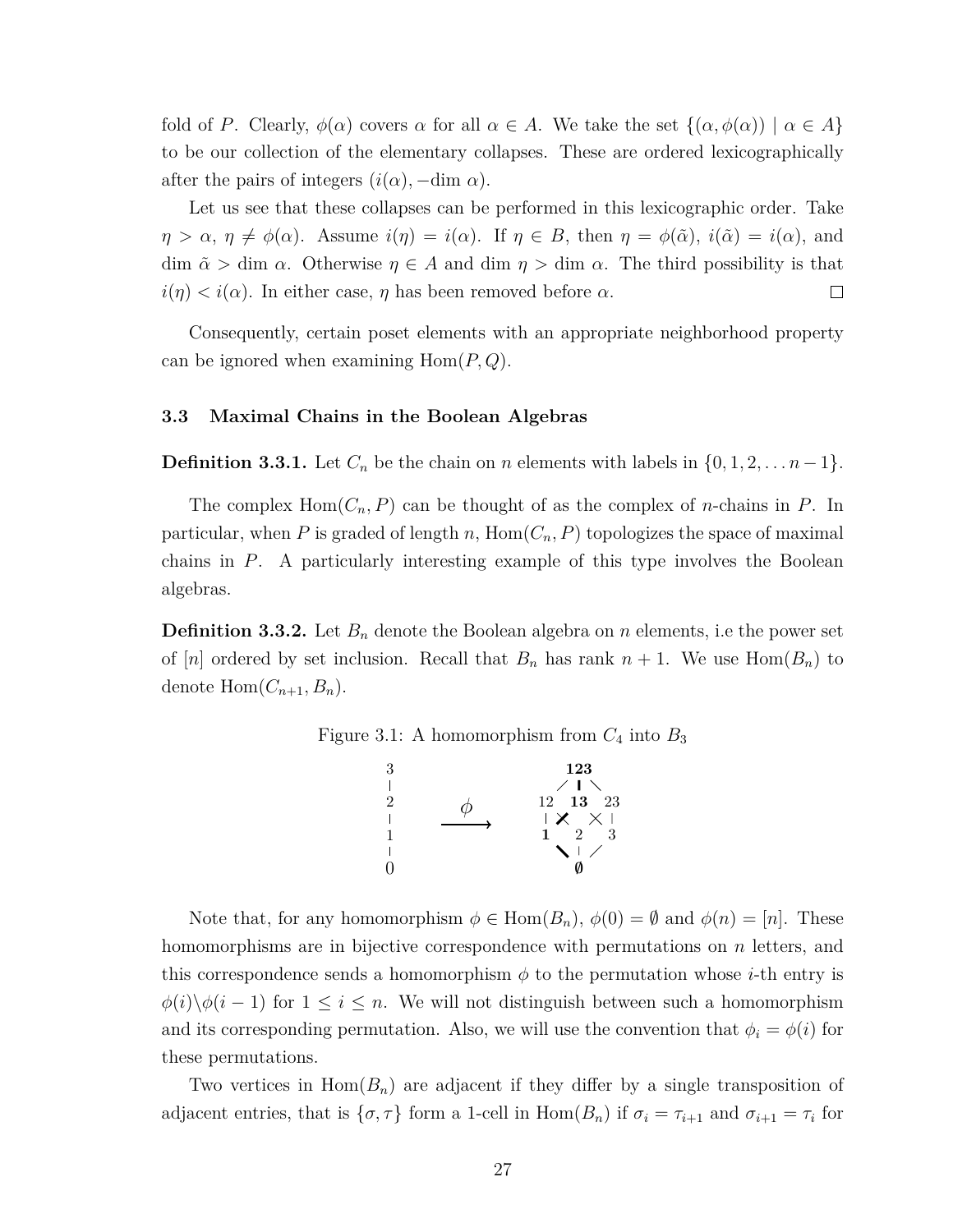fold of $P$. Clearly, $\phi(\alpha)$ covers $\alpha$ for all $\alpha \in A$. We take the set $\{(\alpha, \phi(\alpha)) \mid \alpha \in A\}$ to be our collection of the elementary collapses. These are ordered lexicographically after the pairs of integers $(i(\alpha), -\dim\, \alpha)$.

Let us see that these collapses can be performed in this lexicographic order. Take $\eta > \alpha$, $\eta \neq \phi(\alpha)$. Assume $i(\eta) = i(\alpha)$. If $\eta \in B$, then $\eta = \phi(\tilde{\alpha})$, $i(\tilde{\alpha}) = i(\alpha)$, and $\dim\, \tilde{\alpha} > \dim\, \alpha$. Otherwise $\eta \in A$ and $\dim\, \eta > \dim\, \alpha$. The third possibility is that $i(\eta) < i(\alpha)$. In either case, $\eta$ has been removed before $\alpha$. □

Consequently, certain poset elements with an appropriate neighborhood property can be ignored when examining $\mathrm{Hom}(P, Q)$.

### 3.3 Maximal Chains in the Boolean Algebras

**Definition 3.3.1.** Let $C_n$ be the chain on $n$ elements with labels in $\{0, 1, 2, \ldots n-1\}$.

The complex $\mathrm{Hom}(C_n, P)$ can be thought of as the complex of $n$-chains in $P$. In particular, when $P$ is graded of length $n$, $\mathrm{Hom}(C_n, P)$ topologizes the space of maximal chains in $P$. A particularly interesting example of this type involves the Boolean algebras.

**Definition 3.3.2.** Let $B_n$ denote the Boolean algebra on $n$ elements, i.e the power set of $[n]$ ordered by set inclusion. Recall that $B_n$ has rank $n+1$. We use $\mathrm{Hom}(B_n)$ to denote $\mathrm{Hom}(C_{n+1}, B_n)$.

Figure 3.1: A homomorphism from $C_4$ into $B_3$

Note that, for any homomorphism $\phi \in \mathrm{Hom}(B_n)$, $\phi(0) = \emptyset$ and $\phi(n) = [n]$. These homomorphisms are in bijective correspondence with permutations on $n$ letters, and this correspondence sends a homomorphism $\phi$ to the permutation whose $i$-th entry is $\phi(i) \backslash \phi(i-1)$ for $1 \leq i \leq n$. We will not distinguish between such a homomorphism and its corresponding permutation. Also, we will use the convention that $\phi_i = \phi(i)$ for these permutations.

Two vertices in $\mathrm{Hom}(B_n)$ are adjacent if they differ by a single transposition of adjacent entries, that is $\{\sigma, \tau\}$ form a 1-cell in $\mathrm{Hom}(B_n)$ if $\sigma_i = \tau_{i+1}$ and $\sigma_{i+1} = \tau_i$ for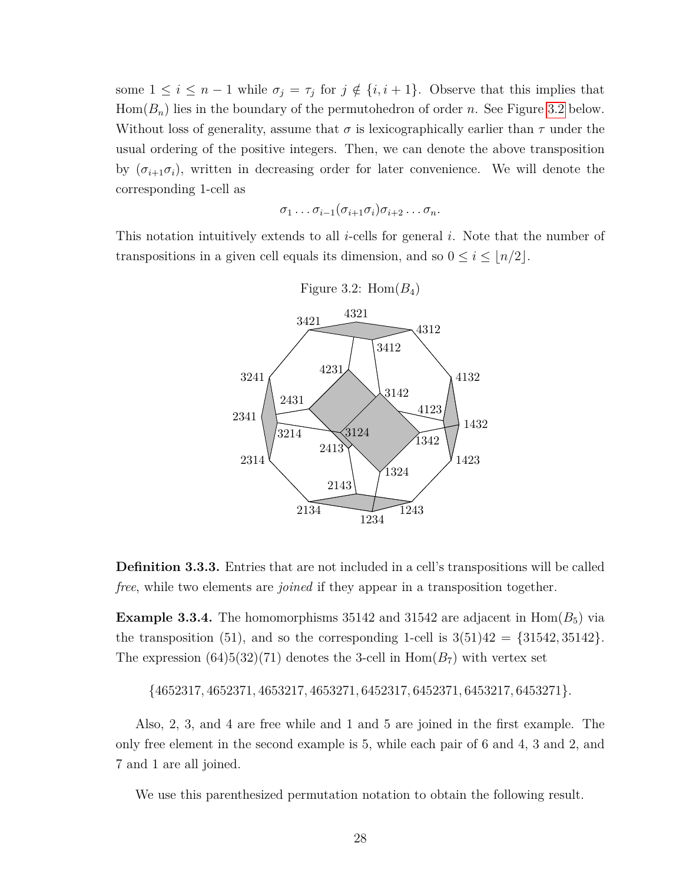some $1 \leq i \leq n-1$ while $\sigma_j = \tau_j$ for $j \notin \{i, i+1\}$. Observe that this implies that $\mathrm{Hom}(B_n)$ lies in the boundary of the permutohedron of order $n$. See Figure 3.2 below. Without loss of generality, assume that $\sigma$ is lexicographically earlier than $\tau$ under the usual ordering of the positive integers. Then, we can denote the above transposition by $(\sigma_{i+1}\sigma_i)$, written in decreasing order for later convenience. We will denote the corresponding 1-cell as

$$\sigma_1 \ldots \sigma_{i-1}(\sigma_{i+1}\sigma_i)\sigma_{i+2}\ldots\sigma_n.$$

This notation intuitively extends to all $i$-cells for general $i$. Note that the number of transpositions in a given cell equals its dimension, and so $0 \leq i \leq \lfloor n/2 \rfloor$.

Figure 3.2: $\mathrm{Hom}(B_4)$

**Definition 3.3.3.** Entries that are not included in a cell's transpositions will be called *free*, while two elements are *joined* if they appear in a transposition together.

**Example 3.3.4.** The homomorphisms 35142 and 31542 are adjacent in $\mathrm{Hom}(B_5)$ via the transposition (51), and so the corresponding 1-cell is $3(51)42 = \{31542, 35142\}$. The expression $(64)5(32)(71)$ denotes the 3-cell in $\mathrm{Hom}(B_7)$ with vertex set

$$\{4652317, 4652371, 4653217, 4653271, 6452317, 6452371, 6453217, 6453271\}.$$

Also, 2, 3, and 4 are free while and 1 and 5 are joined in the first example. The only free element in the second example is 5, while each pair of 6 and 4, 3 and 2, and 7 and 1 are all joined.

We use this parenthesized permutation notation to obtain the following result.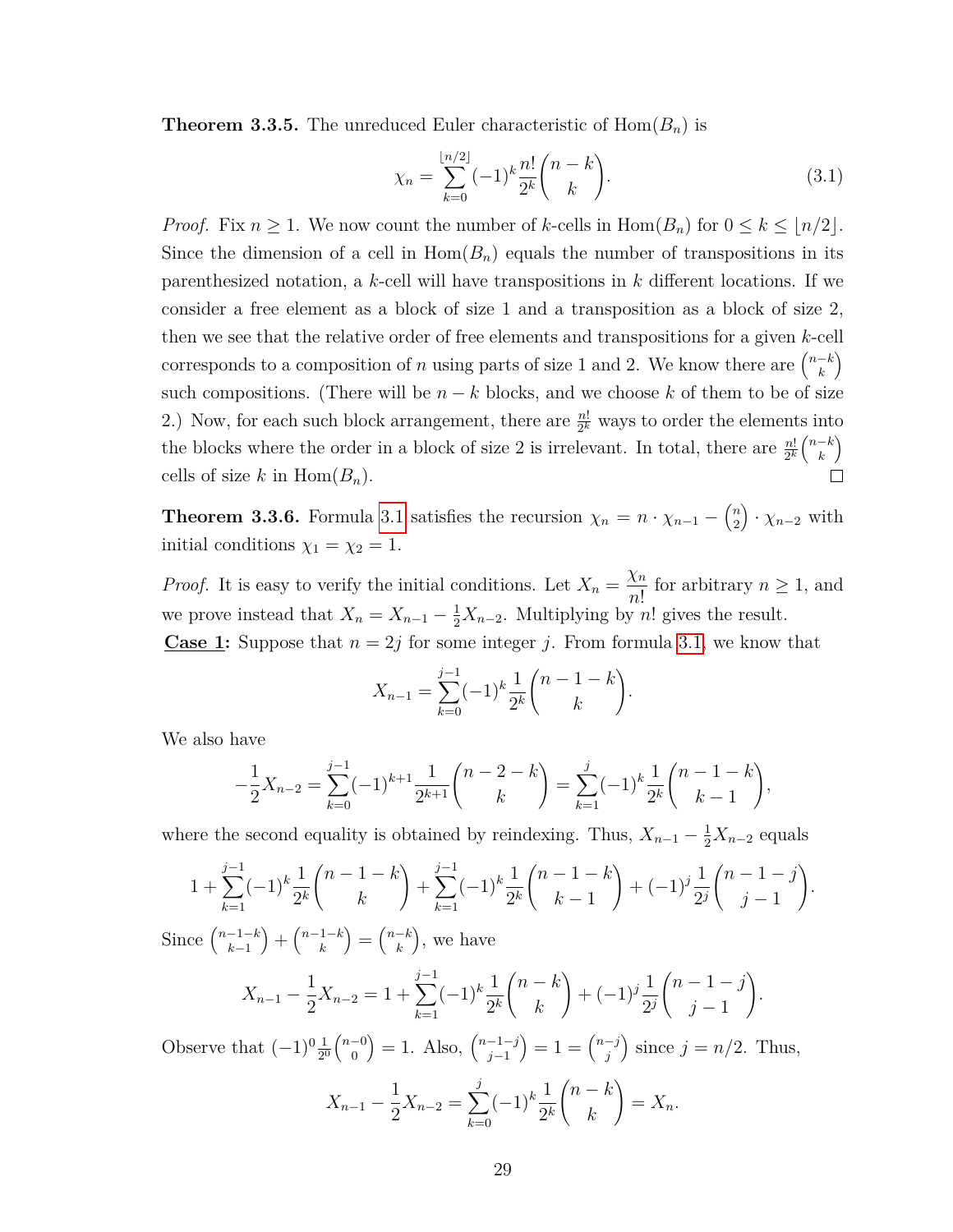**Theorem 3.3.5.** The unreduced Euler characteristic of $\text{Hom}(B_n)$ is

$$\chi_n = \sum_{k=0}^{\lfloor n/2 \rfloor} (-1)^k \frac{n!}{2^k} \binom{n-k}{k}. \tag{3.1}$$

*Proof.* Fix $n \geq 1$. We now count the number of $k$-cells in $\text{Hom}(B_n)$ for $0 \leq k \leq \lfloor n/2 \rfloor$. Since the dimension of a cell in $\text{Hom}(B_n)$ equals the number of transpositions in its parenthesized notation, a $k$-cell will have transpositions in $k$ different locations. If we consider a free element as a block of size 1 and a transposition as a block of size 2, then we see that the relative order of free elements and transpositions for a given $k$-cell corresponds to a composition of $n$ using parts of size 1 and 2. We know there are $\binom{n-k}{k}$ such compositions. (There will be $n-k$ blocks, and we choose $k$ of them to be of size 2.) Now, for each such block arrangement, there are $\frac{n!}{2^k}$ ways to order the elements into the blocks where the order in a block of size 2 is irrelevant. In total, there are $\frac{n!}{2^k}\binom{n-k}{k}$ cells of size $k$ in $\text{Hom}(B_n)$. □

**Theorem 3.3.6.** Formula 3.1 satisfies the recursion $\chi_n = n \cdot \chi_{n-1} - \binom{n}{2} \cdot \chi_{n-2}$ with initial conditions $\chi_1 = \chi_2 = 1$.

*Proof.* It is easy to verify the initial conditions. Let $X_n = \dfrac{\chi_n}{n!}$ for arbitrary $n \geq 1$, and we prove instead that $X_n = X_{n-1} - \frac{1}{2}X_{n-2}$. Multiplying by $n!$ gives the result.

**<u>Case 1</u>:** Suppose that $n = 2j$ for some integer $j$. From formula 3.1, we know that

$$X_{n-1} = \sum_{k=0}^{j-1} (-1)^k \frac{1}{2^k} \binom{n-1-k}{k}.$$

We also have

$$-\frac{1}{2}X_{n-2} = \sum_{k=0}^{j-1} (-1)^{k+1} \frac{1}{2^{k+1}} \binom{n-2-k}{k} = \sum_{k=1}^{j} (-1)^k \frac{1}{2^k} \binom{n-1-k}{k-1},$$

where the second equality is obtained by reindexing. Thus, $X_{n-1} - \frac{1}{2}X_{n-2}$ equals

$$1 + \sum_{k=1}^{j-1} (-1)^k \frac{1}{2^k} \binom{n-1-k}{k} + \sum_{k=1}^{j-1} (-1)^k \frac{1}{2^k} \binom{n-1-k}{k-1} + (-1)^j \frac{1}{2^j} \binom{n-1-j}{j-1}.$$

Since $\binom{n-1-k}{k-1} + \binom{n-1-k}{k} = \binom{n-k}{k}$, we have

$$X_{n-1} - \frac{1}{2}X_{n-2} = 1 + \sum_{k=1}^{j-1} (-1)^k \frac{1}{2^k} \binom{n-k}{k} + (-1)^j \frac{1}{2^j} \binom{n-1-j}{j-1}.$$

Observe that $(-1)^0 \frac{1}{2^0} \binom{n-0}{0} = 1$. Also, $\binom{n-1-j}{j-1} = 1 = \binom{n-j}{j}$ since $j = n/2$. Thus,

$$X_{n-1} - \frac{1}{2}X_{n-2} = \sum_{k=0}^{j} (-1)^k \frac{1}{2^k} \binom{n-k}{k} = X_n.$$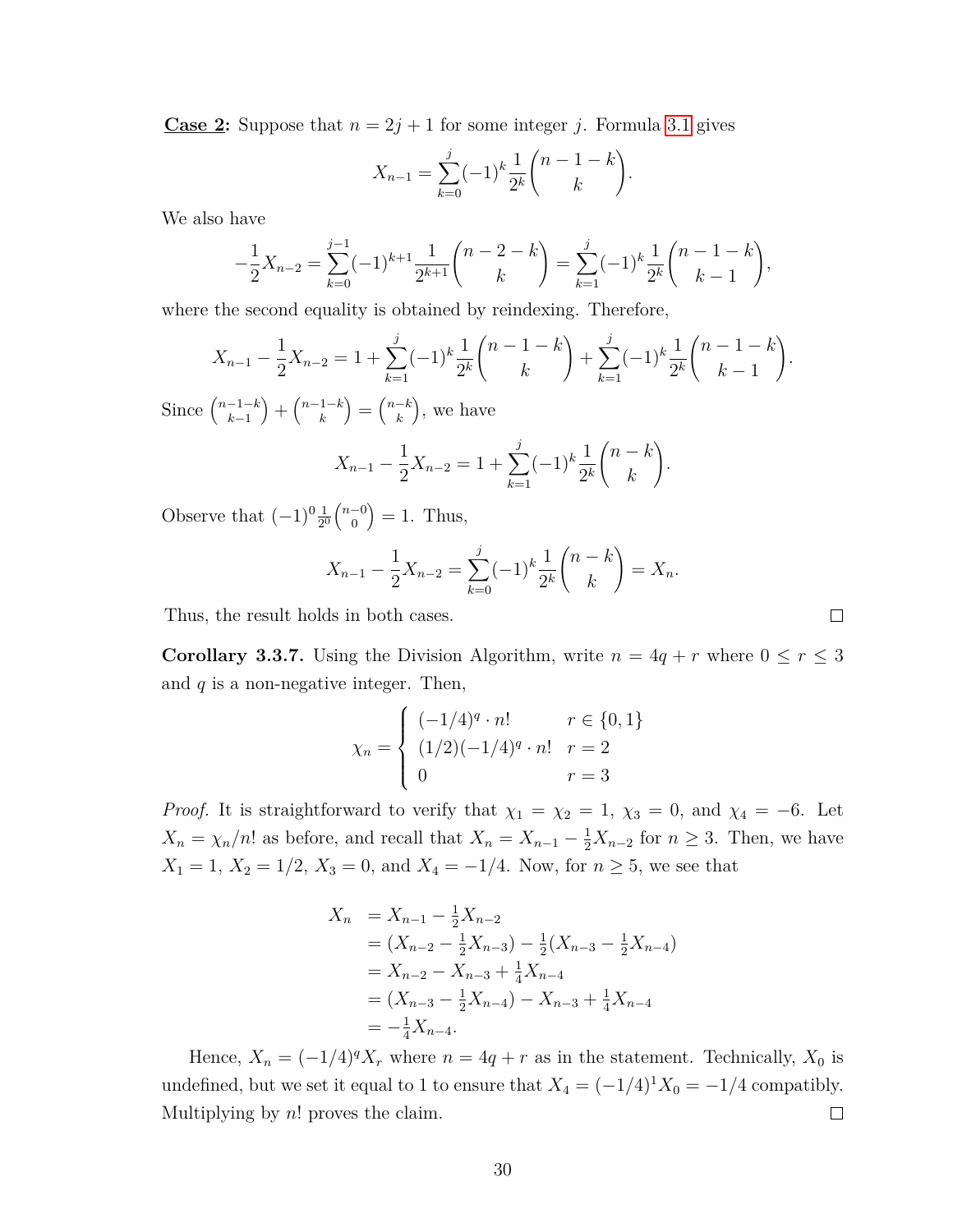**Case 2:** Suppose that $n = 2j + 1$ for some integer $j$. Formula 3.1 gives

$$X_{n-1} = \sum_{k=0}^{j} (-1)^k \frac{1}{2^k} \binom{n-1-k}{k}.$$

We also have

$$-\frac{1}{2} X_{n-2} = \sum_{k=0}^{j-1} (-1)^{k+1} \frac{1}{2^{k+1}} \binom{n-2-k}{k} = \sum_{k=1}^{j} (-1)^k \frac{1}{2^k} \binom{n-1-k}{k-1},$$

where the second equality is obtained by reindexing. Therefore,

$$X_{n-1} - \frac{1}{2} X_{n-2} = 1 + \sum_{k=1}^{j} (-1)^k \frac{1}{2^k} \binom{n-1-k}{k} + \sum_{k=1}^{j} (-1)^k \frac{1}{2^k} \binom{n-1-k}{k-1}.$$

Since $\binom{n-1-k}{k-1} + \binom{n-1-k}{k} = \binom{n-k}{k}$, we have

$$X_{n-1} - \frac{1}{2} X_{n-2} = 1 + \sum_{k=1}^{j} (-1)^k \frac{1}{2^k} \binom{n-k}{k}.$$

Observe that $(-1)^0 \frac{1}{2^0} \binom{n-0}{0} = 1$. Thus,

$$X_{n-1} - \frac{1}{2} X_{n-2} = \sum_{k=0}^{j} (-1)^k \frac{1}{2^k} \binom{n-k}{k} = X_n.$$

Thus, the result holds in both cases. □

**Corollary 3.3.7.** Using the Division Algorithm, write $n = 4q + r$ where $0 \le r \le 3$ and $q$ is a non-negative integer. Then,

$$\chi_n = \begin{cases} (-1/4)^q \cdot n! & r \in \{0, 1\} \\ (1/2)(-1/4)^q \cdot n! & r = 2 \\ 0 & r = 3 \end{cases}$$

*Proof.* It is straightforward to verify that $\chi_1 = \chi_2 = 1$, $\chi_3 = 0$, and $\chi_4 = -6$. Let $X_n = \chi_n / n!$ as before, and recall that $X_n = X_{n-1} - \frac{1}{2} X_{n-2}$ for $n \ge 3$. Then, we have $X_1 = 1$, $X_2 = 1/2$, $X_3 = 0$, and $X_4 = -1/4$. Now, for $n \ge 5$, we see that

$$\begin{aligned} X_n &= X_{n-1} - \tfrac{1}{2} X_{n-2} \\ &= (X_{n-2} - \tfrac{1}{2} X_{n-3}) - \tfrac{1}{2}(X_{n-3} - \tfrac{1}{2} X_{n-4}) \\ &= X_{n-2} - X_{n-3} + \tfrac{1}{4} X_{n-4} \\ &= (X_{n-3} - \tfrac{1}{2} X_{n-4}) - X_{n-3} + \tfrac{1}{4} X_{n-4} \\ &= -\tfrac{1}{4} X_{n-4}. \end{aligned}$$

Hence, $X_n = (-1/4)^q X_r$ where $n = 4q + r$ as in the statement. Technically, $X_0$ is undefined, but we set it equal to 1 to ensure that $X_4 = (-1/4)^1 X_0 = -1/4$ compatibly. Multiplying by $n!$ proves the claim. □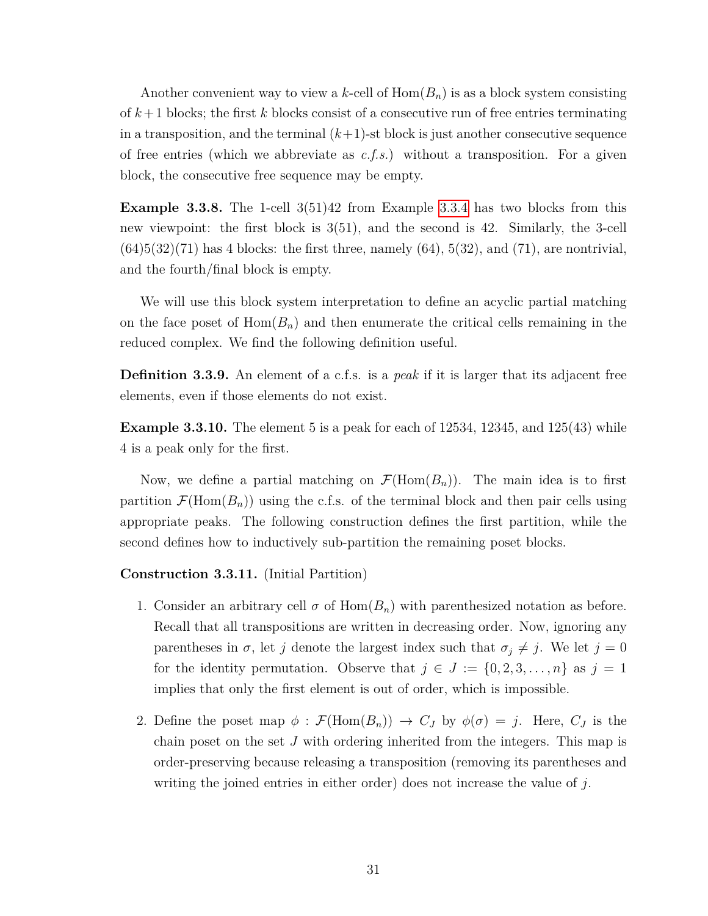Another convenient way to view a $k$-cell of $\mathrm{Hom}(B_n)$ is as a block system consisting of $k+1$ blocks; the first $k$ blocks consist of a consecutive run of free entries terminating in a transposition, and the terminal $(k+1)$-st block is just another consecutive sequence of free entries (which we abbreviate as *c.f.s.*) without a transposition. For a given block, the consecutive free sequence may be empty.

**Example 3.3.8.** The 1-cell 3(51)42 from Example 3.3.4 has two blocks from this new viewpoint: the first block is 3(51), and the second is 42. Similarly, the 3-cell (64)5(32)(71) has 4 blocks: the first three, namely (64), 5(32), and (71), are nontrivial, and the fourth/final block is empty.

We will use this block system interpretation to define an acyclic partial matching on the face poset of $\mathrm{Hom}(B_n)$ and then enumerate the critical cells remaining in the reduced complex. We find the following definition useful.

**Definition 3.3.9.** An element of a c.f.s. is a *peak* if it is larger that its adjacent free elements, even if those elements do not exist.

**Example 3.3.10.** The element 5 is a peak for each of 12534, 12345, and 125(43) while 4 is a peak only for the first.

Now, we define a partial matching on $\mathcal{F}(\mathrm{Hom}(B_n))$. The main idea is to first partition $\mathcal{F}(\mathrm{Hom}(B_n))$ using the c.f.s. of the terminal block and then pair cells using appropriate peaks. The following construction defines the first partition, while the second defines how to inductively sub-partition the remaining poset blocks.

**Construction 3.3.11.** (Initial Partition)

1. Consider an arbitrary cell $\sigma$ of $\mathrm{Hom}(B_n)$ with parenthesized notation as before. Recall that all transpositions are written in decreasing order. Now, ignoring any parentheses in $\sigma$, let $j$ denote the largest index such that $\sigma_j \neq j$. We let $j = 0$ for the identity permutation. Observe that $j \in J := \{0, 2, 3, \ldots, n\}$ as $j = 1$ implies that only the first element is out of order, which is impossible.

2. Define the poset map $\phi : \mathcal{F}(\mathrm{Hom}(B_n)) \to C_J$ by $\phi(\sigma) = j$. Here, $C_J$ is the chain poset on the set $J$ with ordering inherited from the integers. This map is order-preserving because releasing a transposition (removing its parentheses and writing the joined entries in either order) does not increase the value of $j$.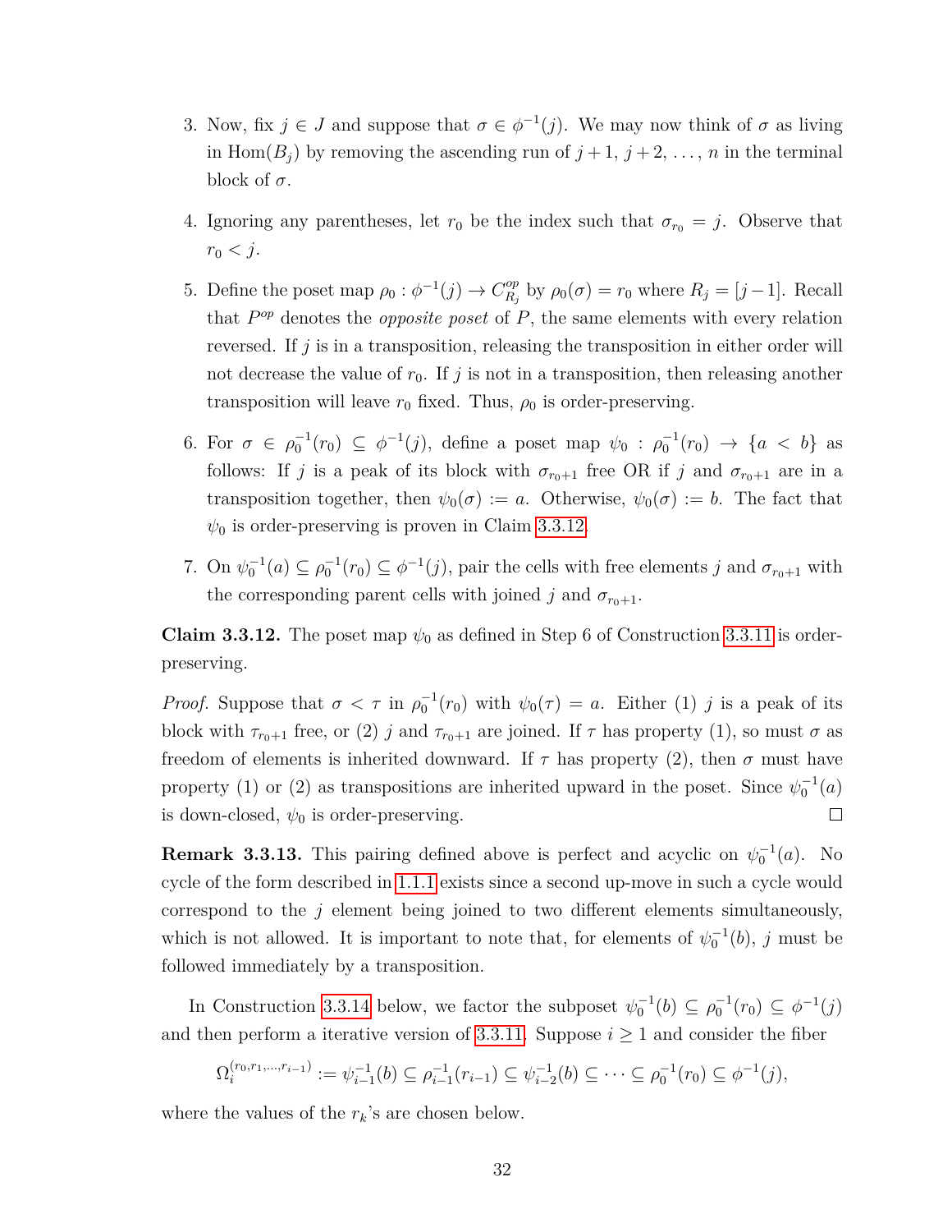3. Now, fix $j \in J$ and suppose that $\sigma \in \phi^{-1}(j)$. We may now think of $\sigma$ as living in $\mathrm{Hom}(B_j)$ by removing the ascending run of $j+1, j+2, \ldots, n$ in the terminal block of $\sigma$.

4. Ignoring any parentheses, let $r_0$ be the index such that $\sigma_{r_0} = j$. Observe that $r_0 < j$.

5. Define the poset map $\rho_0 : \phi^{-1}(j) \to C_{R_j}^{op}$ by $\rho_0(\sigma) = r_0$ where $R_j = [j-1]$. Recall that $P^{op}$ denotes the *opposite poset* of $P$, the same elements with every relation reversed. If $j$ is in a transposition, releasing the transposition in either order will not decrease the value of $r_0$. If $j$ is not in a transposition, then releasing another transposition will leave $r_0$ fixed. Thus, $\rho_0$ is order-preserving.

6. For $\sigma \in \rho_0^{-1}(r_0) \subseteq \phi^{-1}(j)$, define a poset map $\psi_0 : \rho_0^{-1}(r_0) \to \{a < b\}$ as follows: If $j$ is a peak of its block with $\sigma_{r_0+1}$ free OR if $j$ and $\sigma_{r_0+1}$ are in a transposition together, then $\psi_0(\sigma) := a$. Otherwise, $\psi_0(\sigma) := b$. The fact that $\psi_0$ is order-preserving is proven in Claim 3.3.12.

7. On $\psi_0^{-1}(a) \subseteq \rho_0^{-1}(r_0) \subseteq \phi^{-1}(j)$, pair the cells with free elements $j$ and $\sigma_{r_0+1}$ with the corresponding parent cells with joined $j$ and $\sigma_{r_0+1}$.

**Claim 3.3.12.** The poset map $\psi_0$ as defined in Step 6 of Construction 3.3.11 is order-preserving.

*Proof.* Suppose that $\sigma < \tau$ in $\rho_0^{-1}(r_0)$ with $\psi_0(\tau) = a$. Either (1) $j$ is a peak of its block with $\tau_{r_0+1}$ free, or (2) $j$ and $\tau_{r_0+1}$ are joined. If $\tau$ has property (1), so must $\sigma$ as freedom of elements is inherited downward. If $\tau$ has property (2), then $\sigma$ must have property (1) or (2) as transpositions are inherited upward in the poset. Since $\psi_0^{-1}(a)$ is down-closed, $\psi_0$ is order-preserving. $\square$

**Remark 3.3.13.** This pairing defined above is perfect and acyclic on $\psi_0^{-1}(a)$. No cycle of the form described in 1.1.1 exists since a second up-move in such a cycle would correspond to the $j$ element being joined to two different elements simultaneously, which is not allowed. It is important to note that, for elements of $\psi_0^{-1}(b)$, $j$ must be followed immediately by a transposition.

In Construction 3.3.14 below, we factor the subposet $\psi_0^{-1}(b) \subseteq \rho_0^{-1}(r_0) \subseteq \phi^{-1}(j)$ and then perform a iterative version of 3.3.11. Suppose $i \geq 1$ and consider the fiber

$$\Omega_i^{(r_0, r_1, \ldots, r_{i-1})} := \psi_{i-1}^{-1}(b) \subseteq \rho_{i-1}^{-1}(r_{i-1}) \subseteq \psi_{i-2}^{-1}(b) \subseteq \cdots \subseteq \rho_0^{-1}(r_0) \subseteq \phi^{-1}(j),$$

where the values of the $r_k$'s are chosen below.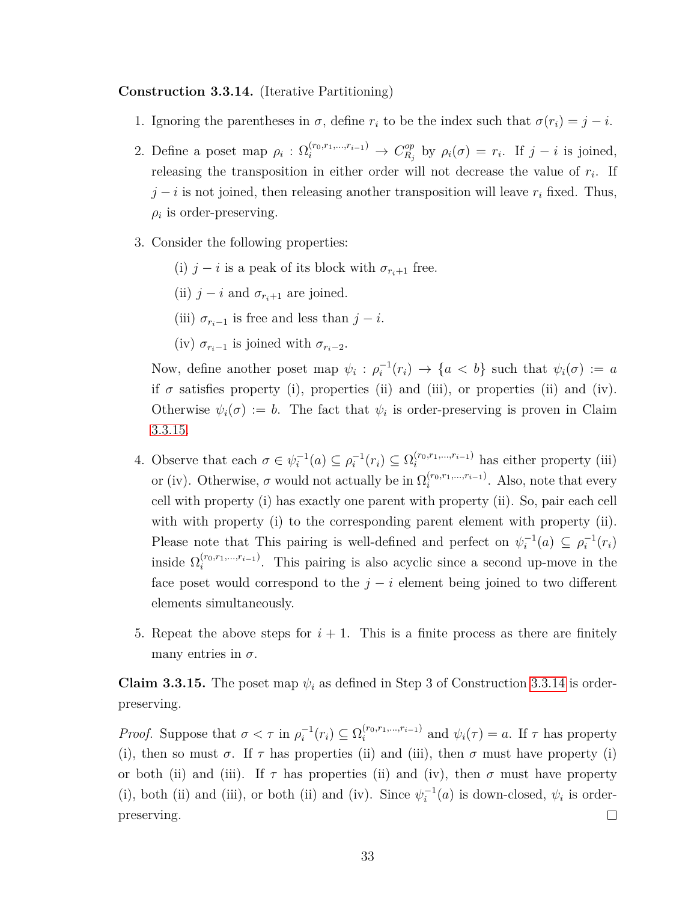**Construction 3.3.14.** (Iterative Partitioning)

1. Ignoring the parentheses in $\sigma$, define $r_i$ to be the index such that $\sigma(r_i) = j - i$.

2. Define a poset map $\rho_i : \Omega_i^{(r_0,r_1,\ldots,r_{i-1})} \to C_{R_j}^{op}$ by $\rho_i(\sigma) = r_i$. If $j-i$ is joined, releasing the transposition in either order will not decrease the value of $r_i$. If $j-i$ is not joined, then releasing another transposition will leave $r_i$ fixed. Thus, $\rho_i$ is order-preserving.

3. Consider the following properties:

   (i) $j-i$ is a peak of its block with $\sigma_{r_i+1}$ free.

   (ii) $j-i$ and $\sigma_{r_i+1}$ are joined.

   (iii) $\sigma_{r_i-1}$ is free and less than $j-i$.

   (iv) $\sigma_{r_i-1}$ is joined with $\sigma_{r_i-2}$.

   Now, define another poset map $\psi_i : \rho_i^{-1}(r_i) \to \{a < b\}$ such that $\psi_i(\sigma) := a$ if $\sigma$ satisfies property (i), properties (ii) and (iii), or properties (ii) and (iv). Otherwise $\psi_i(\sigma) := b$. The fact that $\psi_i$ is order-preserving is proven in Claim 3.3.15.

4. Observe that each $\sigma \in \psi_i^{-1}(a) \subseteq \rho_i^{-1}(r_i) \subseteq \Omega_i^{(r_0,r_1,\ldots,r_{i-1})}$ has either property (iii) or (iv). Otherwise, $\sigma$ would not actually be in $\Omega_i^{(r_0,r_1,\ldots,r_{i-1})}$. Also, note that every cell with property (i) has exactly one parent with property (ii). So, pair each cell with with property (i) to the corresponding parent element with property (ii). Please note that This pairing is well-defined and perfect on $\psi_i^{-1}(a) \subseteq \rho_i^{-1}(r_i)$ inside $\Omega_i^{(r_0,r_1,\ldots,r_{i-1})}$. This pairing is also acyclic since a second up-move in the face poset would correspond to the $j-i$ element being joined to two different elements simultaneously.

5. Repeat the above steps for $i+1$. This is a finite process as there are finitely many entries in $\sigma$.

**Claim 3.3.15.** The poset map $\psi_i$ as defined in Step 3 of Construction 3.3.14 is order-preserving.

*Proof.* Suppose that $\sigma < \tau$ in $\rho_i^{-1}(r_i) \subseteq \Omega_i^{(r_0,r_1,\ldots,r_{i-1})}$ and $\psi_i(\tau) = a$. If $\tau$ has property (i), then so must $\sigma$. If $\tau$ has properties (ii) and (iii), then $\sigma$ must have property (i) or both (ii) and (iii). If $\tau$ has properties (ii) and (iv), then $\sigma$ must have property (i), both (ii) and (iii), or both (ii) and (iv). Since $\psi_i^{-1}(a)$ is down-closed, $\psi_i$ is order-preserving. □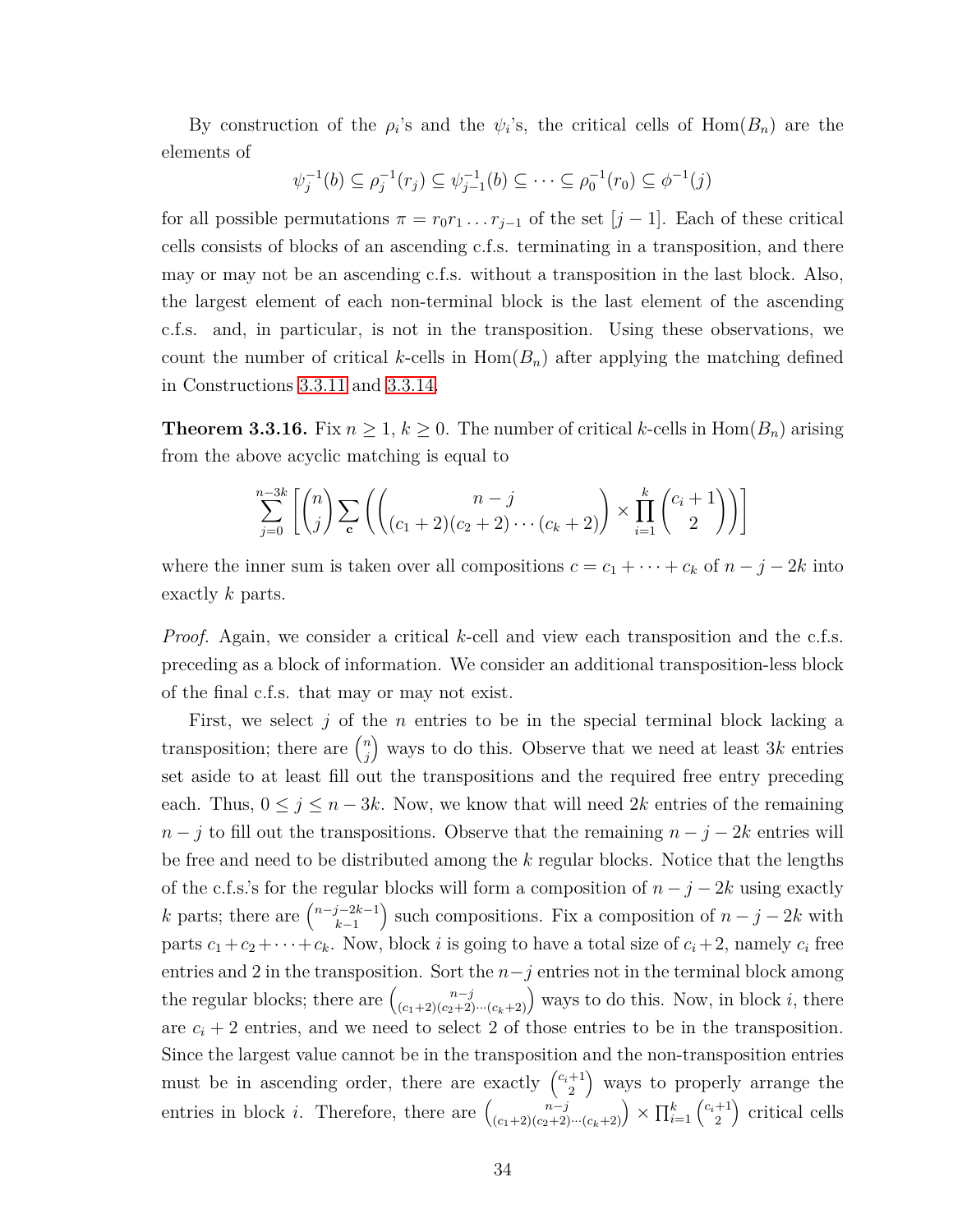By construction of the $\rho_i$'s and the $\psi_i$'s, the critical cells of $\mathrm{Hom}(B_n)$ are the elements of

$$\psi_j^{-1}(b) \subseteq \rho_j^{-1}(r_j) \subseteq \psi_{j-1}^{-1}(b) \subseteq \cdots \subseteq \rho_0^{-1}(r_0) \subseteq \phi^{-1}(j)$$

for all possible permutations $\pi = r_0 r_1 \ldots r_{j-1}$ of the set $[j-1]$. Each of these critical cells consists of blocks of an ascending c.f.s. terminating in a transposition, and there may or may not be an ascending c.f.s. without a transposition in the last block. Also, the largest element of each non-terminal block is the last element of the ascending c.f.s. and, in particular, is not in the transposition. Using these observations, we count the number of critical $k$-cells in $\mathrm{Hom}(B_n)$ after applying the matching defined in Constructions 3.3.11 and 3.3.14.

**Theorem 3.3.16.** Fix $n \geq 1$, $k \geq 0$. The number of critical $k$-cells in $\mathrm{Hom}(B_n)$ arising from the above acyclic matching is equal to

$$\sum_{j=0}^{n-3k} \left[ \binom{n}{j} \sum_{\mathbf{c}} \left( \binom{n-j}{(c_1+2)(c_2+2)\cdots(c_k+2)} \times \prod_{i=1}^{k} \binom{c_i+1}{2} \right) \right]$$

where the inner sum is taken over all compositions $c = c_1 + \cdots + c_k$ of $n-j-2k$ into exactly $k$ parts.

*Proof.* Again, we consider a critical $k$-cell and view each transposition and the c.f.s. preceding as a block of information. We consider an additional transposition-less block of the final c.f.s. that may or may not exist.

First, we select $j$ of the $n$ entries to be in the special terminal block lacking a transposition; there are $\binom{n}{j}$ ways to do this. Observe that we need at least $3k$ entries set aside to at least fill out the transpositions and the required free entry preceding each. Thus, $0 \leq j \leq n-3k$. Now, we know that will need $2k$ entries of the remaining $n-j$ to fill out the transpositions. Observe that the remaining $n-j-2k$ entries will be free and need to be distributed among the $k$ regular blocks. Notice that the lengths of the c.f.s.'s for the regular blocks will form a composition of $n-j-2k$ using exactly $k$ parts; there are $\binom{n-j-2k-1}{k-1}$ such compositions. Fix a composition of $n-j-2k$ with parts $c_1+c_2+\cdots+c_k$. Now, block $i$ is going to have a total size of $c_i+2$, namely $c_i$ free entries and 2 in the transposition. Sort the $n-j$ entries not in the terminal block among the regular blocks; there are $\binom{n-j}{(c_1+2)(c_2+2)\cdots(c_k+2)}$ ways to do this. Now, in block $i$, there are $c_i+2$ entries, and we need to select 2 of those entries to be in the transposition. Since the largest value cannot be in the transposition and the non-transposition entries must be in ascending order, there are exactly $\binom{c_i+1}{2}$ ways to properly arrange the entries in block $i$. Therefore, there are $\binom{n-j}{(c_1+2)(c_2+2)\cdots(c_k+2)} \times \prod_{i=1}^{k} \binom{c_i+1}{2}$ critical cells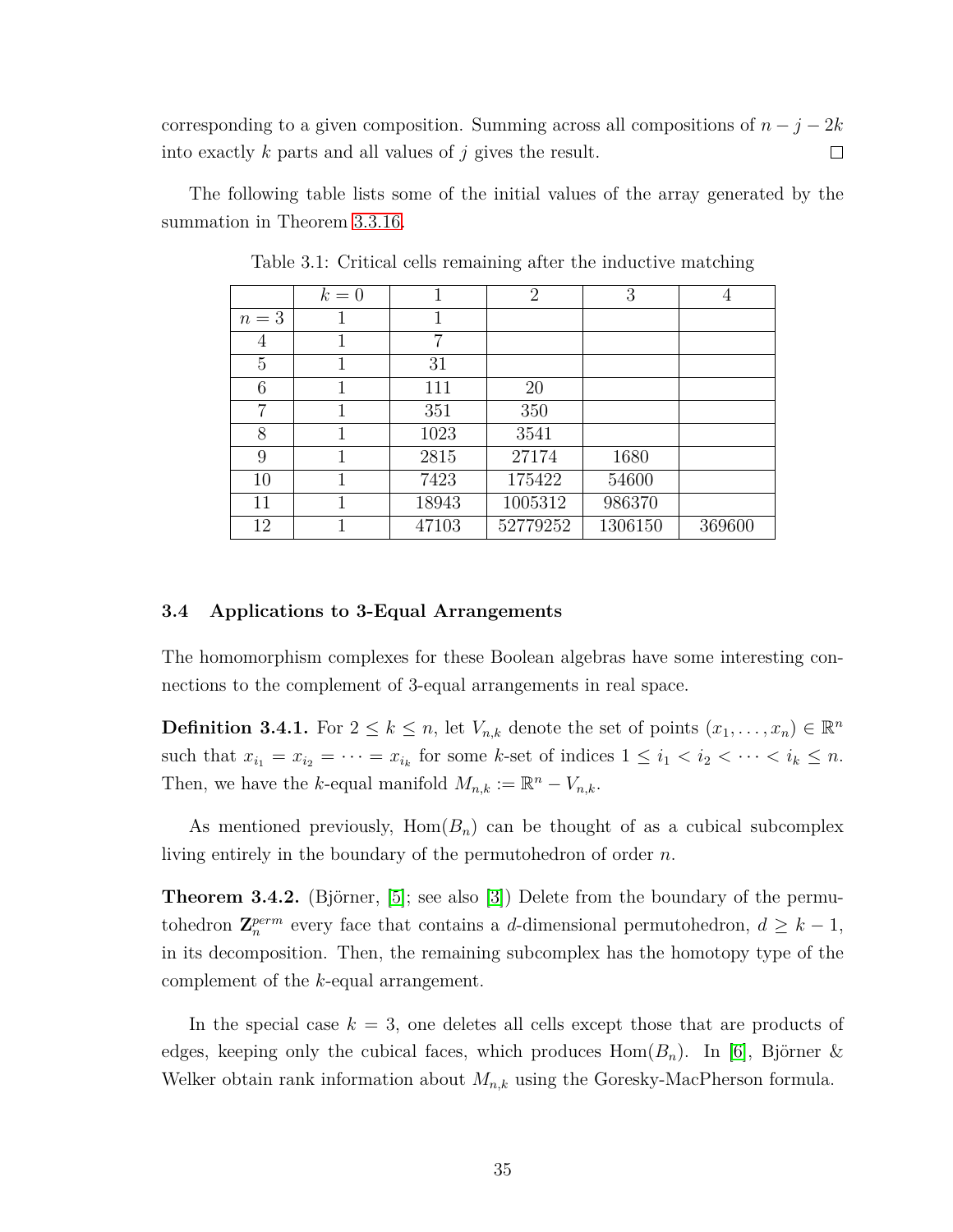corresponding to a given composition. Summing across all compositions of $n - j - 2k$ into exactly $k$ parts and all values of $j$ gives the result. □

The following table lists some of the initial values of the array generated by the summation in Theorem 3.3.16.

Table 3.1: Critical cells remaining after the inductive matching

| | $k = 0$ | 1 | 2 | 3 | 4 |
|---|---|---|---|---|---|
| $n = 3$ | 1 | 1 | | | |
| 4 | 1 | 7 | | | |
| 5 | 1 | 31 | | | |
| 6 | 1 | 111 | 20 | | |
| 7 | 1 | 351 | 350 | | |
| 8 | 1 | 1023 | 3541 | | |
| 9 | 1 | 2815 | 27174 | 1680 | |
| 10 | 1 | 7423 | 175422 | 54600 | |
| 11 | 1 | 18943 | 1005312 | 986370 | |
| 12 | 1 | 47103 | 52779252 | 1306150 | 369600 |

### 3.4 Applications to 3-Equal Arrangements

The homomorphism complexes for these Boolean algebras have some interesting connections to the complement of 3-equal arrangements in real space.

**Definition 3.4.1.** For $2 \leq k \leq n$, let $V_{n,k}$ denote the set of points $(x_1, \ldots, x_n) \in \mathbb{R}^n$ such that $x_{i_1} = x_{i_2} = \cdots = x_{i_k}$ for some $k$-set of indices $1 \leq i_1 < i_2 < \cdots < i_k \leq n$. Then, we have the $k$-equal manifold $M_{n,k} := \mathbb{R}^n - V_{n,k}$.

As mentioned previously, $\mathrm{Hom}(B_n)$ can be thought of as a cubical subcomplex living entirely in the boundary of the permutohedron of order $n$.

**Theorem 3.4.2.** (Björner, [5]; see also [3]) *Delete from the boundary of the permutohedron $\mathbf{Z}_n^{perm}$ every face that contains a $d$-dimensional permutohedron, $d \geq k - 1$, in its decomposition. Then, the remaining subcomplex has the homotopy type of the complement of the $k$-equal arrangement.*

In the special case $k = 3$, one deletes all cells except those that are products of edges, keeping only the cubical faces, which produces $\mathrm{Hom}(B_n)$. In [6], Björner & Welker obtain rank information about $M_{n,k}$ using the Goresky-MacPherson formula.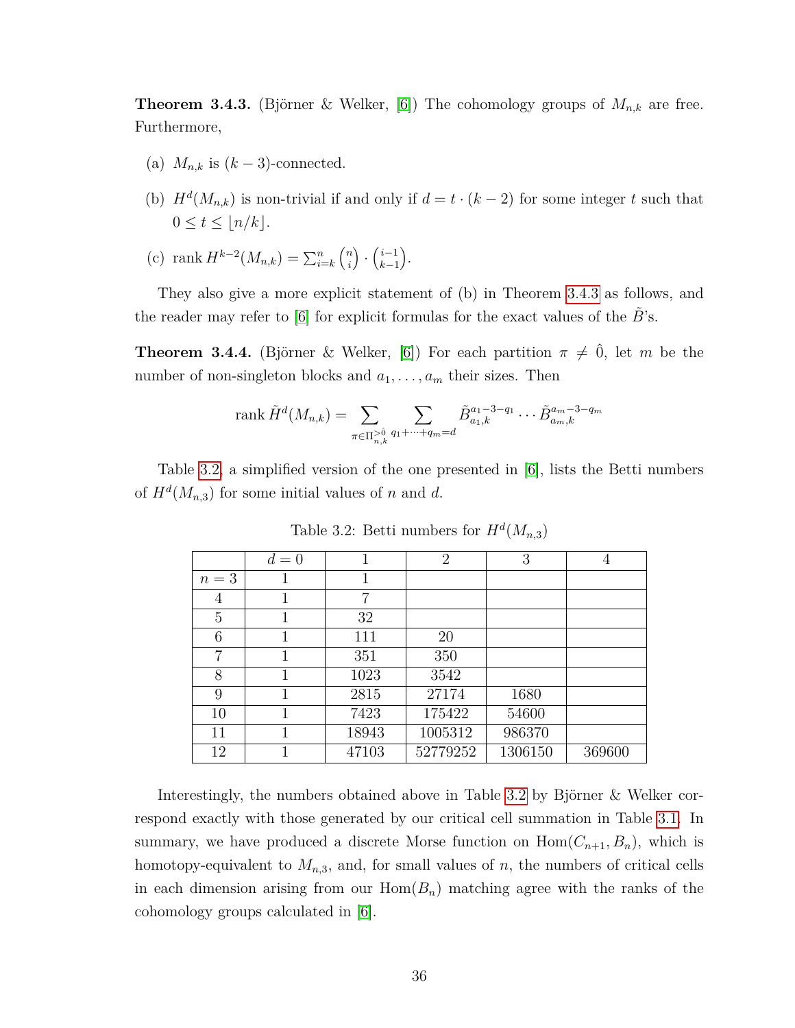**Theorem 3.4.3.** (Björner & Welker, [6]) The cohomology groups of $M_{n,k}$ are free. Furthermore,

(a) $M_{n,k}$ is $(k-3)$-connected.

(b) $H^d(M_{n,k})$ is non-trivial if and only if $d = t \cdot (k-2)$ for some integer $t$ such that $0 \le t \le \lfloor n/k \rfloor$.

(c) $\operatorname{rank} H^{k-2}(M_{n,k}) = \sum_{i=k}^{n} \binom{n}{i} \cdot \binom{i-1}{k-1}$.

They also give a more explicit statement of (b) in Theorem 3.4.3 as follows, and the reader may refer to [6] for explicit formulas for the exact values of the $\tilde{B}$'s.

**Theorem 3.4.4.** (Björner & Welker, [6]) For each partition $\pi \neq \hat{0}$, let $m$ be the number of non-singleton blocks and $a_1, \ldots, a_m$ their sizes. Then

$$\operatorname{rank} \tilde{H}^d(M_{n,k}) = \sum_{\pi \in \Pi_{n,k}^{>\hat{0}}} \sum_{q_1 + \cdots + q_m = d} \tilde{B}_{a_1,k}^{a_1-3-q_1} \cdots \tilde{B}_{a_m,k}^{a_m-3-q_m}$$

Table 3.2, a simplified version of the one presented in [6], lists the Betti numbers of $H^d(M_{n,3})$ for some initial values of $n$ and $d$.

Table 3.2: Betti numbers for $H^d(M_{n,3})$

| | $d=0$ | 1 | 2 | 3 | 4 |
|---|---|---|---|---|---|
| $n=3$ | 1 | 1 | | | |
| 4 | 1 | 7 | | | |
| 5 | 1 | 32 | | | |
| 6 | 1 | 111 | 20 | | |
| 7 | 1 | 351 | 350 | | |
| 8 | 1 | 1023 | 3542 | | |
| 9 | 1 | 2815 | 27174 | 1680 | |
| 10 | 1 | 7423 | 175422 | 54600 | |
| 11 | 1 | 18943 | 1005312 | 986370 | |
| 12 | 1 | 47103 | 52779252 | 1306150 | 369600 |

Interestingly, the numbers obtained above in Table 3.2 by Björner & Welker correspond exactly with those generated by our critical cell summation in Table 3.1. In summary, we have produced a discrete Morse function on $\operatorname{Hom}(C_{n+1}, B_n)$, which is homotopy-equivalent to $M_{n,3}$, and, for small values of $n$, the numbers of critical cells in each dimension arising from our $\operatorname{Hom}(B_n)$ matching agree with the ranks of the cohomology groups calculated in [6].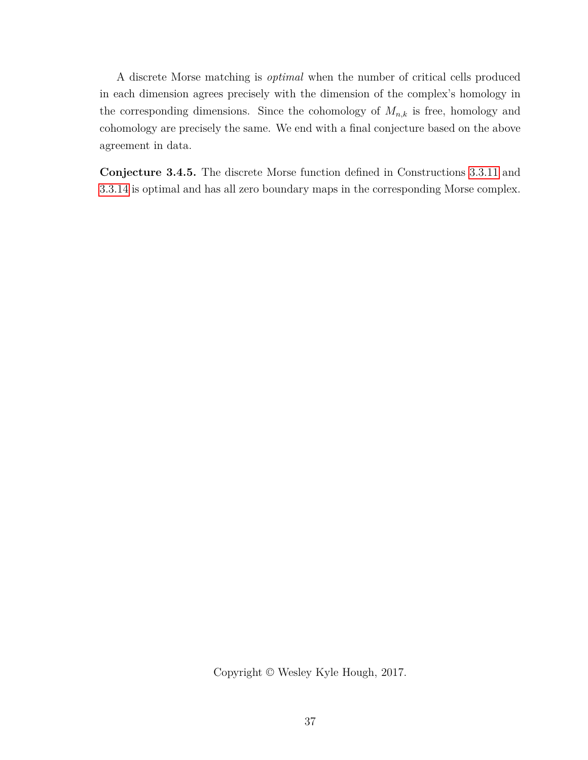A discrete Morse matching is *optimal* when the number of critical cells produced in each dimension agrees precisely with the dimension of the complex's homology in the corresponding dimensions. Since the cohomology of $M_{n,k}$ is free, homology and cohomology are precisely the same. We end with a final conjecture based on the above agreement in data.

**Conjecture 3.4.5.** The discrete Morse function defined in Constructions 3.3.11 and 3.3.14 is optimal and has all zero boundary maps in the corresponding Morse complex.

Copyright © Wesley Kyle Hough, 2017.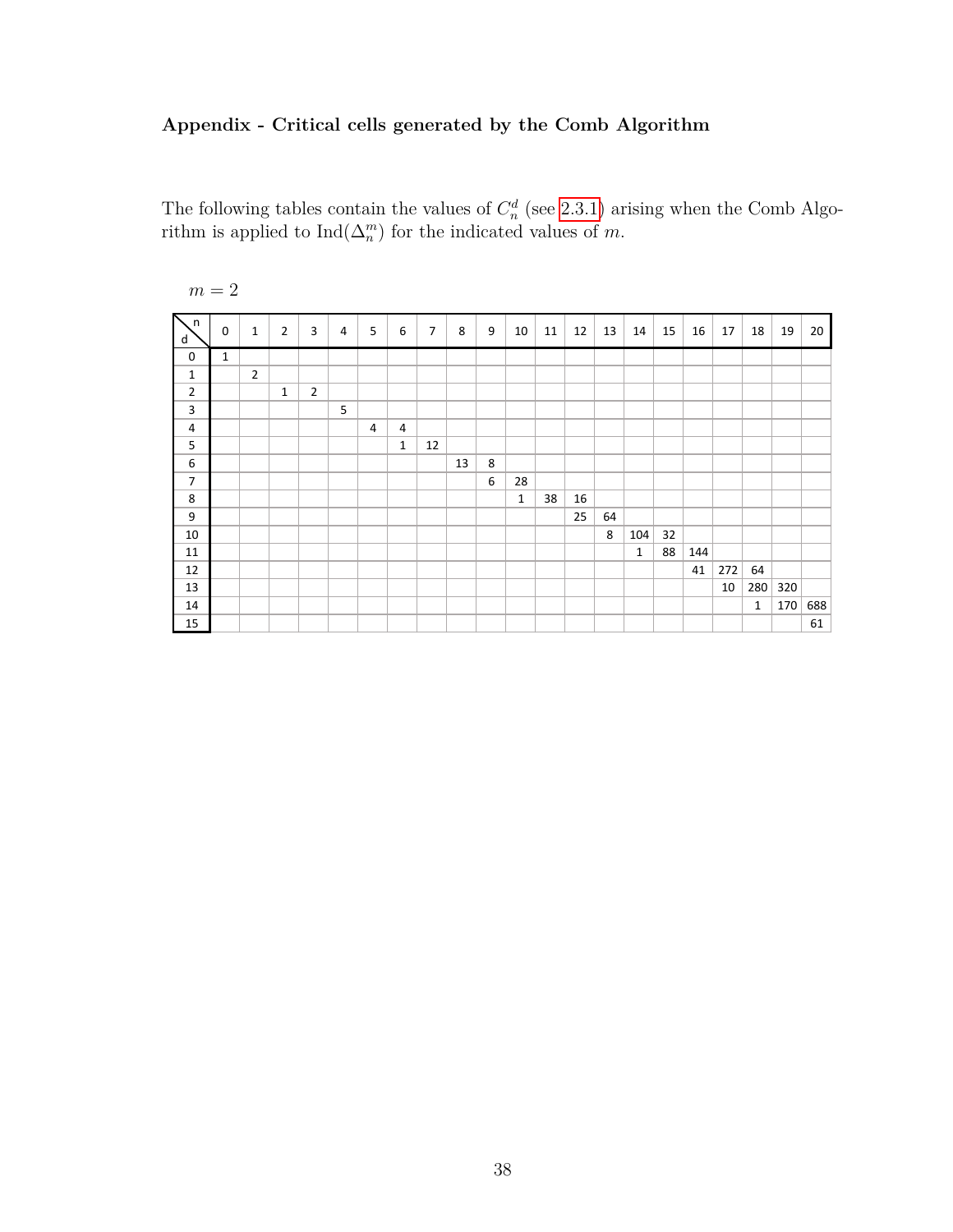**Appendix - Critical cells generated by the Comb Algorithm**

The following tables contain the values of $C_n^d$ (see 2.3.1) arising when the Comb Algorithm is applied to $\text{Ind}(\Delta_n^m)$ for the indicated values of $m$.

$m = 2$

| d \ n | 0 | 1 | 2 | 3 | 4 | 5 | 6 | 7 | 8 | 9 | 10 | 11 | 12 | 13 | 14 | 15 | 16 | 17 | 18 | 19 | 20 |
|---|---|---|---|---|---|---|---|---|---|---|---|---|---|---|---|---|---|---|---|---|---|
| 0 | 1 | | | | | | | | | | | | | | | | | | | | |
| 1 | | 2 | | | | | | | | | | | | | | | | | | | |
| 2 | | | 1 | 2 | | | | | | | | | | | | | | | | | |
| 3 | | | | | 5 | | | | | | | | | | | | | | | | |
| 4 | | | | | | 4 | 4 | | | | | | | | | | | | | | |
| 5 | | | | | | | 1 | 12 | | | | | | | | | | | | | |
| 6 | | | | | | | | | 13 | 8 | | | | | | | | | | | |
| 7 | | | | | | | | | | 6 | 28 | | | | | | | | | | |
| 8 | | | | | | | | | | | 1 | 38 | 16 | | | | | | | | |
| 9 | | | | | | | | | | | | | 25 | 64 | | | | | | | |
| 10 | | | | | | | | | | | | | | 8 | 104 | 32 | | | | | |
| 11 | | | | | | | | | | | | | | | 1 | 88 | 144 | | | | |
| 12 | | | | | | | | | | | | | | | | | 41 | 272 | 64 | | |
| 13 | | | | | | | | | | | | | | | | | | 10 | 280 | 320 | |
| 14 | | | | | | | | | | | | | | | | | | | 1 | 170 | 688 |
| 15 | | | | | | | | | | | | | | | | | | | | | 61 |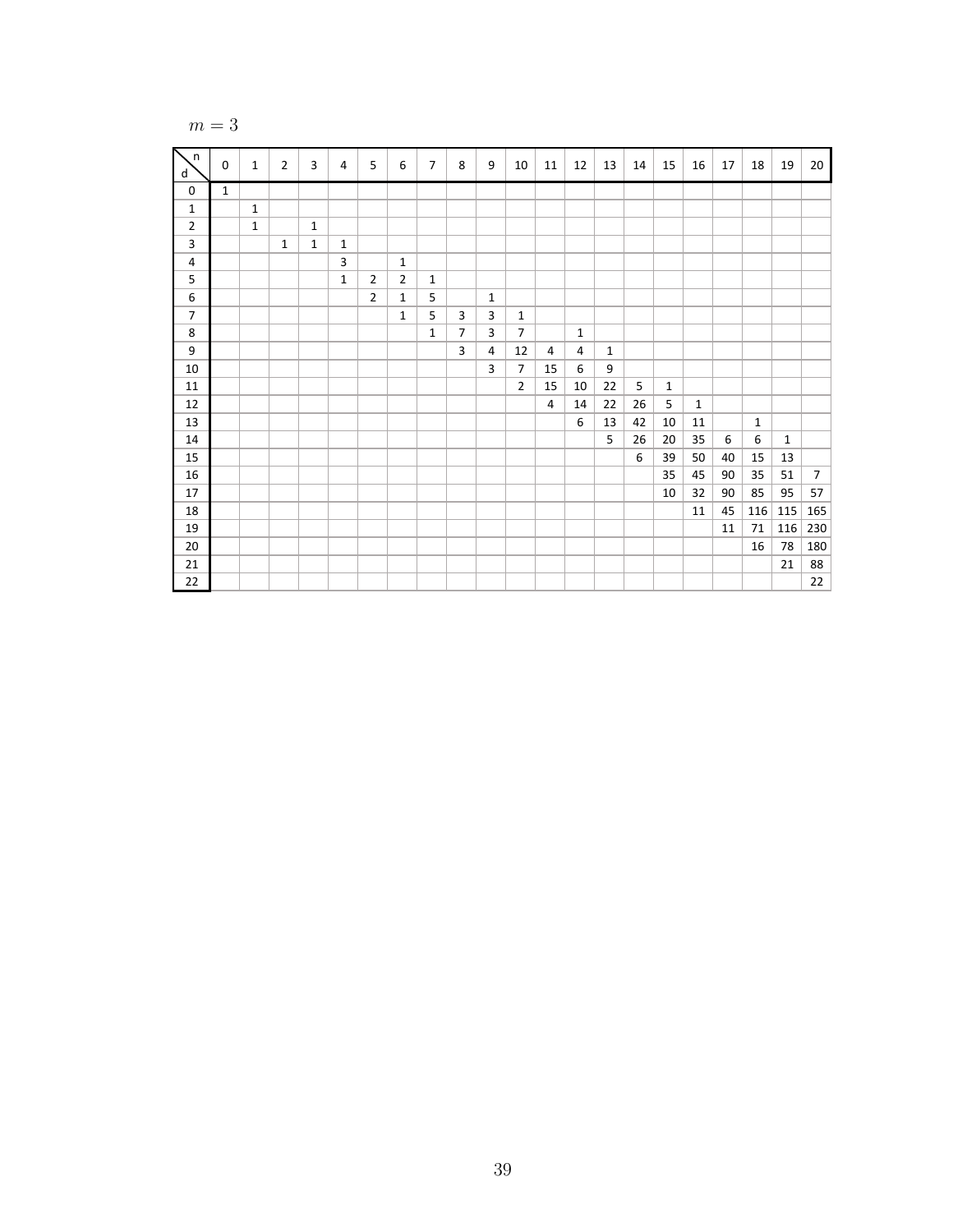$m = 3$

| d \ n | 0 | 1 | 2 | 3 | 4 | 5 | 6 | 7 | 8 | 9 | 10 | 11 | 12 | 13 | 14 | 15 | 16 | 17 | 18 | 19 | 20 |
|---|---|---|---|---|---|---|---|---|---|---|---|---|---|---|---|---|---|---|---|---|---|
| 0 | 1 | | | | | | | | | | | | | | | | | | | | |
| 1 | | 1 | | | | | | | | | | | | | | | | | | | |
| 2 | | 1 | | 1 | | | | | | | | | | | | | | | | | |
| 3 | | | 1 | 1 | 1 | | | | | | | | | | | | | | | | |
| 4 | | | | | 3 | | 1 | | | | | | | | | | | | | | |
| 5 | | | | | 1 | 2 | 2 | 1 | | | | | | | | | | | | | |
| 6 | | | | | | 2 | 1 | 5 | | 1 | | | | | | | | | | | |
| 7 | | | | | | | 1 | 5 | 3 | 3 | 1 | | | | | | | | | | |
| 8 | | | | | | | | 1 | 7 | 3 | 7 | | 1 | | | | | | | | |
| 9 | | | | | | | | | 3 | 4 | 12 | 4 | 4 | 1 | | | | | | | |
| 10 | | | | | | | | | | 3 | 7 | 15 | 6 | 9 | | | | | | | |
| 11 | | | | | | | | | | | 2 | 15 | 10 | 22 | 5 | 1 | | | | | |
| 12 | | | | | | | | | | | | 4 | 14 | 22 | 26 | 5 | 1 | | | | |
| 13 | | | | | | | | | | | | | 6 | 13 | 42 | 10 | 11 | | 1 | | |
| 14 | | | | | | | | | | | | | | 5 | 26 | 20 | 35 | 6 | 6 | 1 | |
| 15 | | | | | | | | | | | | | | | 6 | 39 | 50 | 40 | 15 | 13 | |
| 16 | | | | | | | | | | | | | | | | 35 | 45 | 90 | 35 | 51 | 7 |
| 17 | | | | | | | | | | | | | | | | 10 | 32 | 90 | 85 | 95 | 57 |
| 18 | | | | | | | | | | | | | | | | | 11 | 45 | 116 | 115 | 165 |
| 19 | | | | | | | | | | | | | | | | | | 11 | 71 | 116 | 230 |
| 20 | | | | | | | | | | | | | | | | | | | 16 | 78 | 180 |
| 21 | | | | | | | | | | | | | | | | | | | | 21 | 88 |
| 22 | | | | | | | | | | | | | | | | | | | | | 22 |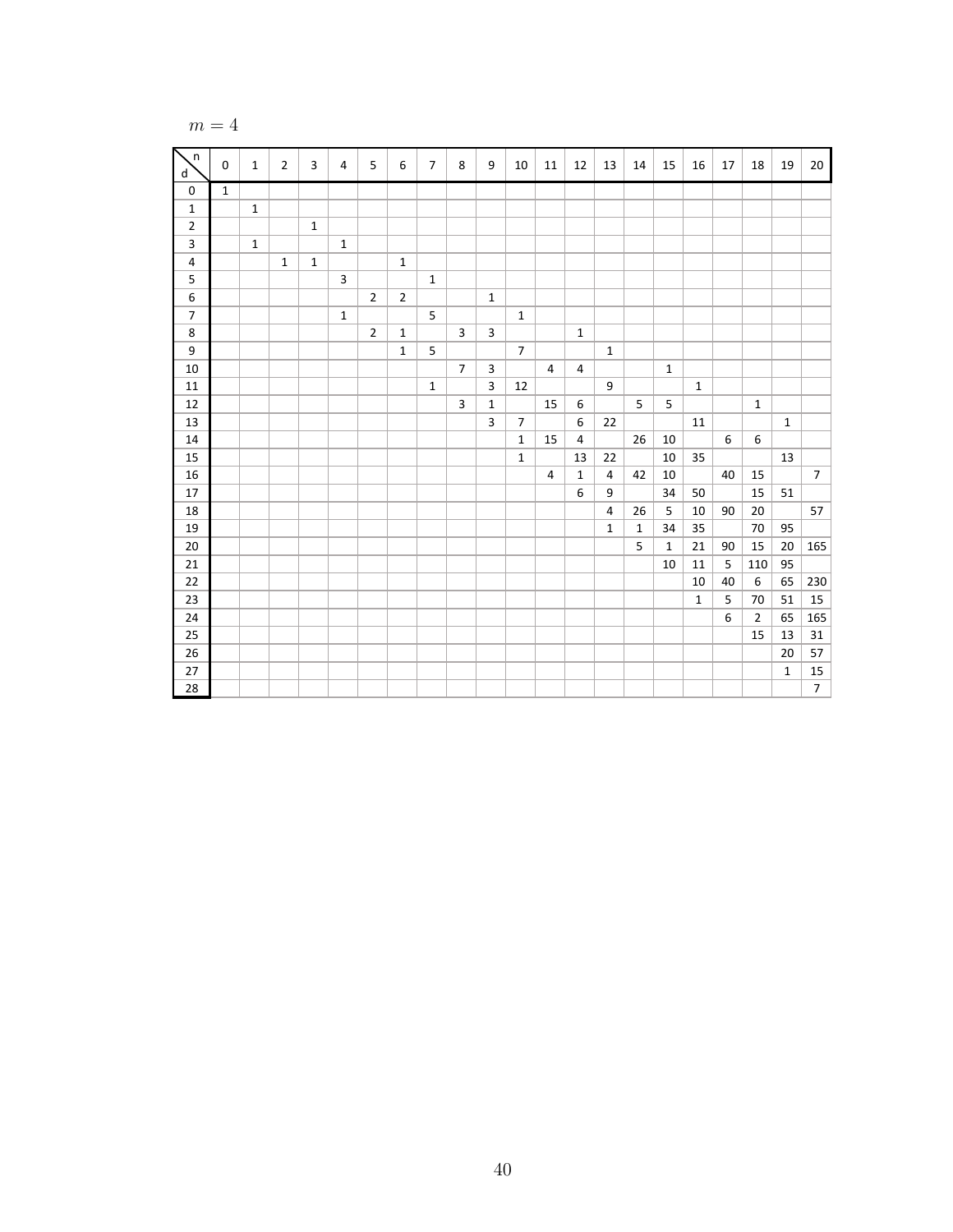$m = 4$

| d \ n | 0 | 1 | 2 | 3 | 4 | 5 | 6 | 7 | 8 | 9 | 10 | 11 | 12 | 13 | 14 | 15 | 16 | 17 | 18 | 19 | 20 |
|---|---|---|---|---|---|---|---|---|---|---|---|---|---|---|---|---|---|---|---|---|---|
| 0 | 1 | | | | | | | | | | | | | | | | | | | | |
| 1 | | 1 | | | | | | | | | | | | | | | | | | | |
| 2 | | | | 1 | | | | | | | | | | | | | | | | | |
| 3 | | 1 | | | 1 | | | | | | | | | | | | | | | | |
| 4 | | | 1 | 1 | | | 1 | | | | | | | | | | | | | | |
| 5 | | | | | 3 | | | 1 | | | | | | | | | | | | | |
| 6 | | | | | | 2 | 2 | | | 1 | | | | | | | | | | | |
| 7 | | | | | 1 | | | 5 | | | 1 | | | | | | | | | | |
| 8 | | | | | | 2 | 1 | | 3 | 3 | | | 1 | | | | | | | | |
| 9 | | | | | | | 1 | 5 | | | 7 | | | 1 | | | | | | | |
| 10 | | | | | | | | | 7 | 3 | | 4 | 4 | | | 1 | | | | | |
| 11 | | | | | | | | 1 | | 3 | 12 | | | 9 | | | 1 | | | | |
| 12 | | | | | | | | | 3 | 1 | | 15 | 6 | | 5 | 5 | | | 1 | | |
| 13 | | | | | | | | | | 3 | 7 | | 6 | 22 | | | 11 | | | 1 | |
| 14 | | | | | | | | | | | 1 | 15 | 4 | | 26 | 10 | | 6 | 6 | | |
| 15 | | | | | | | | | | | 1 | | 13 | 22 | | 10 | 35 | | | 13 | |
| 16 | | | | | | | | | | | | 4 | 1 | 4 | 42 | 10 | | 40 | 15 | | 7 |
| 17 | | | | | | | | | | | | | 6 | 9 | | 34 | 50 | | 15 | 51 | |
| 18 | | | | | | | | | | | | | | 4 | 26 | 5 | 10 | 90 | 20 | | 57 |
| 19 | | | | | | | | | | | | | | 1 | 1 | 34 | 35 | | 70 | 95 | |
| 20 | | | | | | | | | | | | | | | 5 | 1 | 21 | 90 | 15 | 20 | 165 |
| 21 | | | | | | | | | | | | | | | | 10 | 11 | 5 | 110 | 95 | |
| 22 | | | | | | | | | | | | | | | | | 10 | 40 | 6 | 65 | 230 |
| 23 | | | | | | | | | | | | | | | | | 1 | 5 | 70 | 51 | 15 |
| 24 | | | | | | | | | | | | | | | | | | 6 | 2 | 65 | 165 |
| 25 | | | | | | | | | | | | | | | | | | | 15 | 13 | 31 |
| 26 | | | | | | | | | | | | | | | | | | | | 20 | 57 |
| 27 | | | | | | | | | | | | | | | | | | | | 1 | 15 |
| 28 | | | | | | | | | | | | | | | | | | | | | 7 |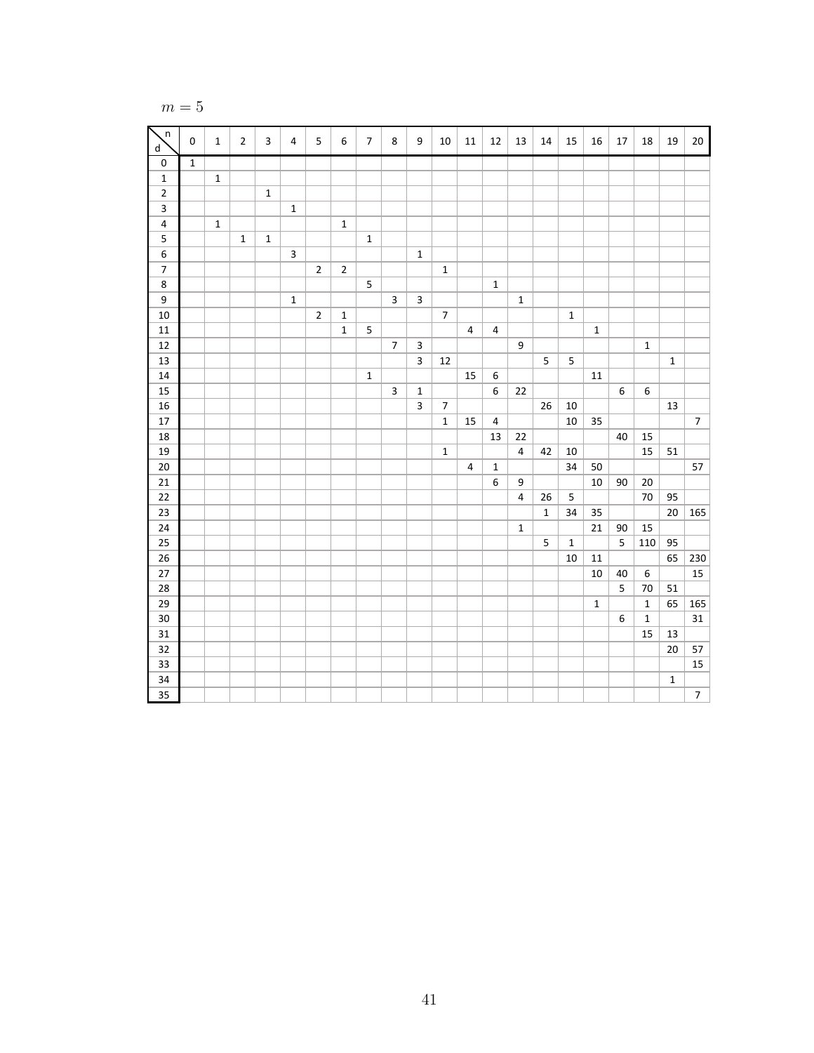$m = 5$

| d \ n | 0 | 1 | 2 | 3 | 4 | 5 | 6 | 7 | 8 | 9 | 10 | 11 | 12 | 13 | 14 | 15 | 16 | 17 | 18 | 19 | 20 |
|---|---|---|---|---|---|---|---|---|---|---|---|---|---|---|---|---|---|---|---|---|---|
| 0 | 1 | | | | | | | | | | | | | | | | | | | | |
| 1 | | 1 | | | | | | | | | | | | | | | | | | | |
| 2 | | | | 1 | | | | | | | | | | | | | | | | | |
| 3 | | | | | 1 | | | | | | | | | | | | | | | | |
| 4 | | 1 | | | | | 1 | | | | | | | | | | | | | | |
| 5 | | | 1 | 1 | | | | 1 | | | | | | | | | | | | | |
| 6 | | | | | 3 | | | | | 1 | | | | | | | | | | | |
| 7 | | | | | | 2 | 2 | | | | 1 | | | | | | | | | | |
| 8 | | | | | | | | 5 | | | | | 1 | | | | | | | | |
| 9 | | | | | 1 | | | | 3 | 3 | | | | 1 | | | | | | | |
| 10 | | | | | | 2 | 1 | | | | 7 | | | | | 1 | | | | | |
| 11 | | | | | | | 1 | 5 | | | | 4 | 4 | | | | 1 | | | | |
| 12 | | | | | | | | | 7 | 3 | | | | 9 | | | | | 1 | | |
| 13 | | | | | | | | | | 3 | 12 | | | | 5 | 5 | | | | 1 | |
| 14 | | | | | | | | 1 | | | | 15 | 6 | | | | 11 | | | | |
| 15 | | | | | | | | | 3 | 1 | | | 6 | 22 | | | | 6 | 6 | | |
| 16 | | | | | | | | | | 3 | 7 | | | | 26 | 10 | | | | 13 | |
| 17 | | | | | | | | | | | 1 | 15 | 4 | | | 10 | 35 | | | | 7 |
| 18 | | | | | | | | | | | | | 13 | 22 | | | | 40 | 15 | | |
| 19 | | | | | | | | | | | 1 | | | 4 | 42 | 10 | | | 15 | 51 | |
| 20 | | | | | | | | | | | | 4 | 1 | | | 34 | 50 | | | | 57 |
| 21 | | | | | | | | | | | | | 6 | 9 | | | 10 | 90 | 20 | | |
| 22 | | | | | | | | | | | | | | 4 | 26 | 5 | | | 70 | 95 | |
| 23 | | | | | | | | | | | | | | | 1 | 34 | 35 | | | 20 | 165 |
| 24 | | | | | | | | | | | | | | 1 | | | 21 | 90 | 15 | | |
| 25 | | | | | | | | | | | | | | | 5 | 1 | | 5 | 110 | 95 | |
| 26 | | | | | | | | | | | | | | | | 10 | 11 | | | 65 | 230 |
| 27 | | | | | | | | | | | | | | | | | 10 | 40 | 6 | | 15 |
| 28 | | | | | | | | | | | | | | | | | | 5 | 70 | 51 | |
| 29 | | | | | | | | | | | | | | | | | 1 | | 1 | 65 | 165 |
| 30 | | | | | | | | | | | | | | | | | | 6 | 1 | | 31 |
| 31 | | | | | | | | | | | | | | | | | | | 15 | 13 | |
| 32 | | | | | | | | | | | | | | | | | | | | 20 | 57 |
| 33 | | | | | | | | | | | | | | | | | | | | | 15 |
| 34 | | | | | | | | | | | | | | | | | | | | 1 | |
| 35 | | | | | | | | | | | | | | | | | | | | | 7 |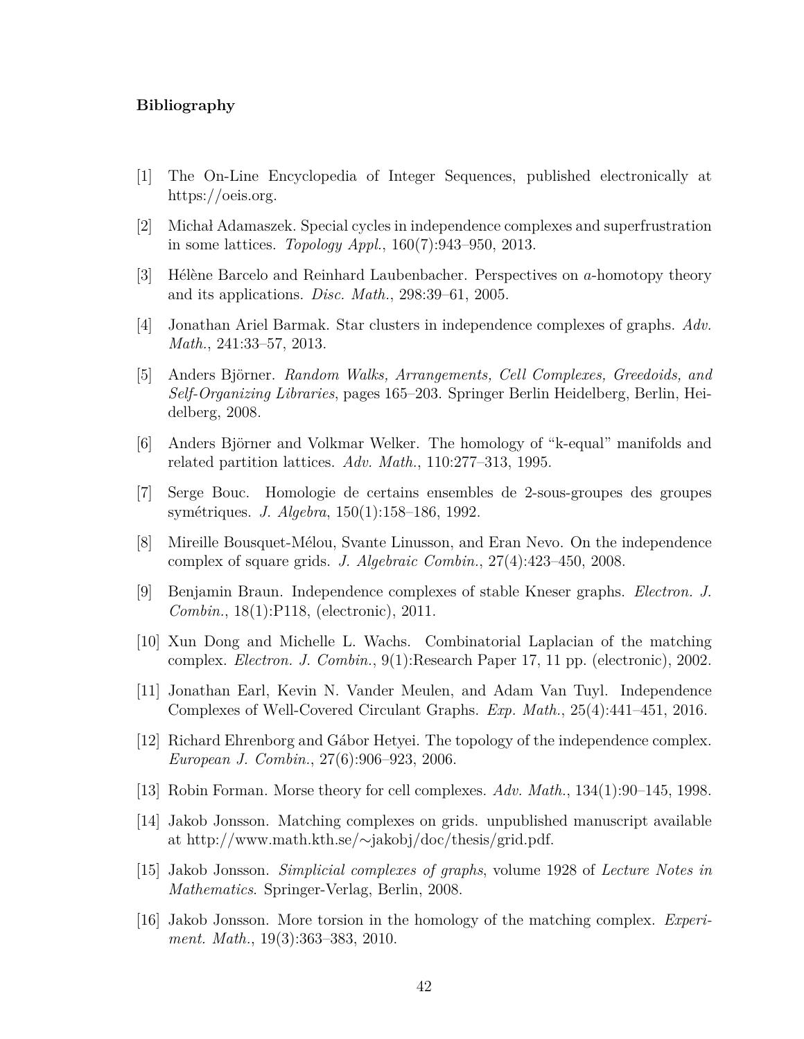**Bibliography**

[1] The On-Line Encyclopedia of Integer Sequences, published electronically at https://oeis.org.

[2] Michał Adamaszek. Special cycles in independence complexes and superfrustration in some lattices. *Topology Appl.*, 160(7):943–950, 2013.

[3] Hélène Barcelo and Reinhard Laubenbacher. Perspectives on $a$-homotopy theory and its applications. *Disc. Math.*, 298:39–61, 2005.

[4] Jonathan Ariel Barmak. Star clusters in independence complexes of graphs. *Adv. Math.*, 241:33–57, 2013.

[5] Anders Björner. *Random Walks, Arrangements, Cell Complexes, Greedoids, and Self-Organizing Libraries*, pages 165–203. Springer Berlin Heidelberg, Berlin, Heidelberg, 2008.

[6] Anders Björner and Volkmar Welker. The homology of "k-equal" manifolds and related partition lattices. *Adv. Math.*, 110:277–313, 1995.

[7] Serge Bouc. Homologie de certains ensembles de 2-sous-groupes des groupes symétriques. *J. Algebra*, 150(1):158–186, 1992.

[8] Mireille Bousquet-Mélou, Svante Linusson, and Eran Nevo. On the independence complex of square grids. *J. Algebraic Combin.*, 27(4):423–450, 2008.

[9] Benjamin Braun. Independence complexes of stable Kneser graphs. *Electron. J. Combin.*, 18(1):P118, (electronic), 2011.

[10] Xun Dong and Michelle L. Wachs. Combinatorial Laplacian of the matching complex. *Electron. J. Combin.*, 9(1):Research Paper 17, 11 pp. (electronic), 2002.

[11] Jonathan Earl, Kevin N. Vander Meulen, and Adam Van Tuyl. Independence Complexes of Well-Covered Circulant Graphs. *Exp. Math.*, 25(4):441–451, 2016.

[12] Richard Ehrenborg and Gábor Hetyei. The topology of the independence complex. *European J. Combin.*, 27(6):906–923, 2006.

[13] Robin Forman. Morse theory for cell complexes. *Adv. Math.*, 134(1):90–145, 1998.

[14] Jakob Jonsson. Matching complexes on grids. unpublished manuscript available at http://www.math.kth.se/∼jakobj/doc/thesis/grid.pdf.

[15] Jakob Jonsson. *Simplicial complexes of graphs*, volume 1928 of *Lecture Notes in Mathematics*. Springer-Verlag, Berlin, 2008.

[16] Jakob Jonsson. More torsion in the homology of the matching complex. *Experiment. Math.*, 19(3):363–383, 2010.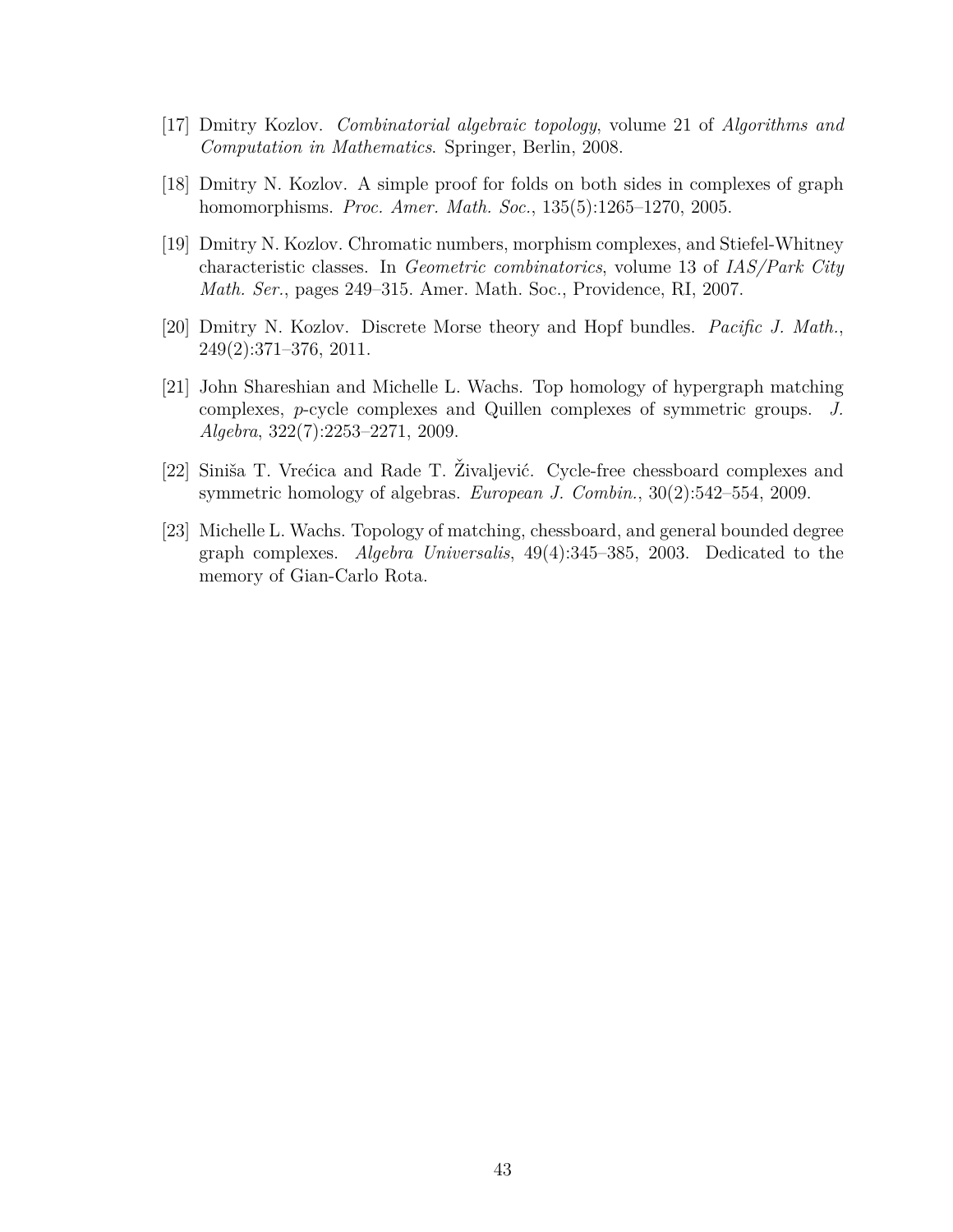[17] Dmitry Kozlov. *Combinatorial algebraic topology*, volume 21 of *Algorithms and Computation in Mathematics*. Springer, Berlin, 2008.

[18] Dmitry N. Kozlov. A simple proof for folds on both sides in complexes of graph homomorphisms. *Proc. Amer. Math. Soc.*, 135(5):1265–1270, 2005.

[19] Dmitry N. Kozlov. Chromatic numbers, morphism complexes, and Stiefel-Whitney characteristic classes. In *Geometric combinatorics*, volume 13 of *IAS/Park City Math. Ser.*, pages 249–315. Amer. Math. Soc., Providence, RI, 2007.

[20] Dmitry N. Kozlov. Discrete Morse theory and Hopf bundles. *Pacific J. Math.*, 249(2):371–376, 2011.

[21] John Shareshian and Michelle L. Wachs. Top homology of hypergraph matching complexes, $p$-cycle complexes and Quillen complexes of symmetric groups. *J. Algebra*, 322(7):2253–2271, 2009.

[22] Siniša T. Vrećica and Rade T. Živaljević. Cycle-free chessboard complexes and symmetric homology of algebras. *European J. Combin.*, 30(2):542–554, 2009.

[23] Michelle L. Wachs. Topology of matching, chessboard, and general bounded degree graph complexes. *Algebra Universalis*, 49(4):345–385, 2003. Dedicated to the memory of Gian-Carlo Rota.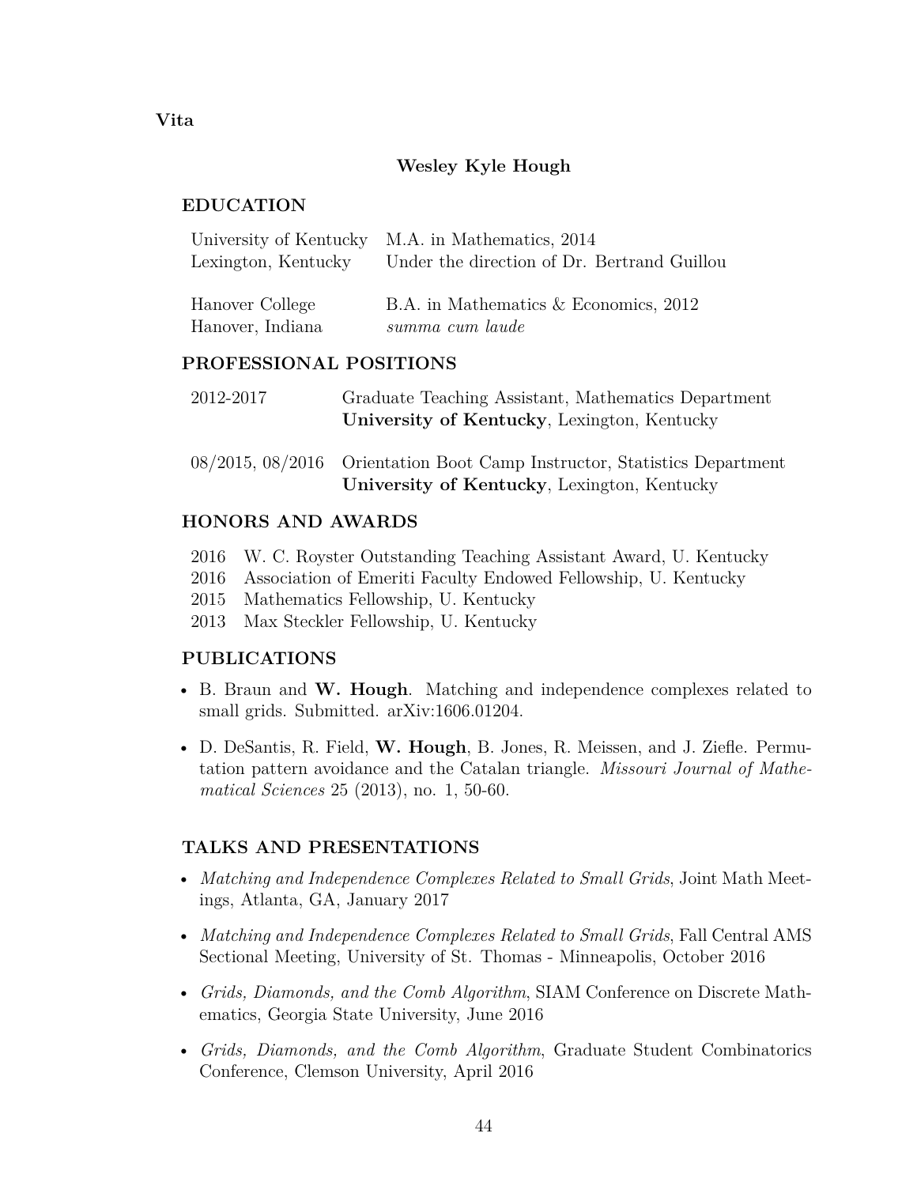**Vita**

## Wesley Kyle Hough

### EDUCATION

| | |
|---|---|
| University of Kentucky<br>Lexington, Kentucky | M.A. in Mathematics, 2014<br>Under the direction of Dr. Bertrand Guillou |
| Hanover College<br>Hanover, Indiana | B.A. in Mathematics & Economics, 2012<br>*summa cum laude* |

### PROFESSIONAL POSITIONS

| | |
|---|---|
| 2012-2017 | Graduate Teaching Assistant, Mathematics Department<br>**University of Kentucky**, Lexington, Kentucky |
| 08/2015, 08/2016 | Orientation Boot Camp Instructor, Statistics Department<br>**University of Kentucky**, Lexington, Kentucky |

### HONORS AND AWARDS

- 2016 W. C. Royster Outstanding Teaching Assistant Award, U. Kentucky
- 2016 Association of Emeriti Faculty Endowed Fellowship, U. Kentucky
- 2015 Mathematics Fellowship, U. Kentucky
- 2013 Max Steckler Fellowship, U. Kentucky

### PUBLICATIONS

- B. Braun and **W. Hough**. Matching and independence complexes related to small grids. Submitted. arXiv:1606.01204.
- D. DeSantis, R. Field, **W. Hough**, B. Jones, R. Meissen, and J. Ziefle. Permutation pattern avoidance and the Catalan triangle. *Missouri Journal of Mathematical Sciences* 25 (2013), no. 1, 50-60.

### TALKS AND PRESENTATIONS

- *Matching and Independence Complexes Related to Small Grids*, Joint Math Meetings, Atlanta, GA, January 2017
- *Matching and Independence Complexes Related to Small Grids*, Fall Central AMS Sectional Meeting, University of St. Thomas - Minneapolis, October 2016
- *Grids, Diamonds, and the Comb Algorithm*, SIAM Conference on Discrete Mathematics, Georgia State University, June 2016
- *Grids, Diamonds, and the Comb Algorithm*, Graduate Student Combinatorics Conference, Clemson University, April 2016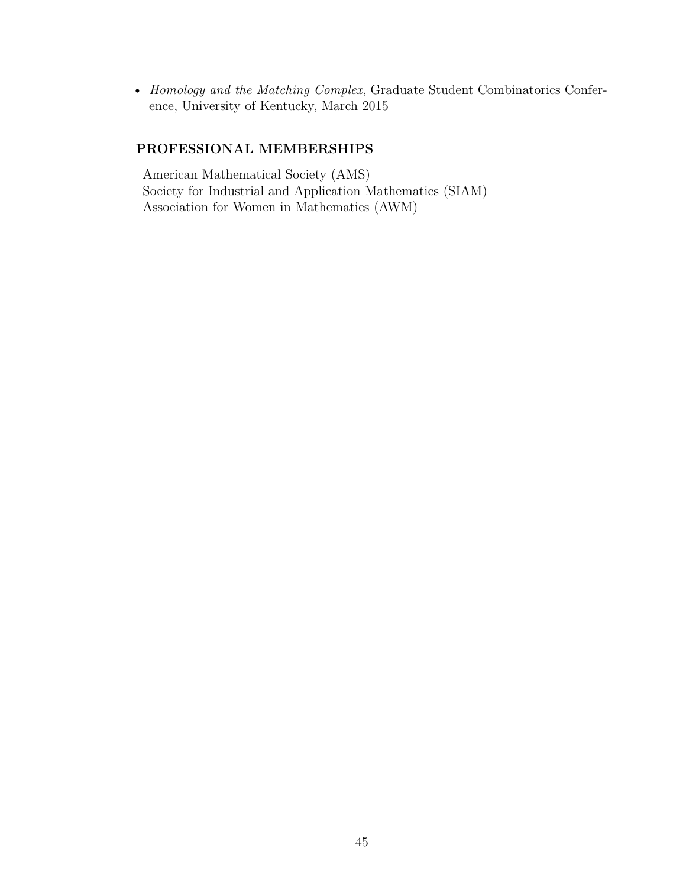- *Homology and the Matching Complex*, Graduate Student Combinatorics Conference, University of Kentucky, March 2015

## PROFESSIONAL MEMBERSHIPS

American Mathematical Society (AMS)
Society for Industrial and Application Mathematics (SIAM)
Association for Women in Mathematics (AWM)